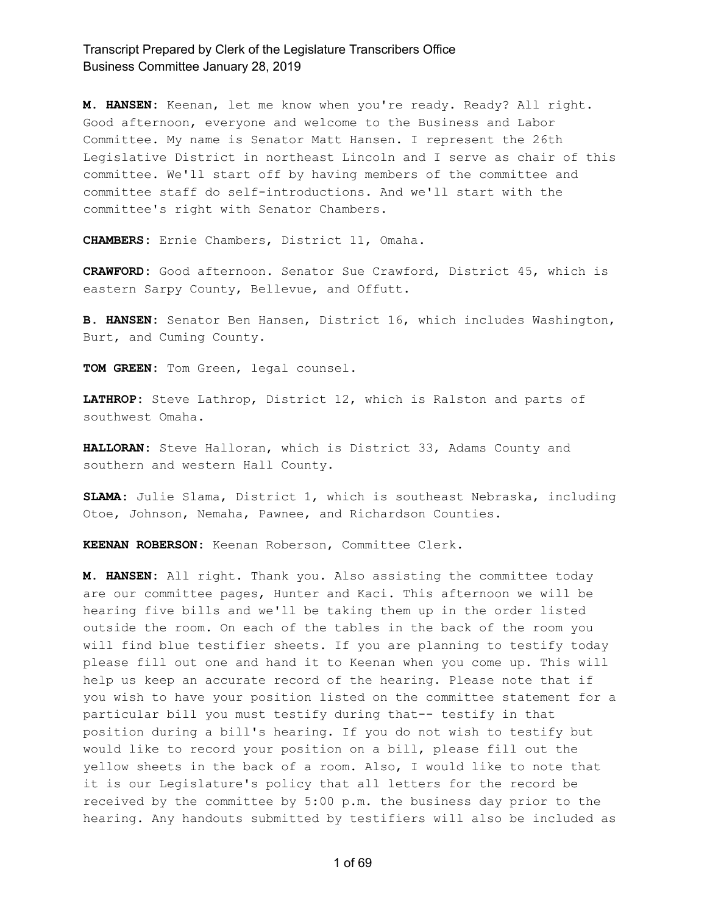**M. HANSEN:** Keenan, let me know when you're ready. Ready? All right. Good afternoon, everyone and welcome to the Business and Labor Committee. My name is Senator Matt Hansen. I represent the 26th Legislative District in northeast Lincoln and I serve as chair of this committee. We'll start off by having members of the committee and committee staff do self-introductions. And we'll start with the committee's right with Senator Chambers.

**CHAMBERS:** Ernie Chambers, District 11, Omaha.

**CRAWFORD:** Good afternoon. Senator Sue Crawford, District 45, which is eastern Sarpy County, Bellevue, and Offutt.

**B. HANSEN:** Senator Ben Hansen, District 16, which includes Washington, Burt, and Cuming County.

**TOM GREEN:** Tom Green, legal counsel.

**LATHROP:** Steve Lathrop, District 12, which is Ralston and parts of southwest Omaha.

**HALLORAN:** Steve Halloran, which is District 33, Adams County and southern and western Hall County.

**SLAMA:** Julie Slama, District 1, which is southeast Nebraska, including Otoe, Johnson, Nemaha, Pawnee, and Richardson Counties.

**KEENAN ROBERSON:** Keenan Roberson, Committee Clerk.

**M. HANSEN:** All right. Thank you. Also assisting the committee today are our committee pages, Hunter and Kaci. This afternoon we will be hearing five bills and we'll be taking them up in the order listed outside the room. On each of the tables in the back of the room you will find blue testifier sheets. If you are planning to testify today please fill out one and hand it to Keenan when you come up. This will help us keep an accurate record of the hearing. Please note that if you wish to have your position listed on the committee statement for a particular bill you must testify during that-- testify in that position during a bill's hearing. If you do not wish to testify but would like to record your position on a bill, please fill out the yellow sheets in the back of a room. Also, I would like to note that it is our Legislature's policy that all letters for the record be received by the committee by 5:00 p.m. the business day prior to the hearing. Any handouts submitted by testifiers will also be included as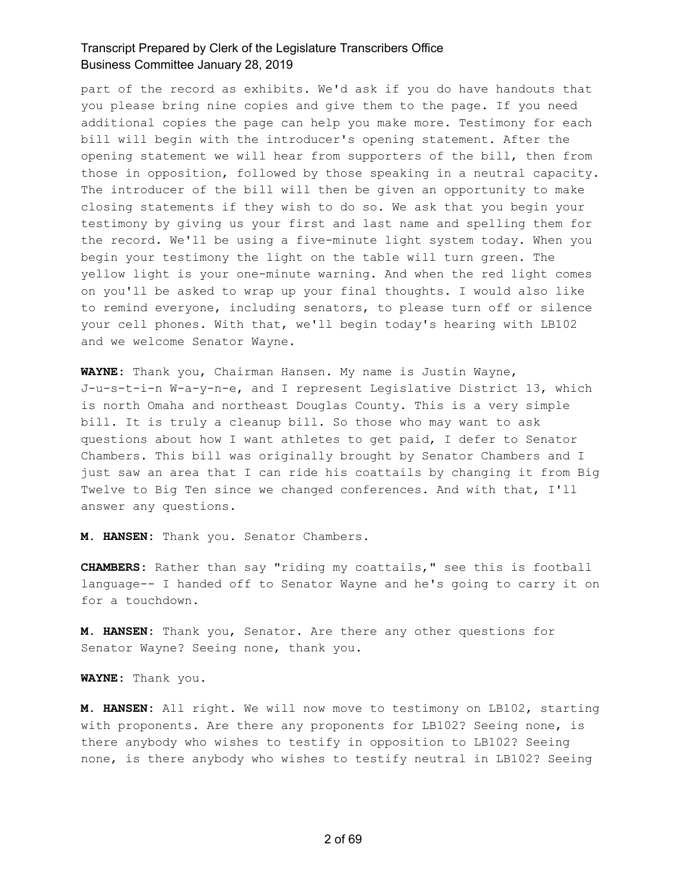part of the record as exhibits. We'd ask if you do have handouts that you please bring nine copies and give them to the page. If you need additional copies the page can help you make more. Testimony for each bill will begin with the introducer's opening statement. After the opening statement we will hear from supporters of the bill, then from those in opposition, followed by those speaking in a neutral capacity. The introducer of the bill will then be given an opportunity to make closing statements if they wish to do so. We ask that you begin your testimony by giving us your first and last name and spelling them for the record. We'll be using a five-minute light system today. When you begin your testimony the light on the table will turn green. The yellow light is your one-minute warning. And when the red light comes on you'll be asked to wrap up your final thoughts. I would also like to remind everyone, including senators, to please turn off or silence your cell phones. With that, we'll begin today's hearing with LB102 and we welcome Senator Wayne.

**WAYNE:** Thank you, Chairman Hansen. My name is Justin Wayne, J-u-s-t-i-n W-a-y-n-e, and I represent Legislative District 13, which is north Omaha and northeast Douglas County. This is a very simple bill. It is truly a cleanup bill. So those who may want to ask questions about how I want athletes to get paid, I defer to Senator Chambers. This bill was originally brought by Senator Chambers and I just saw an area that I can ride his coattails by changing it from Big Twelve to Big Ten since we changed conferences. And with that, I'll answer any questions.

**M. HANSEN:** Thank you. Senator Chambers.

**CHAMBERS:** Rather than say "riding my coattails," see this is football language-- I handed off to Senator Wayne and he's going to carry it on for a touchdown.

**M. HANSEN:** Thank you, Senator. Are there any other questions for Senator Wayne? Seeing none, thank you.

**WAYNE:** Thank you.

**M. HANSEN:** All right. We will now move to testimony on LB102, starting with proponents. Are there any proponents for LB102? Seeing none, is there anybody who wishes to testify in opposition to LB102? Seeing none, is there anybody who wishes to testify neutral in LB102? Seeing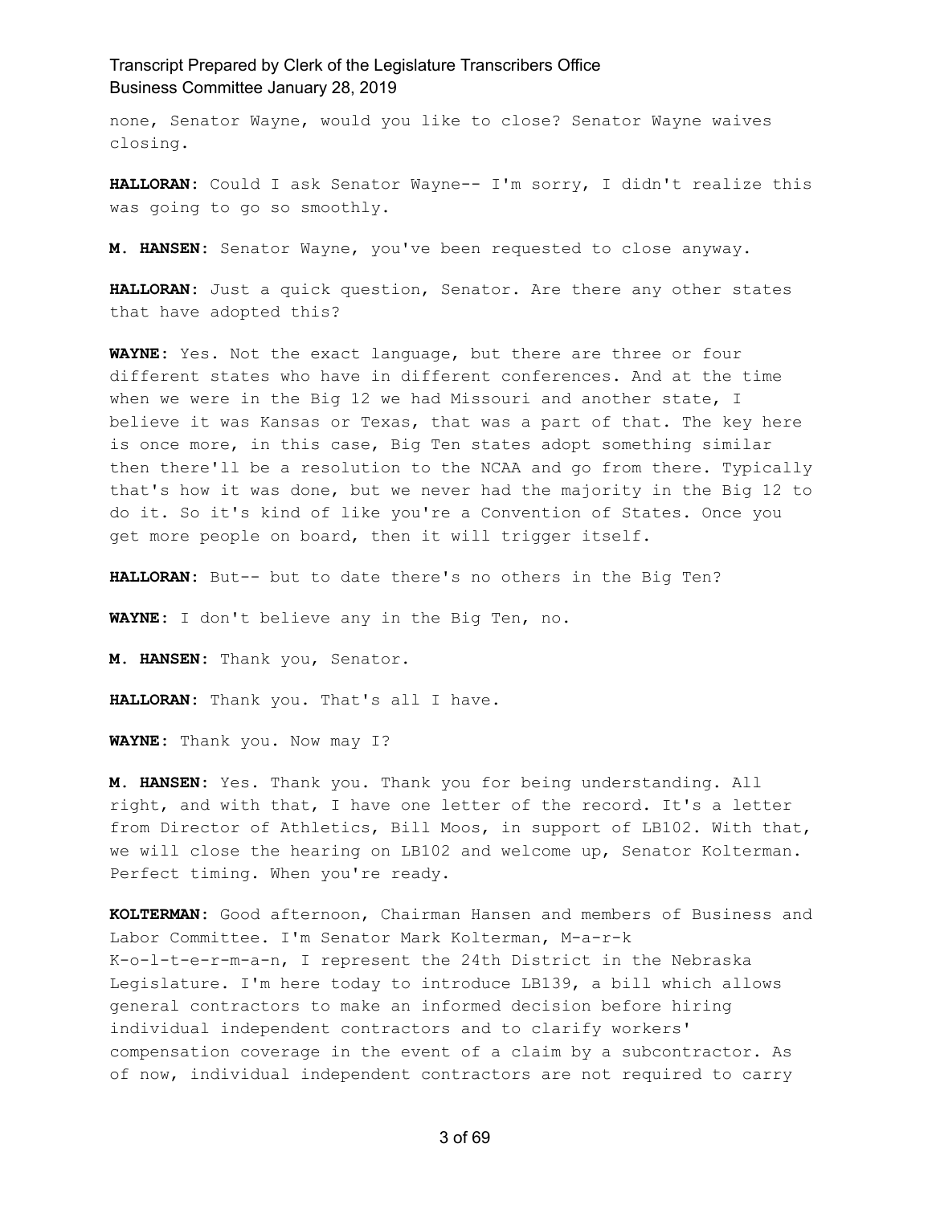none, Senator Wayne, would you like to close? Senator Wayne waives closing.

**HALLORAN:** Could I ask Senator Wayne-- I'm sorry, I didn't realize this was going to go so smoothly.

**M. HANSEN:** Senator Wayne, you've been requested to close anyway.

**HALLORAN:** Just a quick question, Senator. Are there any other states that have adopted this?

**WAYNE:** Yes. Not the exact language, but there are three or four different states who have in different conferences. And at the time when we were in the Big 12 we had Missouri and another state, I believe it was Kansas or Texas, that was a part of that. The key here is once more, in this case, Big Ten states adopt something similar then there'll be a resolution to the NCAA and go from there. Typically that's how it was done, but we never had the majority in the Big 12 to do it. So it's kind of like you're a Convention of States. Once you get more people on board, then it will trigger itself.

**HALLORAN:** But-- but to date there's no others in the Big Ten?

**WAYNE:** I don't believe any in the Big Ten, no.

**M. HANSEN:** Thank you, Senator.

**HALLORAN:** Thank you. That's all I have.

**WAYNE:** Thank you. Now may I?

**M. HANSEN:** Yes. Thank you. Thank you for being understanding. All right, and with that, I have one letter of the record. It's a letter from Director of Athletics, Bill Moos, in support of LB102. With that, we will close the hearing on LB102 and welcome up, Senator Kolterman. Perfect timing. When you're ready.

**KOLTERMAN:** Good afternoon, Chairman Hansen and members of Business and Labor Committee. I'm Senator Mark Kolterman, M-a-r-k K-o-l-t-e-r-m-a-n, I represent the 24th District in the Nebraska Legislature. I'm here today to introduce LB139, a bill which allows general contractors to make an informed decision before hiring individual independent contractors and to clarify workers' compensation coverage in the event of a claim by a subcontractor. As of now, individual independent contractors are not required to carry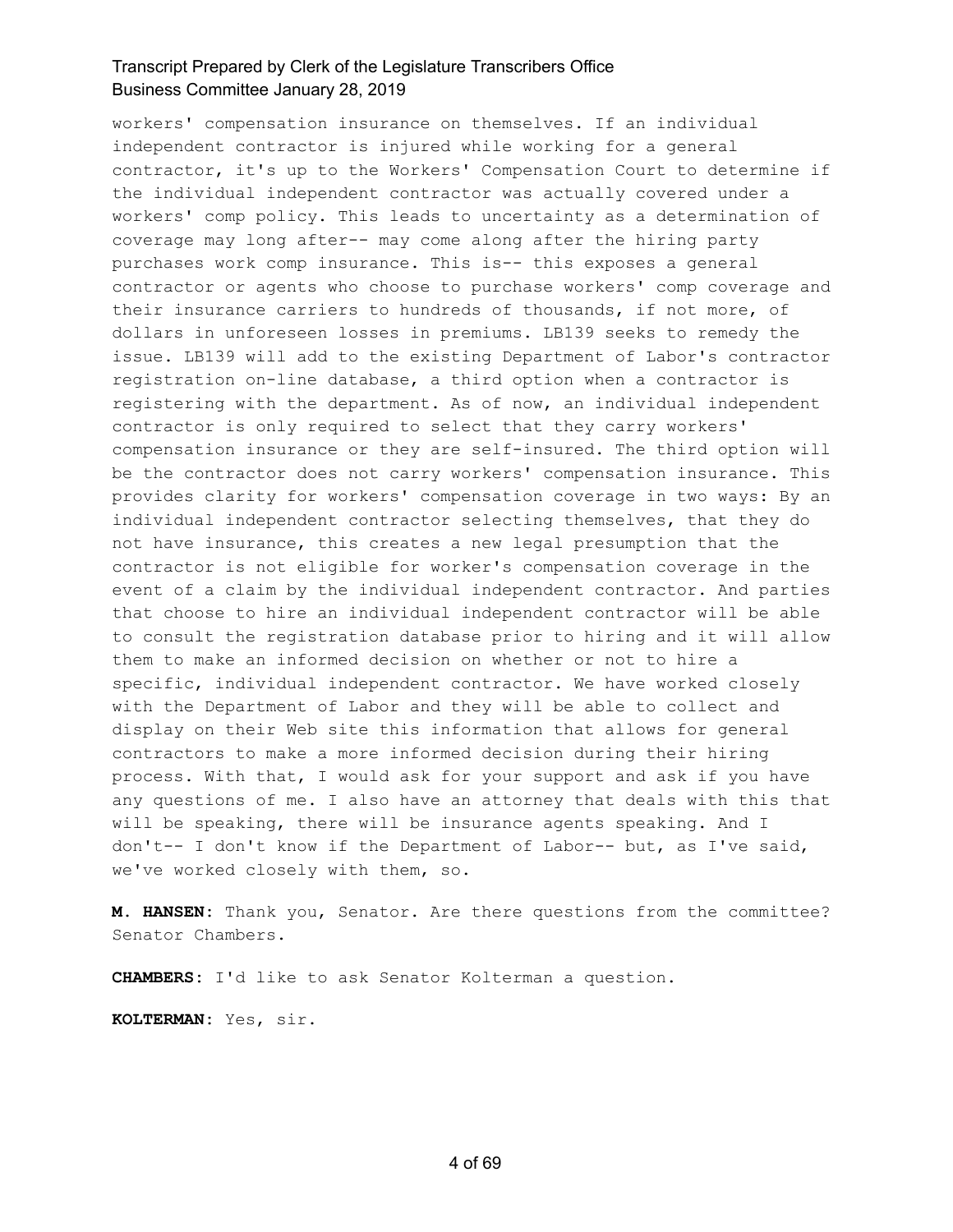workers' compensation insurance on themselves. If an individual independent contractor is injured while working for a general contractor, it's up to the Workers' Compensation Court to determine if the individual independent contractor was actually covered under a workers' comp policy. This leads to uncertainty as a determination of coverage may long after-- may come along after the hiring party purchases work comp insurance. This is-- this exposes a general contractor or agents who choose to purchase workers' comp coverage and their insurance carriers to hundreds of thousands, if not more, of dollars in unforeseen losses in premiums. LB139 seeks to remedy the issue. LB139 will add to the existing Department of Labor's contractor registration on-line database, a third option when a contractor is registering with the department. As of now, an individual independent contractor is only required to select that they carry workers' compensation insurance or they are self-insured. The third option will be the contractor does not carry workers' compensation insurance. This provides clarity for workers' compensation coverage in two ways: By an individual independent contractor selecting themselves, that they do not have insurance, this creates a new legal presumption that the contractor is not eligible for worker's compensation coverage in the event of a claim by the individual independent contractor. And parties that choose to hire an individual independent contractor will be able to consult the registration database prior to hiring and it will allow them to make an informed decision on whether or not to hire a specific, individual independent contractor. We have worked closely with the Department of Labor and they will be able to collect and display on their Web site this information that allows for general contractors to make a more informed decision during their hiring process. With that, I would ask for your support and ask if you have any questions of me. I also have an attorney that deals with this that will be speaking, there will be insurance agents speaking. And I don't-- I don't know if the Department of Labor-- but, as I've said, we've worked closely with them, so.

**M. HANSEN:** Thank you, Senator. Are there questions from the committee? Senator Chambers.

**CHAMBERS:** I'd like to ask Senator Kolterman a question.

**KOLTERMAN:** Yes, sir.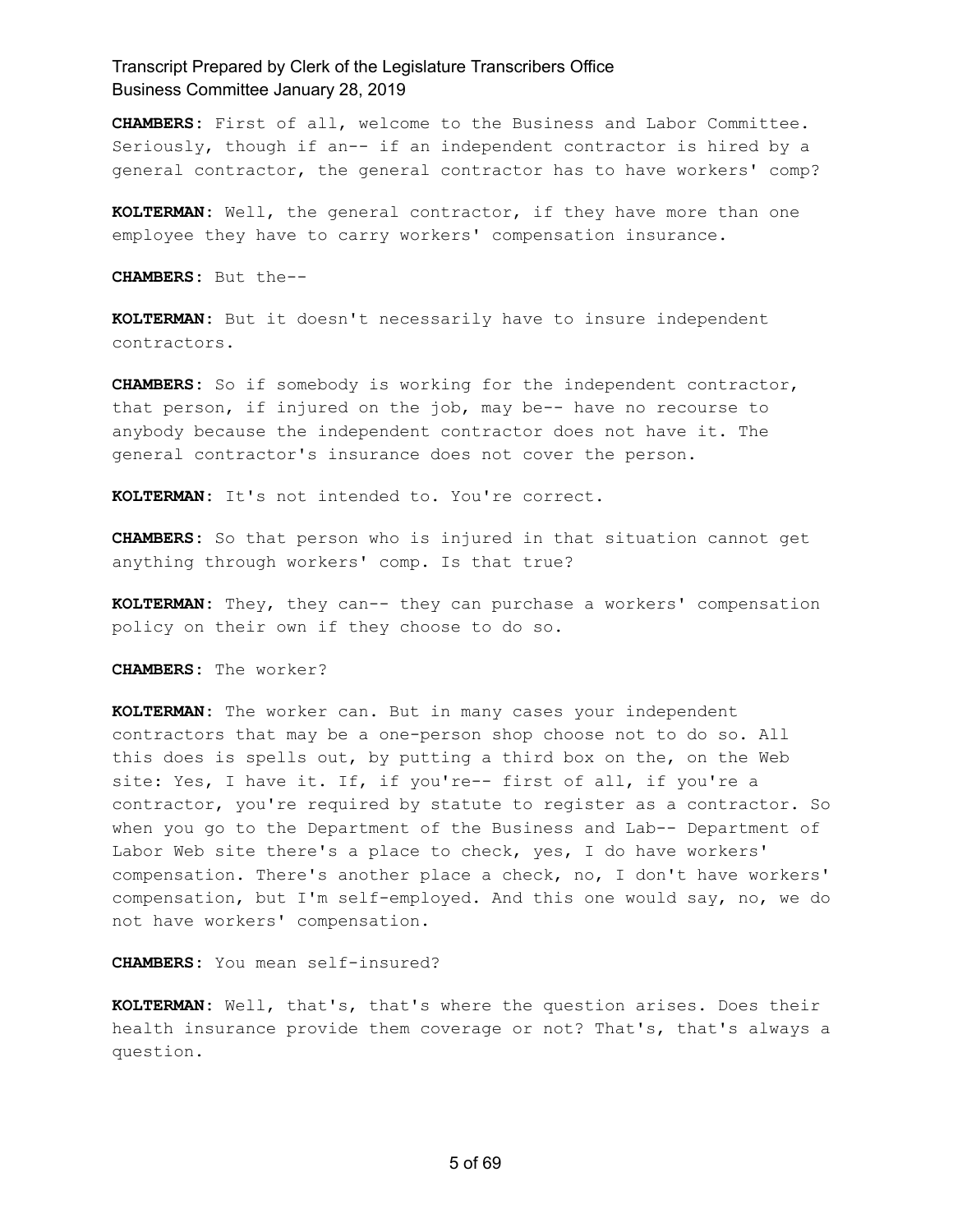**CHAMBERS:** First of all, welcome to the Business and Labor Committee. Seriously, though if an-- if an independent contractor is hired by a general contractor, the general contractor has to have workers' comp?

**KOLTERMAN:** Well, the general contractor, if they have more than one employee they have to carry workers' compensation insurance.

**CHAMBERS:** But the--

**KOLTERMAN:** But it doesn't necessarily have to insure independent contractors.

**CHAMBERS:** So if somebody is working for the independent contractor, that person, if injured on the job, may be-- have no recourse to anybody because the independent contractor does not have it. The general contractor's insurance does not cover the person.

**KOLTERMAN:** It's not intended to. You're correct.

**CHAMBERS:** So that person who is injured in that situation cannot get anything through workers' comp. Is that true?

**KOLTERMAN:** They, they can-- they can purchase a workers' compensation policy on their own if they choose to do so.

**CHAMBERS:** The worker?

**KOLTERMAN:** The worker can. But in many cases your independent contractors that may be a one-person shop choose not to do so. All this does is spells out, by putting a third box on the, on the Web site: Yes, I have it. If, if you're-- first of all, if you're a contractor, you're required by statute to register as a contractor. So when you go to the Department of the Business and Lab-- Department of Labor Web site there's a place to check, yes, I do have workers' compensation. There's another place a check, no, I don't have workers' compensation, but I'm self-employed. And this one would say, no, we do not have workers' compensation.

**CHAMBERS:** You mean self-insured?

**KOLTERMAN:** Well, that's, that's where the question arises. Does their health insurance provide them coverage or not? That's, that's always a question.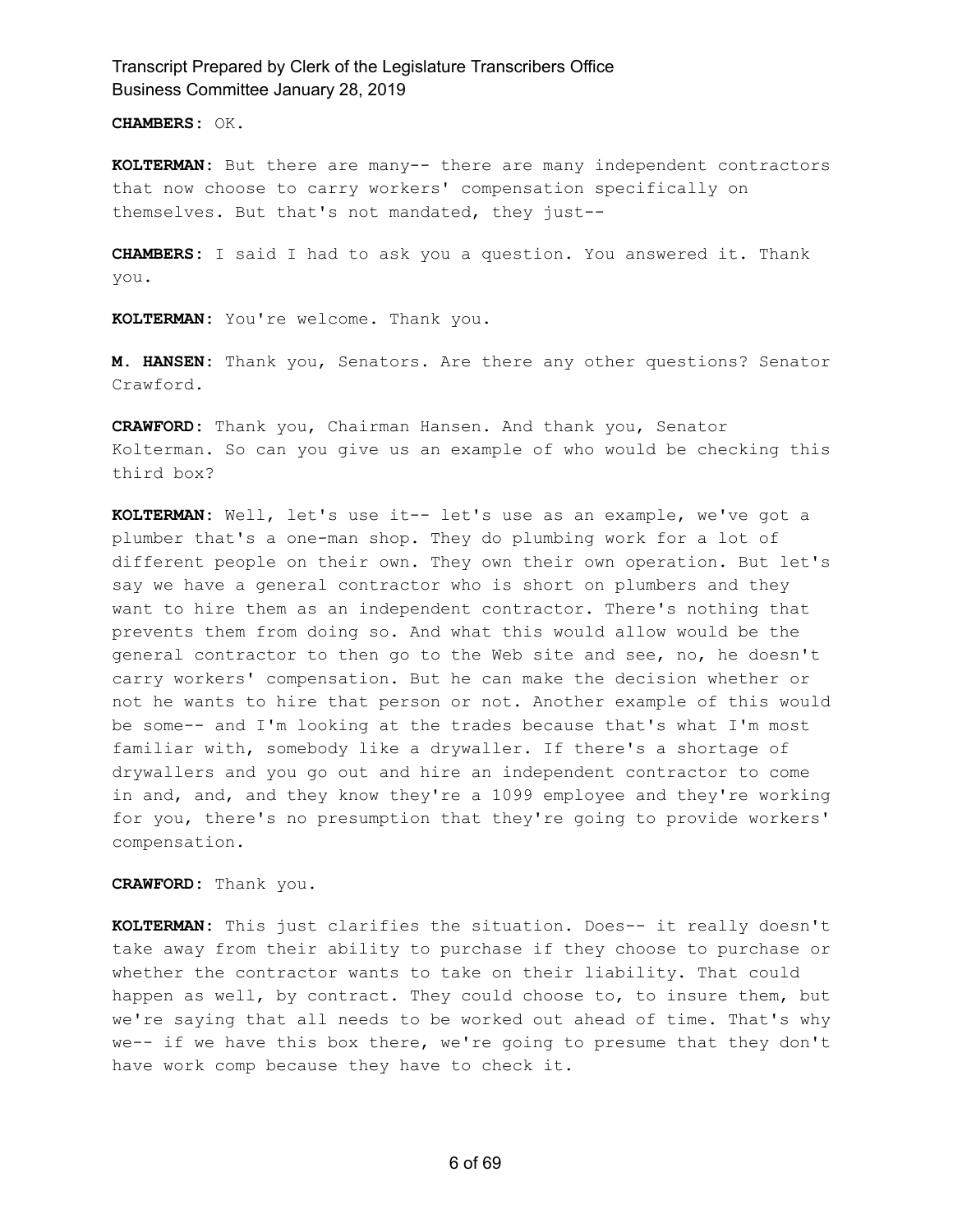**CHAMBERS:** OK.

**KOLTERMAN:** But there are many-- there are many independent contractors that now choose to carry workers' compensation specifically on themselves. But that's not mandated, they just--

**CHAMBERS:** I said I had to ask you a question. You answered it. Thank you.

**KOLTERMAN:** You're welcome. Thank you.

**M. HANSEN:** Thank you, Senators. Are there any other questions? Senator Crawford.

**CRAWFORD:** Thank you, Chairman Hansen. And thank you, Senator Kolterman. So can you give us an example of who would be checking this third box?

**KOLTERMAN:** Well, let's use it-- let's use as an example, we've got a plumber that's a one-man shop. They do plumbing work for a lot of different people on their own. They own their own operation. But let's say we have a general contractor who is short on plumbers and they want to hire them as an independent contractor. There's nothing that prevents them from doing so. And what this would allow would be the general contractor to then go to the Web site and see, no, he doesn't carry workers' compensation. But he can make the decision whether or not he wants to hire that person or not. Another example of this would be some-- and I'm looking at the trades because that's what I'm most familiar with, somebody like a drywaller. If there's a shortage of drywallers and you go out and hire an independent contractor to come in and, and, and they know they're a 1099 employee and they're working for you, there's no presumption that they're going to provide workers' compensation.

**CRAWFORD:** Thank you.

**KOLTERMAN:** This just clarifies the situation. Does-- it really doesn't take away from their ability to purchase if they choose to purchase or whether the contractor wants to take on their liability. That could happen as well, by contract. They could choose to, to insure them, but we're saying that all needs to be worked out ahead of time. That's why we-- if we have this box there, we're going to presume that they don't have work comp because they have to check it.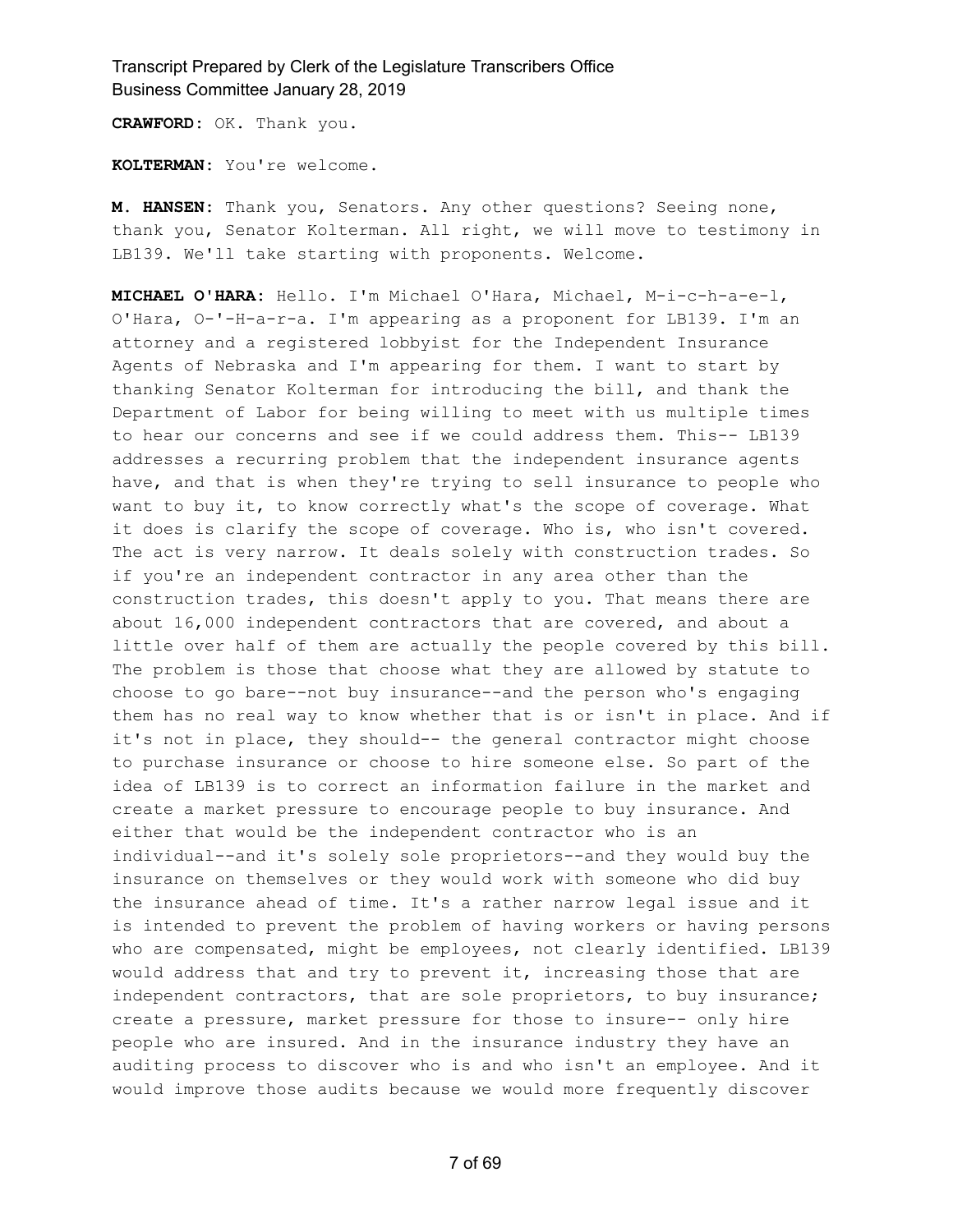**CRAWFORD:** OK. Thank you.

**KOLTERMAN:** You're welcome.

**M. HANSEN:** Thank you, Senators. Any other questions? Seeing none, thank you, Senator Kolterman. All right, we will move to testimony in LB139. We'll take starting with proponents. Welcome.

**MICHAEL O'HARA:** Hello. I'm Michael O'Hara, Michael, M-i-c-h-a-e-l, O'Hara, O-'-H-a-r-a. I'm appearing as a proponent for LB139. I'm an attorney and a registered lobbyist for the Independent Insurance Agents of Nebraska and I'm appearing for them. I want to start by thanking Senator Kolterman for introducing the bill, and thank the Department of Labor for being willing to meet with us multiple times to hear our concerns and see if we could address them. This-- LB139 addresses a recurring problem that the independent insurance agents have, and that is when they're trying to sell insurance to people who want to buy it, to know correctly what's the scope of coverage. What it does is clarify the scope of coverage. Who is, who isn't covered. The act is very narrow. It deals solely with construction trades. So if you're an independent contractor in any area other than the construction trades, this doesn't apply to you. That means there are about 16,000 independent contractors that are covered, and about a little over half of them are actually the people covered by this bill. The problem is those that choose what they are allowed by statute to choose to go bare--not buy insurance--and the person who's engaging them has no real way to know whether that is or isn't in place. And if it's not in place, they should-- the general contractor might choose to purchase insurance or choose to hire someone else. So part of the idea of LB139 is to correct an information failure in the market and create a market pressure to encourage people to buy insurance. And either that would be the independent contractor who is an individual--and it's solely sole proprietors--and they would buy the insurance on themselves or they would work with someone who did buy the insurance ahead of time. It's a rather narrow legal issue and it is intended to prevent the problem of having workers or having persons who are compensated, might be employees, not clearly identified. LB139 would address that and try to prevent it, increasing those that are independent contractors, that are sole proprietors, to buy insurance; create a pressure, market pressure for those to insure-- only hire people who are insured. And in the insurance industry they have an auditing process to discover who is and who isn't an employee. And it would improve those audits because we would more frequently discover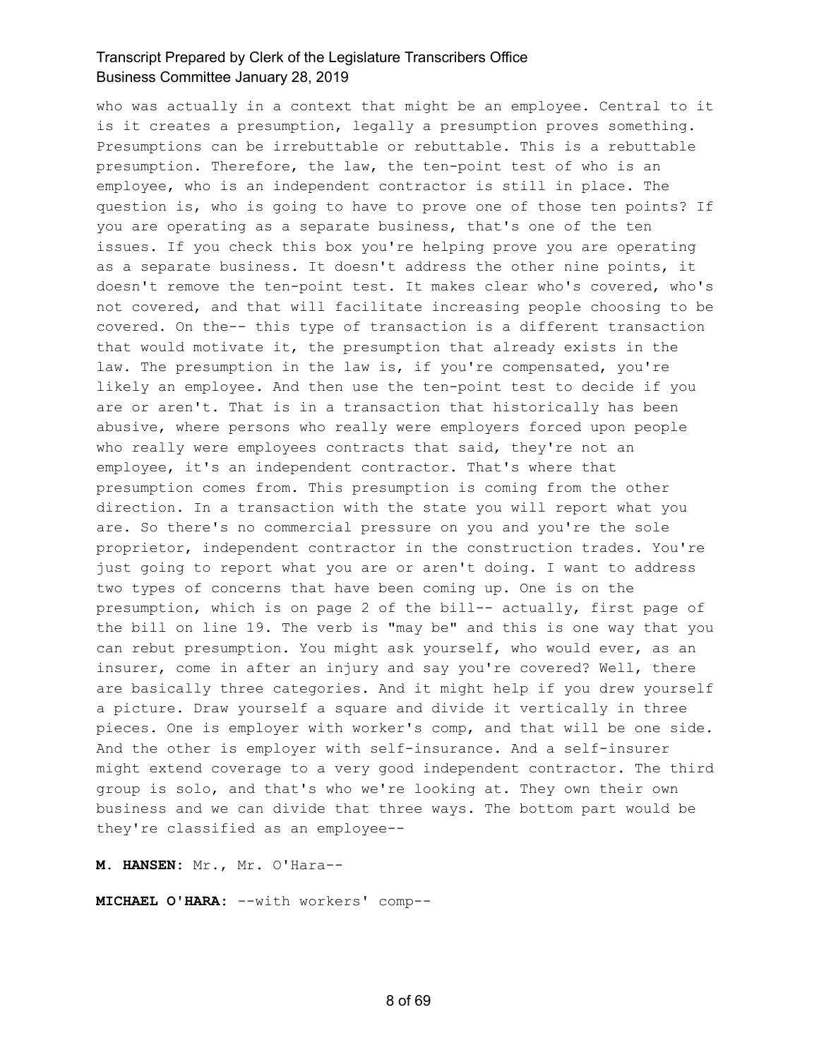who was actually in a context that might be an employee. Central to it is it creates a presumption, legally a presumption proves something. Presumptions can be irrebuttable or rebuttable. This is a rebuttable presumption. Therefore, the law, the ten-point test of who is an employee, who is an independent contractor is still in place. The question is, who is going to have to prove one of those ten points? If you are operating as a separate business, that's one of the ten issues. If you check this box you're helping prove you are operating as a separate business. It doesn't address the other nine points, it doesn't remove the ten-point test. It makes clear who's covered, who's not covered, and that will facilitate increasing people choosing to be covered. On the-- this type of transaction is a different transaction that would motivate it, the presumption that already exists in the law. The presumption in the law is, if you're compensated, you're likely an employee. And then use the ten-point test to decide if you are or aren't. That is in a transaction that historically has been abusive, where persons who really were employers forced upon people who really were employees contracts that said, they're not an employee, it's an independent contractor. That's where that presumption comes from. This presumption is coming from the other direction. In a transaction with the state you will report what you are. So there's no commercial pressure on you and you're the sole proprietor, independent contractor in the construction trades. You're just going to report what you are or aren't doing. I want to address two types of concerns that have been coming up. One is on the presumption, which is on page 2 of the bill-- actually, first page of the bill on line 19. The verb is "may be" and this is one way that you can rebut presumption. You might ask yourself, who would ever, as an insurer, come in after an injury and say you're covered? Well, there are basically three categories. And it might help if you drew yourself a picture. Draw yourself a square and divide it vertically in three pieces. One is employer with worker's comp, and that will be one side. And the other is employer with self-insurance. And a self-insurer might extend coverage to a very good independent contractor. The third group is solo, and that's who we're looking at. They own their own business and we can divide that three ways. The bottom part would be they're classified as an employee--

**M. HANSEN:** Mr., Mr. O'Hara--

**MICHAEL O'HARA:** --with workers' comp--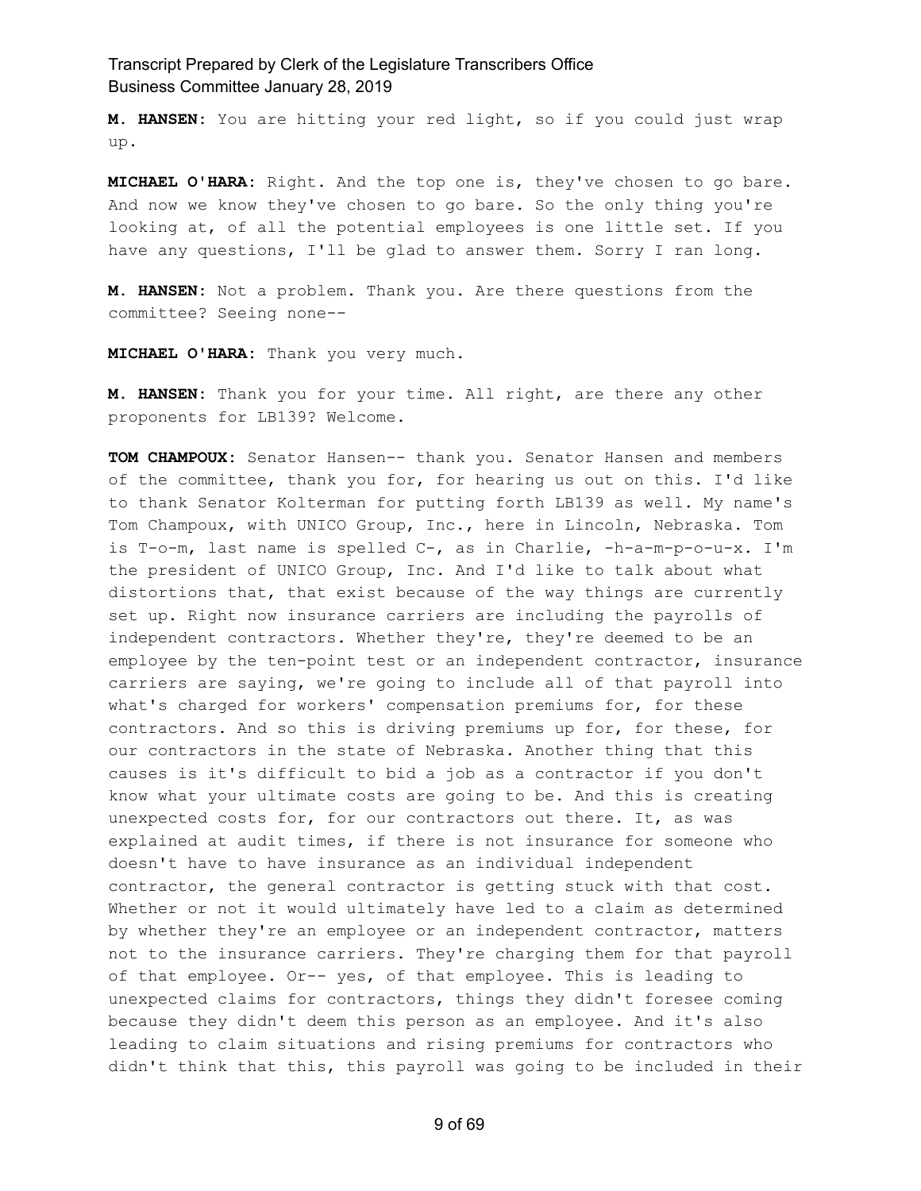**M. HANSEN:** You are hitting your red light, so if you could just wrap up.

**MICHAEL O'HARA:** Right. And the top one is, they've chosen to go bare. And now we know they've chosen to go bare. So the only thing you're looking at, of all the potential employees is one little set. If you have any questions, I'll be glad to answer them. Sorry I ran long.

**M. HANSEN:** Not a problem. Thank you. Are there questions from the committee? Seeing none--

**MICHAEL O'HARA:** Thank you very much.

**M. HANSEN:** Thank you for your time. All right, are there any other proponents for LB139? Welcome.

**TOM CHAMPOUX:** Senator Hansen-- thank you. Senator Hansen and members of the committee, thank you for, for hearing us out on this. I'd like to thank Senator Kolterman for putting forth LB139 as well. My name's Tom Champoux, with UNICO Group, Inc., here in Lincoln, Nebraska. Tom is T-o-m, last name is spelled C-, as in Charlie, -h-a-m-p-o-u-x. I'm the president of UNICO Group, Inc. And I'd like to talk about what distortions that, that exist because of the way things are currently set up. Right now insurance carriers are including the payrolls of independent contractors. Whether they're, they're deemed to be an employee by the ten-point test or an independent contractor, insurance carriers are saying, we're going to include all of that payroll into what's charged for workers' compensation premiums for, for these contractors. And so this is driving premiums up for, for these, for our contractors in the state of Nebraska. Another thing that this causes is it's difficult to bid a job as a contractor if you don't know what your ultimate costs are going to be. And this is creating unexpected costs for, for our contractors out there. It, as was explained at audit times, if there is not insurance for someone who doesn't have to have insurance as an individual independent contractor, the general contractor is getting stuck with that cost. Whether or not it would ultimately have led to a claim as determined by whether they're an employee or an independent contractor, matters not to the insurance carriers. They're charging them for that payroll of that employee. Or-- yes, of that employee. This is leading to unexpected claims for contractors, things they didn't foresee coming because they didn't deem this person as an employee. And it's also leading to claim situations and rising premiums for contractors who didn't think that this, this payroll was going to be included in their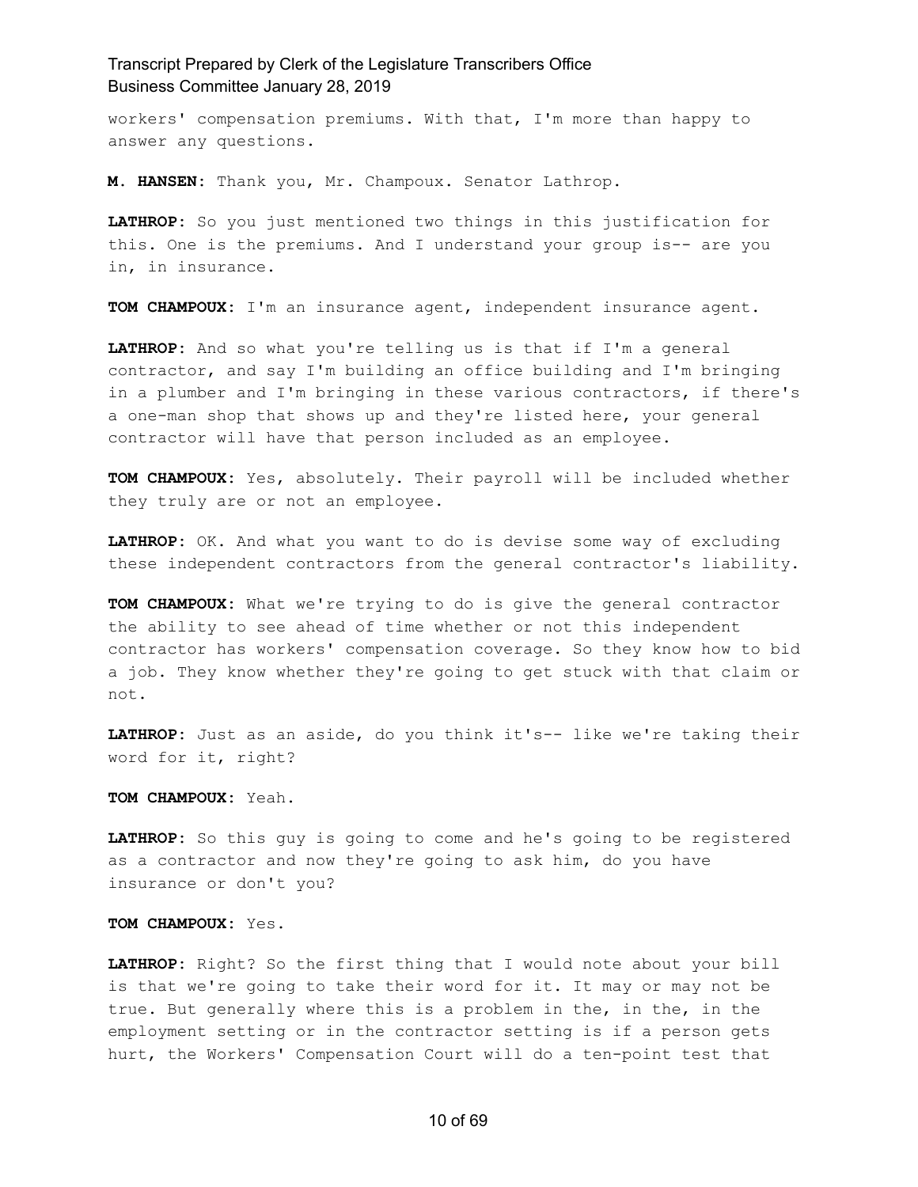workers' compensation premiums. With that, I'm more than happy to answer any questions.

**M. HANSEN:** Thank you, Mr. Champoux. Senator Lathrop.

**LATHROP:** So you just mentioned two things in this justification for this. One is the premiums. And I understand your group is-- are you in, in insurance.

**TOM CHAMPOUX:** I'm an insurance agent, independent insurance agent.

**LATHROP:** And so what you're telling us is that if I'm a general contractor, and say I'm building an office building and I'm bringing in a plumber and I'm bringing in these various contractors, if there's a one-man shop that shows up and they're listed here, your general contractor will have that person included as an employee.

**TOM CHAMPOUX:** Yes, absolutely. Their payroll will be included whether they truly are or not an employee.

**LATHROP:** OK. And what you want to do is devise some way of excluding these independent contractors from the general contractor's liability.

**TOM CHAMPOUX:** What we're trying to do is give the general contractor the ability to see ahead of time whether or not this independent contractor has workers' compensation coverage. So they know how to bid a job. They know whether they're going to get stuck with that claim or not.

**LATHROP:** Just as an aside, do you think it's-- like we're taking their word for it, right?

**TOM CHAMPOUX:** Yeah.

**LATHROP:** So this guy is going to come and he's going to be registered as a contractor and now they're going to ask him, do you have insurance or don't you?

**TOM CHAMPOUX:** Yes.

**LATHROP:** Right? So the first thing that I would note about your bill is that we're going to take their word for it. It may or may not be true. But generally where this is a problem in the, in the, in the employment setting or in the contractor setting is if a person gets hurt, the Workers' Compensation Court will do a ten-point test that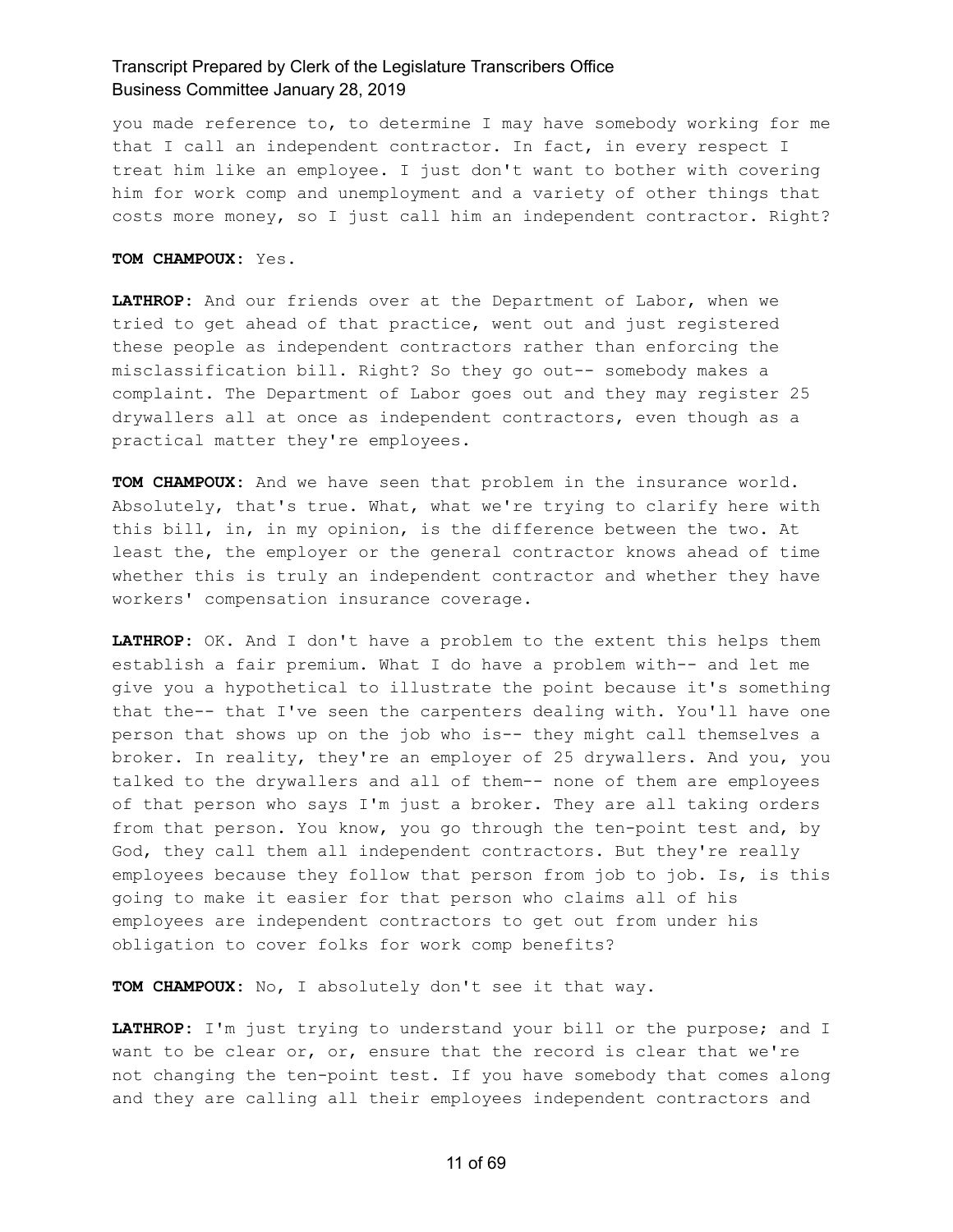you made reference to, to determine I may have somebody working for me that I call an independent contractor. In fact, in every respect I treat him like an employee. I just don't want to bother with covering him for work comp and unemployment and a variety of other things that costs more money, so I just call him an independent contractor. Right?

**TOM CHAMPOUX:** Yes.

**LATHROP:** And our friends over at the Department of Labor, when we tried to get ahead of that practice, went out and just registered these people as independent contractors rather than enforcing the misclassification bill. Right? So they go out-- somebody makes a complaint. The Department of Labor goes out and they may register 25 drywallers all at once as independent contractors, even though as a practical matter they're employees.

**TOM CHAMPOUX:** And we have seen that problem in the insurance world. Absolutely, that's true. What, what we're trying to clarify here with this bill, in, in my opinion, is the difference between the two. At least the, the employer or the general contractor knows ahead of time whether this is truly an independent contractor and whether they have workers' compensation insurance coverage.

**LATHROP:** OK. And I don't have a problem to the extent this helps them establish a fair premium. What I do have a problem with-- and let me give you a hypothetical to illustrate the point because it's something that the-- that I've seen the carpenters dealing with. You'll have one person that shows up on the job who is-- they might call themselves a broker. In reality, they're an employer of 25 drywallers. And you, you talked to the drywallers and all of them-- none of them are employees of that person who says I'm just a broker. They are all taking orders from that person. You know, you go through the ten-point test and, by God, they call them all independent contractors. But they're really employees because they follow that person from job to job. Is, is this going to make it easier for that person who claims all of his employees are independent contractors to get out from under his obligation to cover folks for work comp benefits?

**TOM CHAMPOUX:** No, I absolutely don't see it that way.

**LATHROP:** I'm just trying to understand your bill or the purpose; and I want to be clear or, or, ensure that the record is clear that we're not changing the ten-point test. If you have somebody that comes along and they are calling all their employees independent contractors and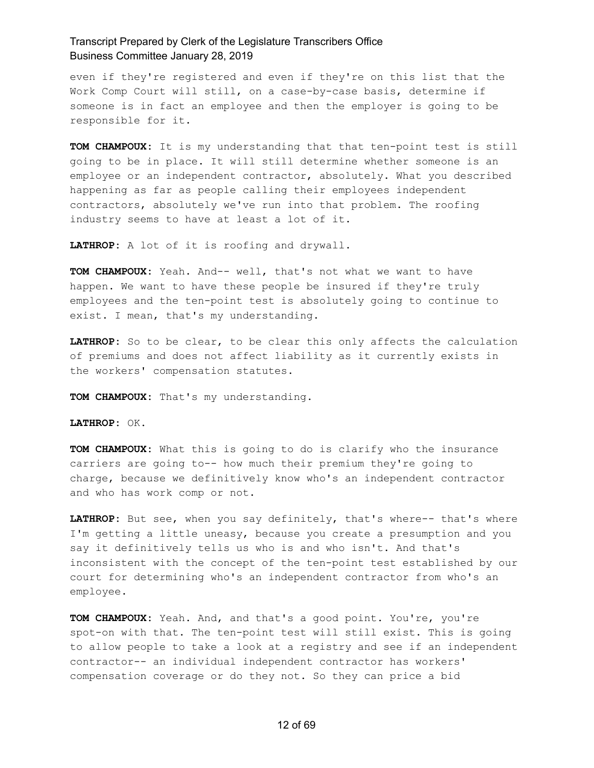even if they're registered and even if they're on this list that the Work Comp Court will still, on a case-by-case basis, determine if someone is in fact an employee and then the employer is going to be responsible for it.

**TOM CHAMPOUX:** It is my understanding that that ten-point test is still going to be in place. It will still determine whether someone is an employee or an independent contractor, absolutely. What you described happening as far as people calling their employees independent contractors, absolutely we've run into that problem. The roofing industry seems to have at least a lot of it.

**LATHROP:** A lot of it is roofing and drywall.

**TOM CHAMPOUX:** Yeah. And-- well, that's not what we want to have happen. We want to have these people be insured if they're truly employees and the ten-point test is absolutely going to continue to exist. I mean, that's my understanding.

**LATHROP:** So to be clear, to be clear this only affects the calculation of premiums and does not affect liability as it currently exists in the workers' compensation statutes.

**TOM CHAMPOUX:** That's my understanding.

**LATHROP:** OK.

**TOM CHAMPOUX:** What this is going to do is clarify who the insurance carriers are going to-- how much their premium they're going to charge, because we definitively know who's an independent contractor and who has work comp or not.

**LATHROP:** But see, when you say definitely, that's where-- that's where I'm getting a little uneasy, because you create a presumption and you say it definitively tells us who is and who isn't. And that's inconsistent with the concept of the ten-point test established by our court for determining who's an independent contractor from who's an employee.

**TOM CHAMPOUX:** Yeah. And, and that's a good point. You're, you're spot-on with that. The ten-point test will still exist. This is going to allow people to take a look at a registry and see if an independent contractor-- an individual independent contractor has workers' compensation coverage or do they not. So they can price a bid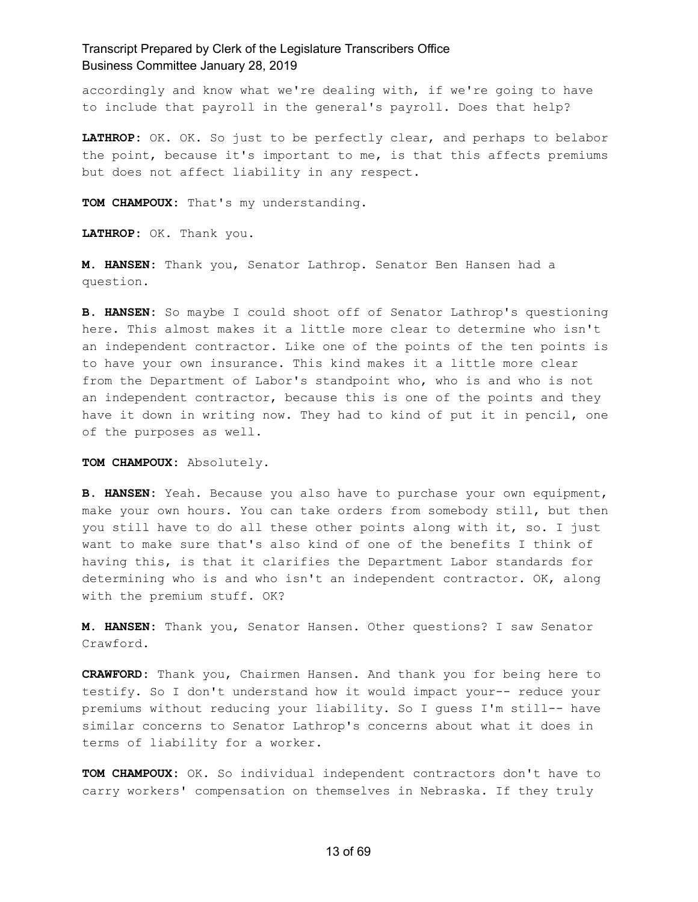accordingly and know what we're dealing with, if we're going to have to include that payroll in the general's payroll. Does that help?

**LATHROP:** OK. OK. So just to be perfectly clear, and perhaps to belabor the point, because it's important to me, is that this affects premiums but does not affect liability in any respect.

**TOM CHAMPOUX:** That's my understanding.

**LATHROP:** OK. Thank you.

**M. HANSEN:** Thank you, Senator Lathrop. Senator Ben Hansen had a question.

**B. HANSEN:** So maybe I could shoot off of Senator Lathrop's questioning here. This almost makes it a little more clear to determine who isn't an independent contractor. Like one of the points of the ten points is to have your own insurance. This kind makes it a little more clear from the Department of Labor's standpoint who, who is and who is not an independent contractor, because this is one of the points and they have it down in writing now. They had to kind of put it in pencil, one of the purposes as well.

**TOM CHAMPOUX:** Absolutely.

**B. HANSEN:** Yeah. Because you also have to purchase your own equipment, make your own hours. You can take orders from somebody still, but then you still have to do all these other points along with it, so. I just want to make sure that's also kind of one of the benefits I think of having this, is that it clarifies the Department Labor standards for determining who is and who isn't an independent contractor. OK, along with the premium stuff. OK?

**M. HANSEN:** Thank you, Senator Hansen. Other questions? I saw Senator Crawford.

**CRAWFORD:** Thank you, Chairmen Hansen. And thank you for being here to testify. So I don't understand how it would impact your-- reduce your premiums without reducing your liability. So I guess I'm still-- have similar concerns to Senator Lathrop's concerns about what it does in terms of liability for a worker.

**TOM CHAMPOUX:** OK. So individual independent contractors don't have to carry workers' compensation on themselves in Nebraska. If they truly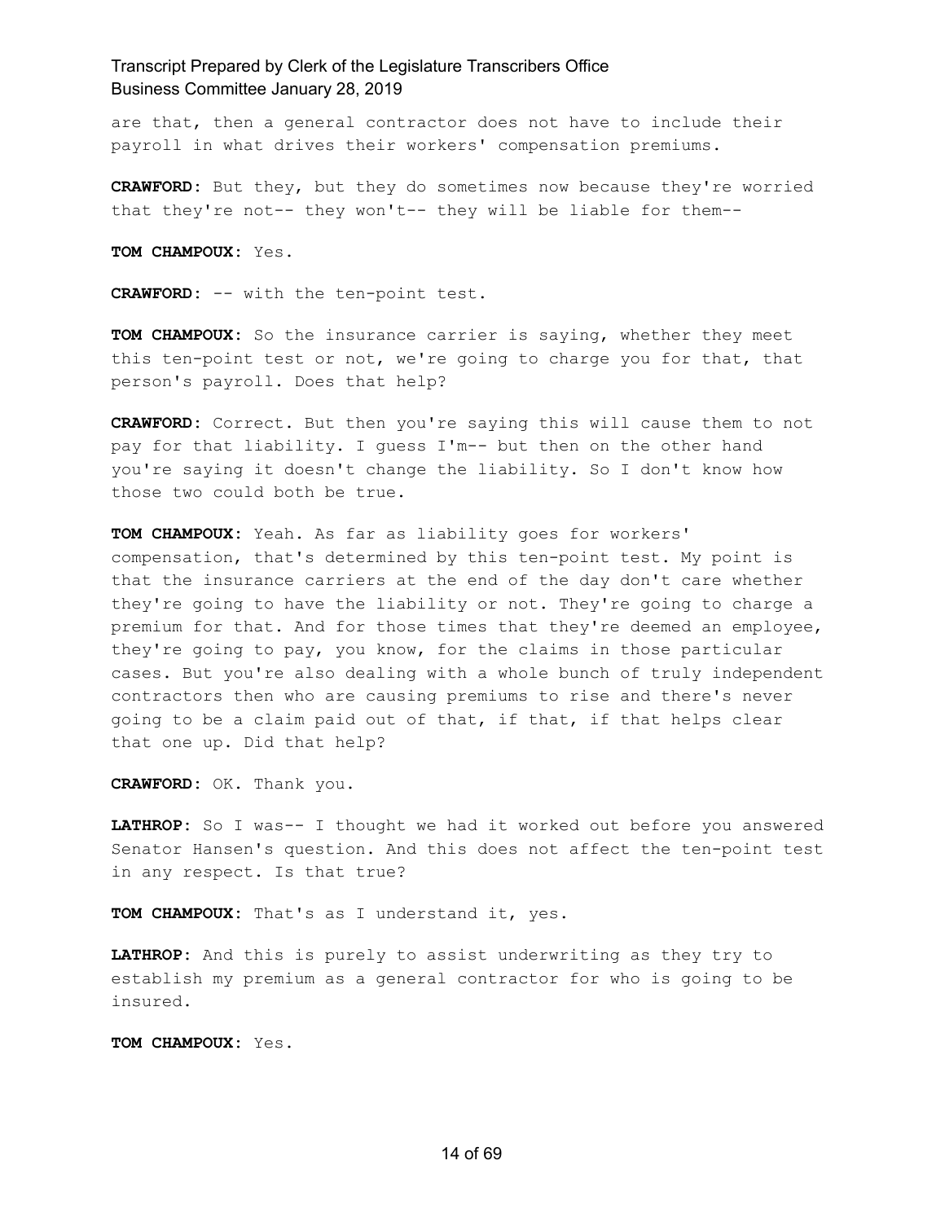are that, then a general contractor does not have to include their payroll in what drives their workers' compensation premiums.

**CRAWFORD:** But they, but they do sometimes now because they're worried that they're not-- they won't-- they will be liable for them--

**TOM CHAMPOUX:** Yes.

**CRAWFORD:** -- with the ten-point test.

**TOM CHAMPOUX:** So the insurance carrier is saying, whether they meet this ten-point test or not, we're going to charge you for that, that person's payroll. Does that help?

**CRAWFORD:** Correct. But then you're saying this will cause them to not pay for that liability. I guess I'm-- but then on the other hand you're saying it doesn't change the liability. So I don't know how those two could both be true.

**TOM CHAMPOUX:** Yeah. As far as liability goes for workers' compensation, that's determined by this ten-point test. My point is that the insurance carriers at the end of the day don't care whether they're going to have the liability or not. They're going to charge a premium for that. And for those times that they're deemed an employee, they're going to pay, you know, for the claims in those particular cases. But you're also dealing with a whole bunch of truly independent contractors then who are causing premiums to rise and there's never going to be a claim paid out of that, if that, if that helps clear that one up. Did that help?

**CRAWFORD:** OK. Thank you.

**LATHROP:** So I was-- I thought we had it worked out before you answered Senator Hansen's question. And this does not affect the ten-point test in any respect. Is that true?

**TOM CHAMPOUX:** That's as I understand it, yes.

**LATHROP:** And this is purely to assist underwriting as they try to establish my premium as a general contractor for who is going to be insured.

**TOM CHAMPOUX:** Yes.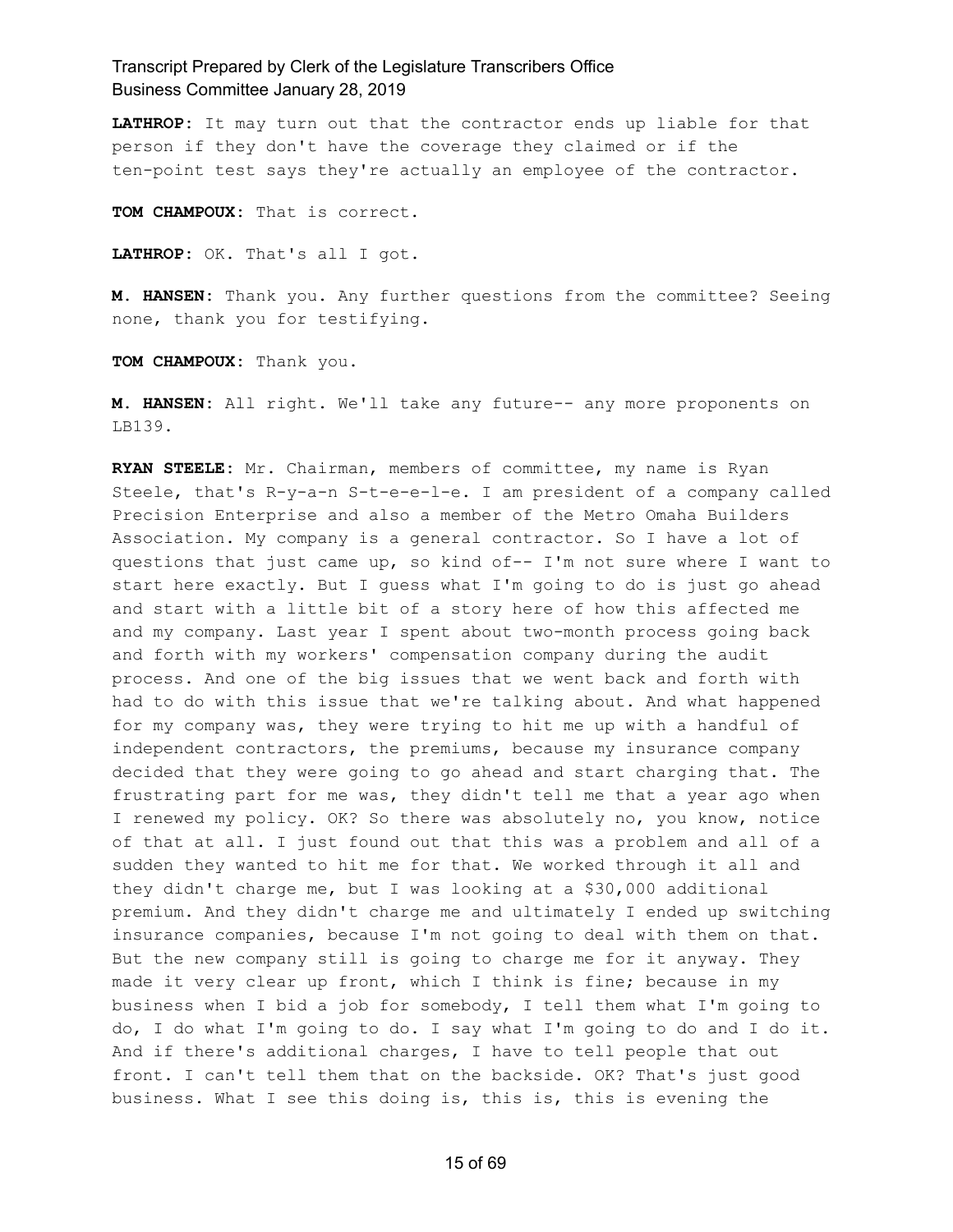**LATHROP:** It may turn out that the contractor ends up liable for that person if they don't have the coverage they claimed or if the ten-point test says they're actually an employee of the contractor.

**TOM CHAMPOUX:** That is correct.

**LATHROP:** OK. That's all I got.

**M. HANSEN:** Thank you. Any further questions from the committee? Seeing none, thank you for testifying.

**TOM CHAMPOUX:** Thank you.

**M. HANSEN:** All right. We'll take any future-- any more proponents on LB139.

**RYAN STEELE:** Mr. Chairman, members of committee, my name is Ryan Steele, that's R-y-a-n S-t-e-e-l-e. I am president of a company called Precision Enterprise and also a member of the Metro Omaha Builders Association. My company is a general contractor. So I have a lot of questions that just came up, so kind of-- I'm not sure where I want to start here exactly. But I guess what I'm going to do is just go ahead and start with a little bit of a story here of how this affected me and my company. Last year I spent about two-month process going back and forth with my workers' compensation company during the audit process. And one of the big issues that we went back and forth with had to do with this issue that we're talking about. And what happened for my company was, they were trying to hit me up with a handful of independent contractors, the premiums, because my insurance company decided that they were going to go ahead and start charging that. The frustrating part for me was, they didn't tell me that a year ago when I renewed my policy. OK? So there was absolutely no, you know, notice of that at all. I just found out that this was a problem and all of a sudden they wanted to hit me for that. We worked through it all and they didn't charge me, but I was looking at a $30,000 additional premium. And they didn't charge me and ultimately I ended up switching insurance companies, because I'm not going to deal with them on that. But the new company still is going to charge me for it anyway. They made it very clear up front, which I think is fine; because in my business when I bid a job for somebody, I tell them what I'm going to do, I do what I'm going to do. I say what I'm going to do and I do it. And if there's additional charges, I have to tell people that out front. I can't tell them that on the backside. OK? That's just good business. What I see this doing is, this is, this is evening the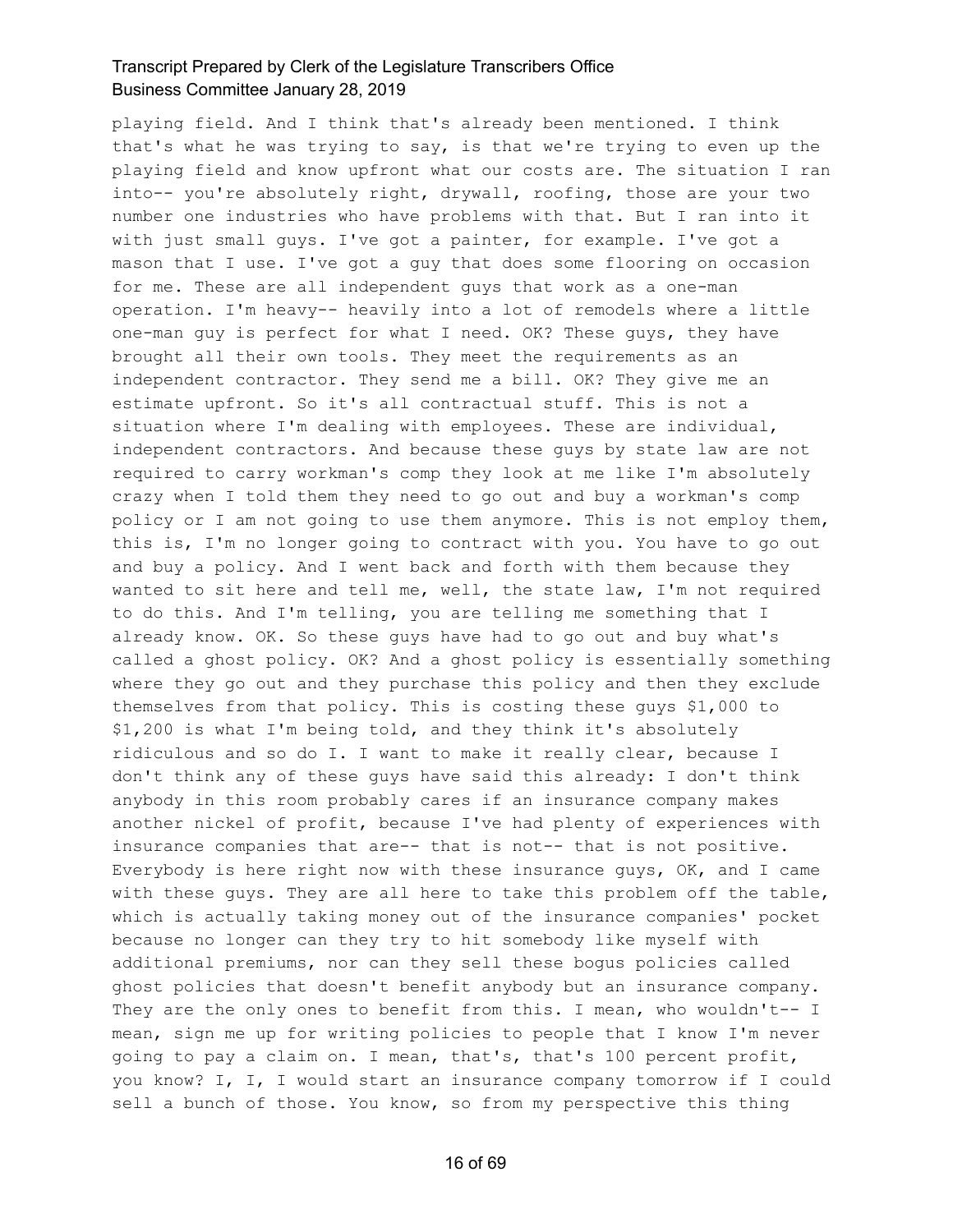playing field. And I think that's already been mentioned. I think that's what he was trying to say, is that we're trying to even up the playing field and know upfront what our costs are. The situation I ran into-- you're absolutely right, drywall, roofing, those are your two number one industries who have problems with that. But I ran into it with just small guys. I've got a painter, for example. I've got a mason that I use. I've got a guy that does some flooring on occasion for me. These are all independent guys that work as a one-man operation. I'm heavy-- heavily into a lot of remodels where a little one-man guy is perfect for what I need. OK? These guys, they have brought all their own tools. They meet the requirements as an independent contractor. They send me a bill. OK? They give me an estimate upfront. So it's all contractual stuff. This is not a situation where I'm dealing with employees. These are individual, independent contractors. And because these guys by state law are not required to carry workman's comp they look at me like I'm absolutely crazy when I told them they need to go out and buy a workman's comp policy or I am not going to use them anymore. This is not employ them, this is, I'm no longer going to contract with you. You have to go out and buy a policy. And I went back and forth with them because they wanted to sit here and tell me, well, the state law, I'm not required to do this. And I'm telling, you are telling me something that I already know. OK. So these guys have had to go out and buy what's called a ghost policy. OK? And a ghost policy is essentially something where they go out and they purchase this policy and then they exclude themselves from that policy. This is costing these guys $1,000 to $1,200 is what I'm being told, and they think it's absolutely ridiculous and so do I. I want to make it really clear, because I don't think any of these guys have said this already: I don't think anybody in this room probably cares if an insurance company makes another nickel of profit, because I've had plenty of experiences with insurance companies that are-- that is not-- that is not positive. Everybody is here right now with these insurance guys, OK, and I came with these guys. They are all here to take this problem off the table, which is actually taking money out of the insurance companies' pocket because no longer can they try to hit somebody like myself with additional premiums, nor can they sell these bogus policies called ghost policies that doesn't benefit anybody but an insurance company. They are the only ones to benefit from this. I mean, who wouldn't-- I mean, sign me up for writing policies to people that I know I'm never going to pay a claim on. I mean, that's, that's 100 percent profit, you know? I, I, I would start an insurance company tomorrow if I could sell a bunch of those. You know, so from my perspective this thing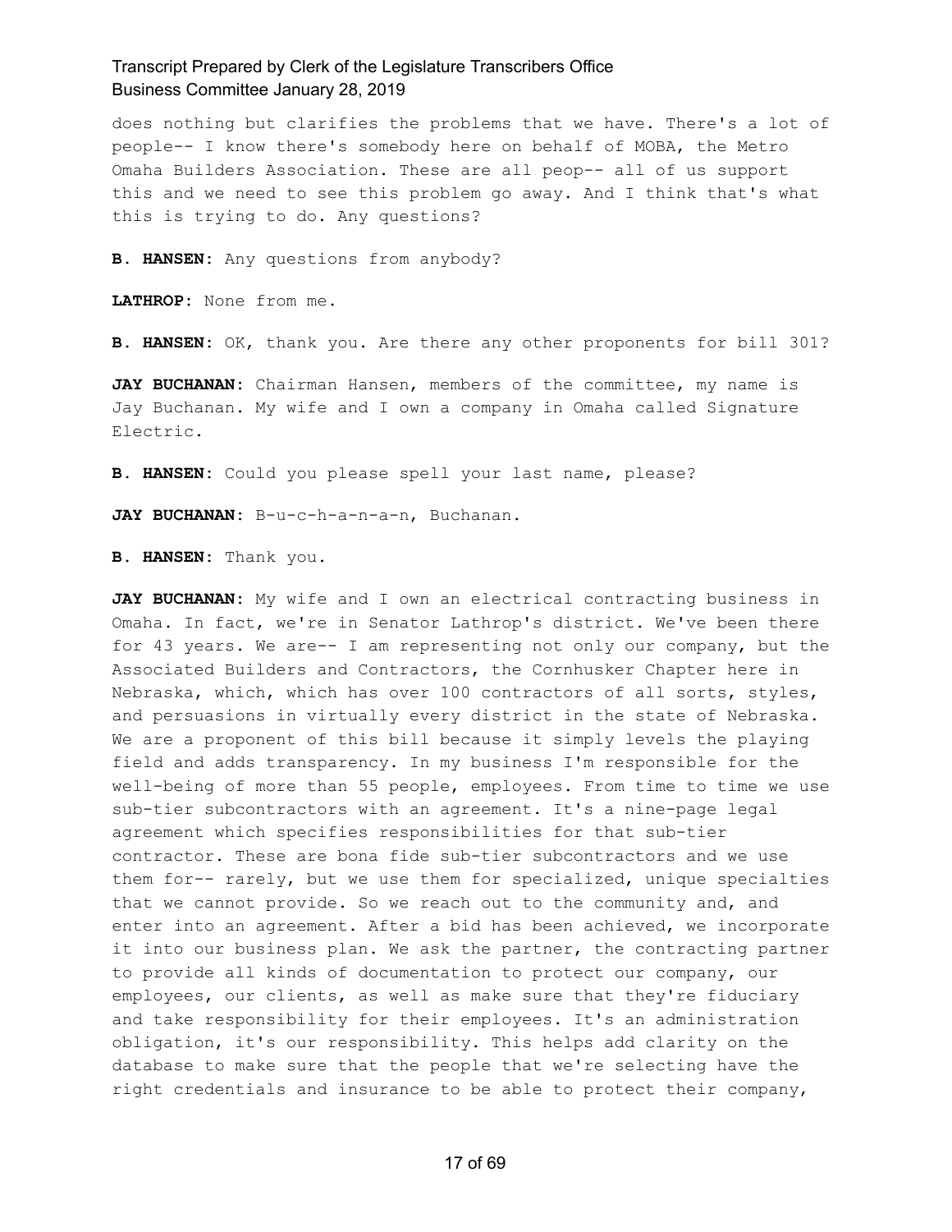does nothing but clarifies the problems that we have. There's a lot of people-- I know there's somebody here on behalf of MOBA, the Metro Omaha Builders Association. These are all peop-- all of us support this and we need to see this problem go away. And I think that's what this is trying to do. Any questions?

**B. HANSEN:** Any questions from anybody?

**LATHROP:** None from me.

**B. HANSEN:** OK, thank you. Are there any other proponents for bill 301?

**JAY BUCHANAN:** Chairman Hansen, members of the committee, my name is Jay Buchanan. My wife and I own a company in Omaha called Signature Electric.

**B. HANSEN:** Could you please spell your last name, please?

**JAY BUCHANAN:** B-u-c-h-a-n-a-n, Buchanan.

**B. HANSEN:** Thank you.

**JAY BUCHANAN:** My wife and I own an electrical contracting business in Omaha. In fact, we're in Senator Lathrop's district. We've been there for 43 years. We are-- I am representing not only our company, but the Associated Builders and Contractors, the Cornhusker Chapter here in Nebraska, which, which has over 100 contractors of all sorts, styles, and persuasions in virtually every district in the state of Nebraska. We are a proponent of this bill because it simply levels the playing field and adds transparency. In my business I'm responsible for the well-being of more than 55 people, employees. From time to time we use sub-tier subcontractors with an agreement. It's a nine-page legal agreement which specifies responsibilities for that sub-tier contractor. These are bona fide sub-tier subcontractors and we use them for-- rarely, but we use them for specialized, unique specialties that we cannot provide. So we reach out to the community and, and enter into an agreement. After a bid has been achieved, we incorporate it into our business plan. We ask the partner, the contracting partner to provide all kinds of documentation to protect our company, our employees, our clients, as well as make sure that they're fiduciary and take responsibility for their employees. It's an administration obligation, it's our responsibility. This helps add clarity on the database to make sure that the people that we're selecting have the right credentials and insurance to be able to protect their company,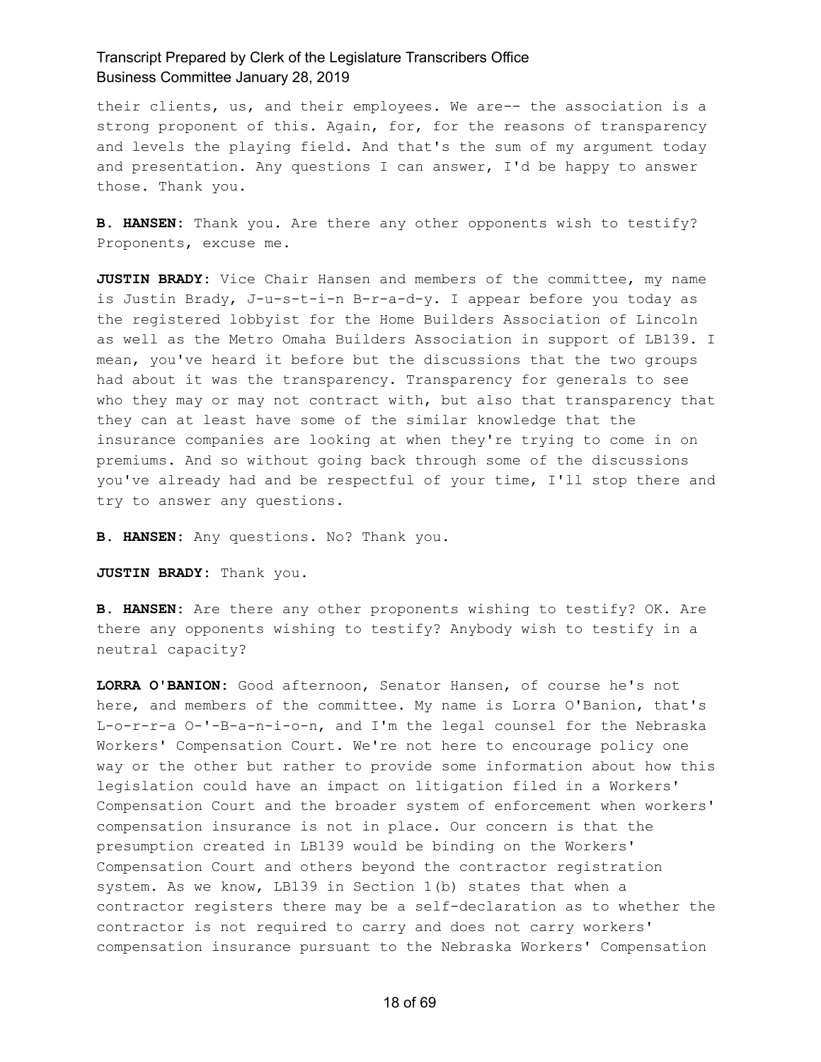their clients, us, and their employees. We are-- the association is a strong proponent of this. Again, for, for the reasons of transparency and levels the playing field. And that's the sum of my argument today and presentation. Any questions I can answer, I'd be happy to answer those. Thank you.

**B. HANSEN:** Thank you. Are there any other opponents wish to testify? Proponents, excuse me.

**JUSTIN BRADY:** Vice Chair Hansen and members of the committee, my name is Justin Brady, J-u-s-t-i-n B-r-a-d-y. I appear before you today as the registered lobbyist for the Home Builders Association of Lincoln as well as the Metro Omaha Builders Association in support of LB139. I mean, you've heard it before but the discussions that the two groups had about it was the transparency. Transparency for generals to see who they may or may not contract with, but also that transparency that they can at least have some of the similar knowledge that the insurance companies are looking at when they're trying to come in on premiums. And so without going back through some of the discussions you've already had and be respectful of your time, I'll stop there and try to answer any questions.

**B. HANSEN:** Any questions. No? Thank you.

**JUSTIN BRADY:** Thank you.

**B. HANSEN:** Are there any other proponents wishing to testify? OK. Are there any opponents wishing to testify? Anybody wish to testify in a neutral capacity?

**LORRA O'BANION:** Good afternoon, Senator Hansen, of course he's not here, and members of the committee. My name is Lorra O'Banion, that's L-o-r-r-a O-'-B-a-n-i-o-n, and I'm the legal counsel for the Nebraska Workers' Compensation Court. We're not here to encourage policy one way or the other but rather to provide some information about how this legislation could have an impact on litigation filed in a Workers' Compensation Court and the broader system of enforcement when workers' compensation insurance is not in place. Our concern is that the presumption created in LB139 would be binding on the Workers' Compensation Court and others beyond the contractor registration system. As we know, LB139 in Section 1(b) states that when a contractor registers there may be a self-declaration as to whether the contractor is not required to carry and does not carry workers' compensation insurance pursuant to the Nebraska Workers' Compensation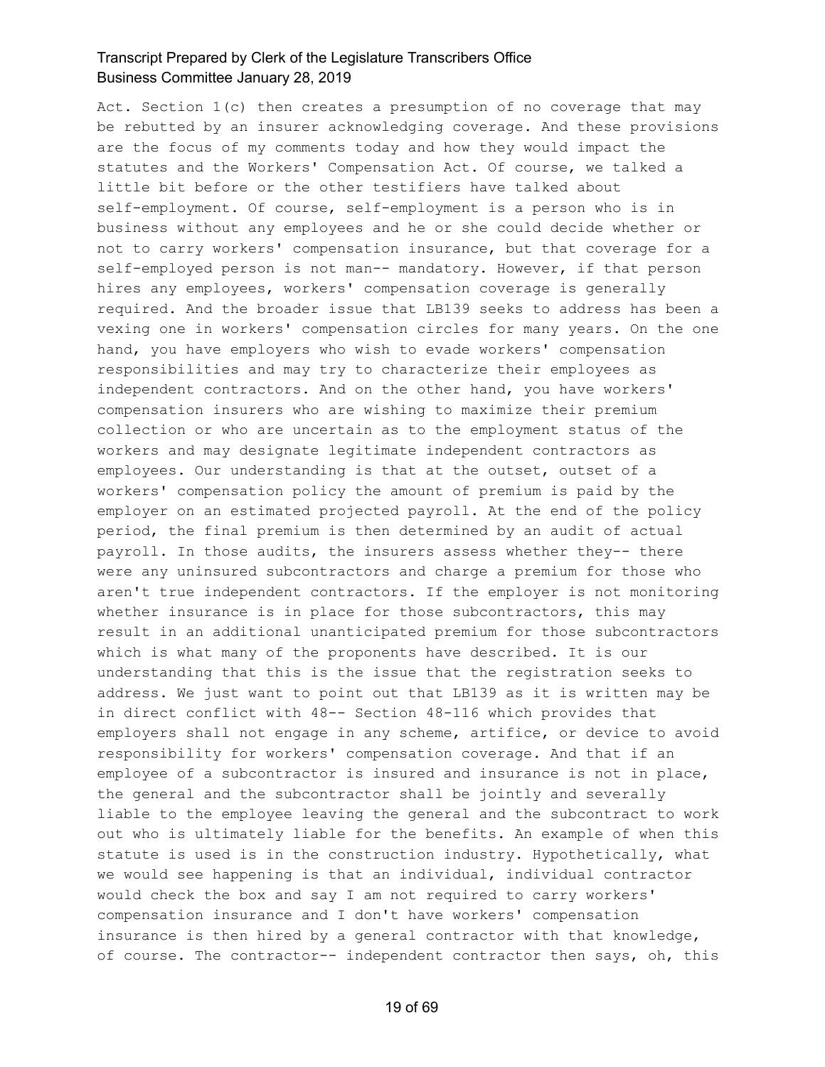Act. Section 1(c) then creates a presumption of no coverage that may be rebutted by an insurer acknowledging coverage. And these provisions are the focus of my comments today and how they would impact the statutes and the Workers' Compensation Act. Of course, we talked a little bit before or the other testifiers have talked about self-employment. Of course, self-employment is a person who is in business without any employees and he or she could decide whether or not to carry workers' compensation insurance, but that coverage for a self-employed person is not man-- mandatory. However, if that person hires any employees, workers' compensation coverage is generally required. And the broader issue that LB139 seeks to address has been a vexing one in workers' compensation circles for many years. On the one hand, you have employers who wish to evade workers' compensation responsibilities and may try to characterize their employees as independent contractors. And on the other hand, you have workers' compensation insurers who are wishing to maximize their premium collection or who are uncertain as to the employment status of the workers and may designate legitimate independent contractors as employees. Our understanding is that at the outset, outset of a workers' compensation policy the amount of premium is paid by the employer on an estimated projected payroll. At the end of the policy period, the final premium is then determined by an audit of actual payroll. In those audits, the insurers assess whether they-- there were any uninsured subcontractors and charge a premium for those who aren't true independent contractors. If the employer is not monitoring whether insurance is in place for those subcontractors, this may result in an additional unanticipated premium for those subcontractors which is what many of the proponents have described. It is our understanding that this is the issue that the registration seeks to address. We just want to point out that LB139 as it is written may be in direct conflict with 48-- Section 48-116 which provides that employers shall not engage in any scheme, artifice, or device to avoid responsibility for workers' compensation coverage. And that if an employee of a subcontractor is insured and insurance is not in place, the general and the subcontractor shall be jointly and severally liable to the employee leaving the general and the subcontract to work out who is ultimately liable for the benefits. An example of when this statute is used is in the construction industry. Hypothetically, what we would see happening is that an individual, individual contractor would check the box and say I am not required to carry workers' compensation insurance and I don't have workers' compensation insurance is then hired by a general contractor with that knowledge, of course. The contractor-- independent contractor then says, oh, this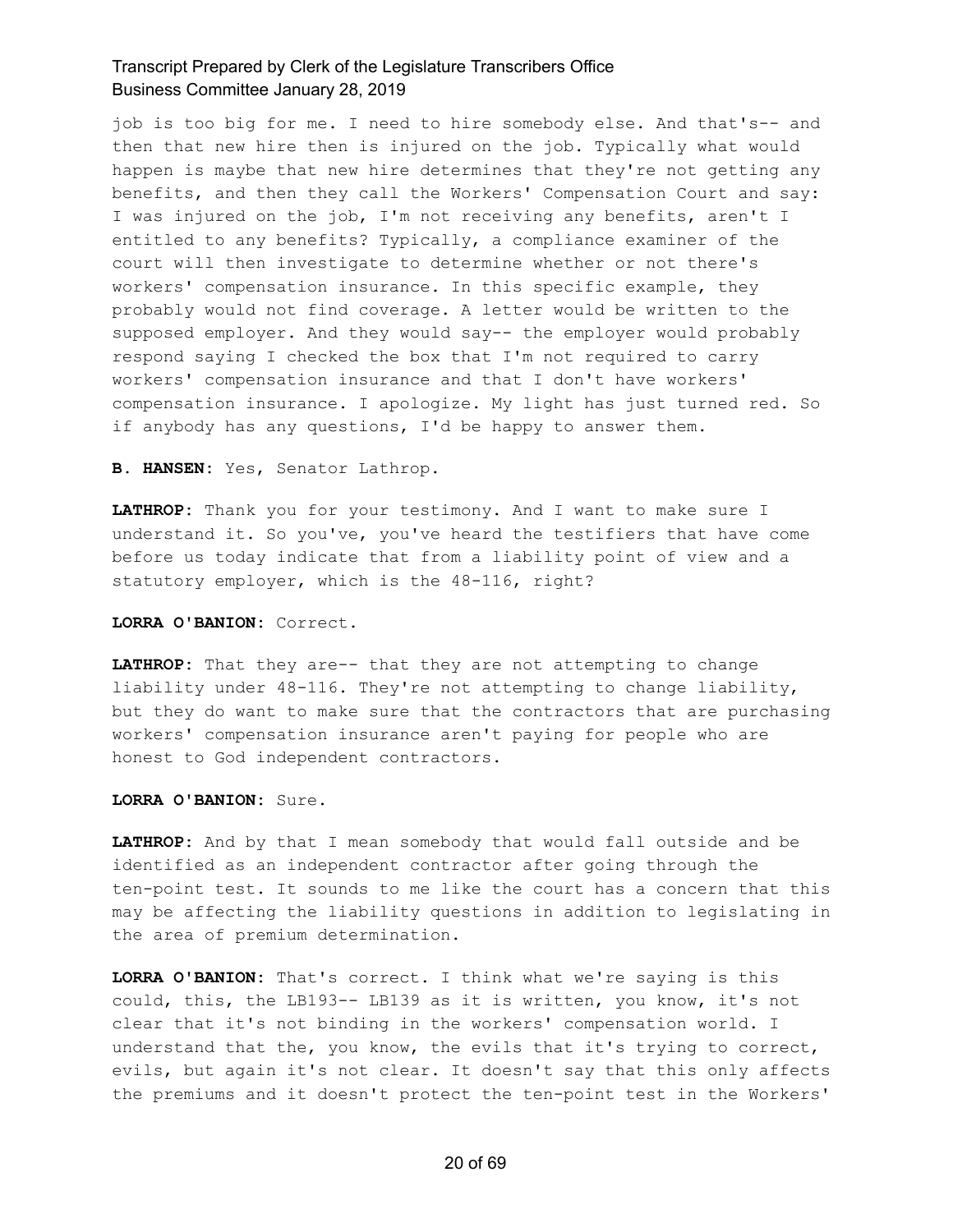job is too big for me. I need to hire somebody else. And that's-- and then that new hire then is injured on the job. Typically what would happen is maybe that new hire determines that they're not getting any benefits, and then they call the Workers' Compensation Court and say: I was injured on the job, I'm not receiving any benefits, aren't I entitled to any benefits? Typically, a compliance examiner of the court will then investigate to determine whether or not there's workers' compensation insurance. In this specific example, they probably would not find coverage. A letter would be written to the supposed employer. And they would say-- the employer would probably respond saying I checked the box that I'm not required to carry workers' compensation insurance and that I don't have workers' compensation insurance. I apologize. My light has just turned red. So if anybody has any questions, I'd be happy to answer them.

**B. HANSEN:** Yes, Senator Lathrop.

**LATHROP:** Thank you for your testimony. And I want to make sure I understand it. So you've, you've heard the testifiers that have come before us today indicate that from a liability point of view and a statutory employer, which is the 48-116, right?

**LORRA O'BANION:** Correct.

**LATHROP:** That they are-- that they are not attempting to change liability under 48-116. They're not attempting to change liability, but they do want to make sure that the contractors that are purchasing workers' compensation insurance aren't paying for people who are honest to God independent contractors.

**LORRA O'BANION:** Sure.

**LATHROP:** And by that I mean somebody that would fall outside and be identified as an independent contractor after going through the ten-point test. It sounds to me like the court has a concern that this may be affecting the liability questions in addition to legislating in the area of premium determination.

**LORRA O'BANION:** That's correct. I think what we're saying is this could, this, the LB193-- LB139 as it is written, you know, it's not clear that it's not binding in the workers' compensation world. I understand that the, you know, the evils that it's trying to correct, evils, but again it's not clear. It doesn't say that this only affects the premiums and it doesn't protect the ten-point test in the Workers'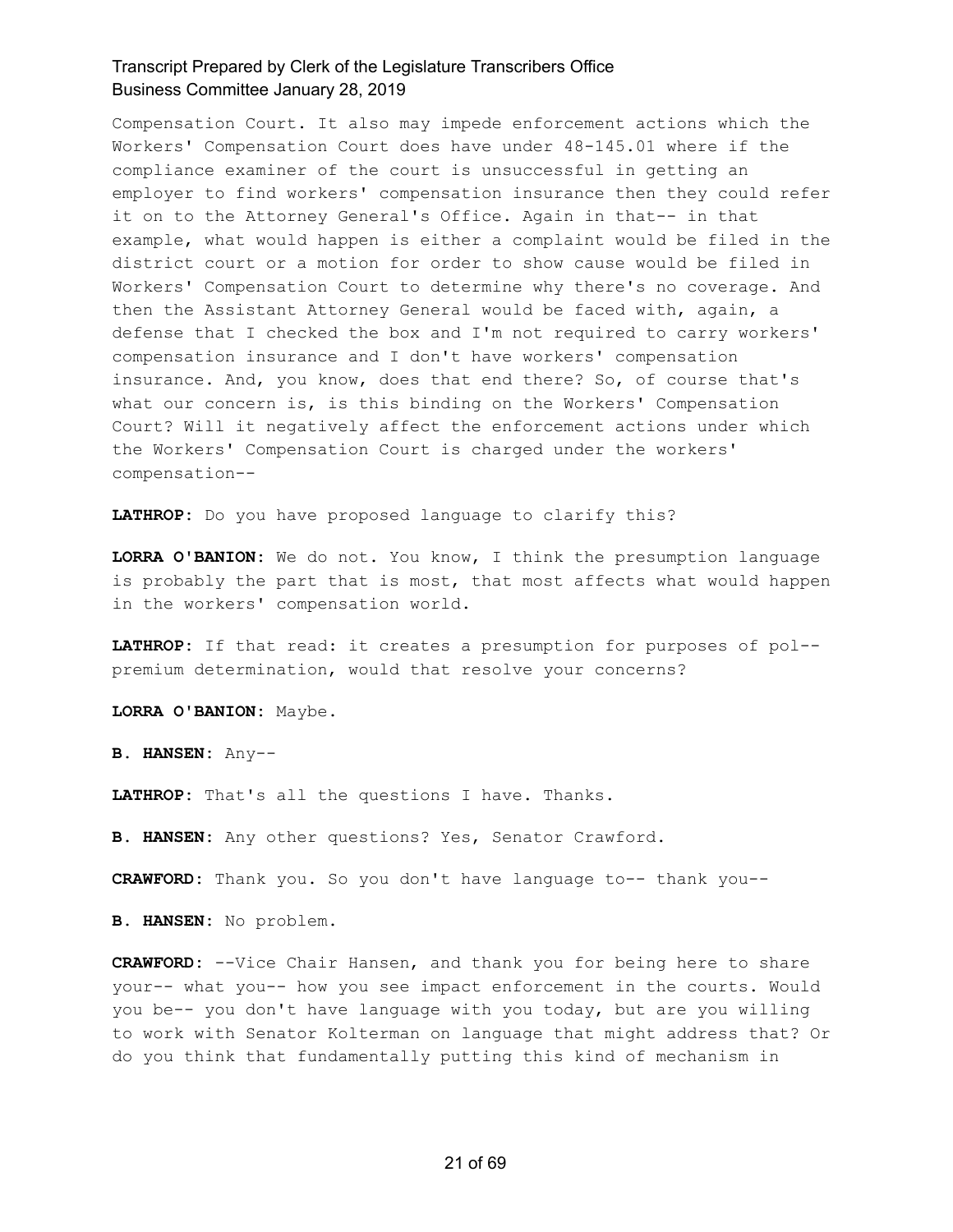Compensation Court. It also may impede enforcement actions which the Workers' Compensation Court does have under 48-145.01 where if the compliance examiner of the court is unsuccessful in getting an employer to find workers' compensation insurance then they could refer it on to the Attorney General's Office. Again in that-- in that example, what would happen is either a complaint would be filed in the district court or a motion for order to show cause would be filed in Workers' Compensation Court to determine why there's no coverage. And then the Assistant Attorney General would be faced with, again, a defense that I checked the box and I'm not required to carry workers' compensation insurance and I don't have workers' compensation insurance. And, you know, does that end there? So, of course that's what our concern is, is this binding on the Workers' Compensation Court? Will it negatively affect the enforcement actions under which the Workers' Compensation Court is charged under the workers' compensation--

**LATHROP:** Do you have proposed language to clarify this?

**LORRA O'BANION:** We do not. You know, I think the presumption language is probably the part that is most, that most affects what would happen in the workers' compensation world.

**LATHROP:** If that read: it creates a presumption for purposes of pol-- premium determination, would that resolve your concerns?

**LORRA O'BANION:** Maybe.

**B. HANSEN:** Any--

**LATHROP:** That's all the questions I have. Thanks.

**B. HANSEN:** Any other questions? Yes, Senator Crawford.

**CRAWFORD:** Thank you. So you don't have language to-- thank you--

**B. HANSEN:** No problem.

**CRAWFORD:** --Vice Chair Hansen, and thank you for being here to share your-- what you-- how you see impact enforcement in the courts. Would you be-- you don't have language with you today, but are you willing to work with Senator Kolterman on language that might address that? Or do you think that fundamentally putting this kind of mechanism in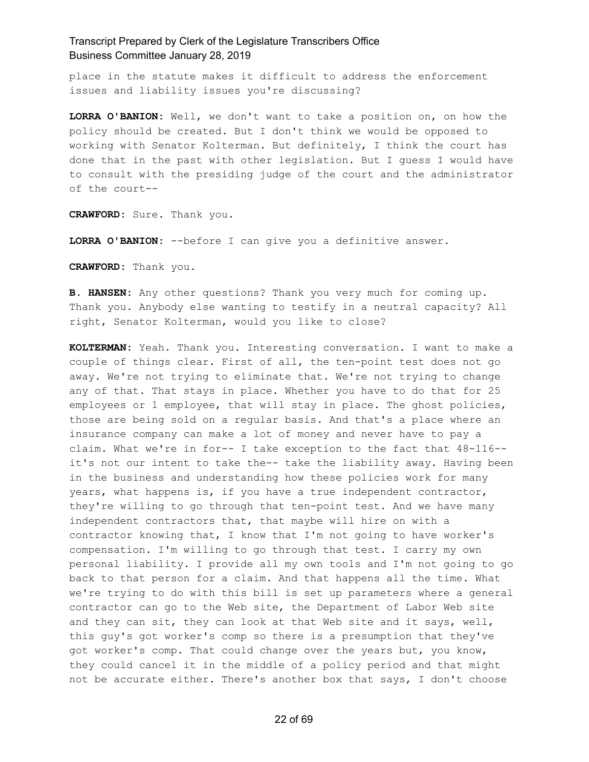place in the statute makes it difficult to address the enforcement issues and liability issues you're discussing?

**LORRA O'BANION:** Well, we don't want to take a position on, on how the policy should be created. But I don't think we would be opposed to working with Senator Kolterman. But definitely, I think the court has done that in the past with other legislation. But I guess I would have to consult with the presiding judge of the court and the administrator of the court--

**CRAWFORD:** Sure. Thank you.

**LORRA O'BANION:** --before I can give you a definitive answer.

**CRAWFORD:** Thank you.

**B. HANSEN:** Any other questions? Thank you very much for coming up. Thank you. Anybody else wanting to testify in a neutral capacity? All right, Senator Kolterman, would you like to close?

**KOLTERMAN:** Yeah. Thank you. Interesting conversation. I want to make a couple of things clear. First of all, the ten-point test does not go away. We're not trying to eliminate that. We're not trying to change any of that. That stays in place. Whether you have to do that for 25 employees or 1 employee, that will stay in place. The ghost policies, those are being sold on a regular basis. And that's a place where an insurance company can make a lot of money and never have to pay a claim. What we're in for-- I take exception to the fact that 48-116-- it's not our intent to take the-- take the liability away. Having been in the business and understanding how these policies work for many years, what happens is, if you have a true independent contractor, they're willing to go through that ten-point test. And we have many independent contractors that, that maybe will hire on with a contractor knowing that, I know that I'm not going to have worker's compensation. I'm willing to go through that test. I carry my own personal liability. I provide all my own tools and I'm not going to go back to that person for a claim. And that happens all the time. What we're trying to do with this bill is set up parameters where a general contractor can go to the Web site, the Department of Labor Web site and they can sit, they can look at that Web site and it says, well, this guy's got worker's comp so there is a presumption that they've got worker's comp. That could change over the years but, you know, they could cancel it in the middle of a policy period and that might not be accurate either. There's another box that says, I don't choose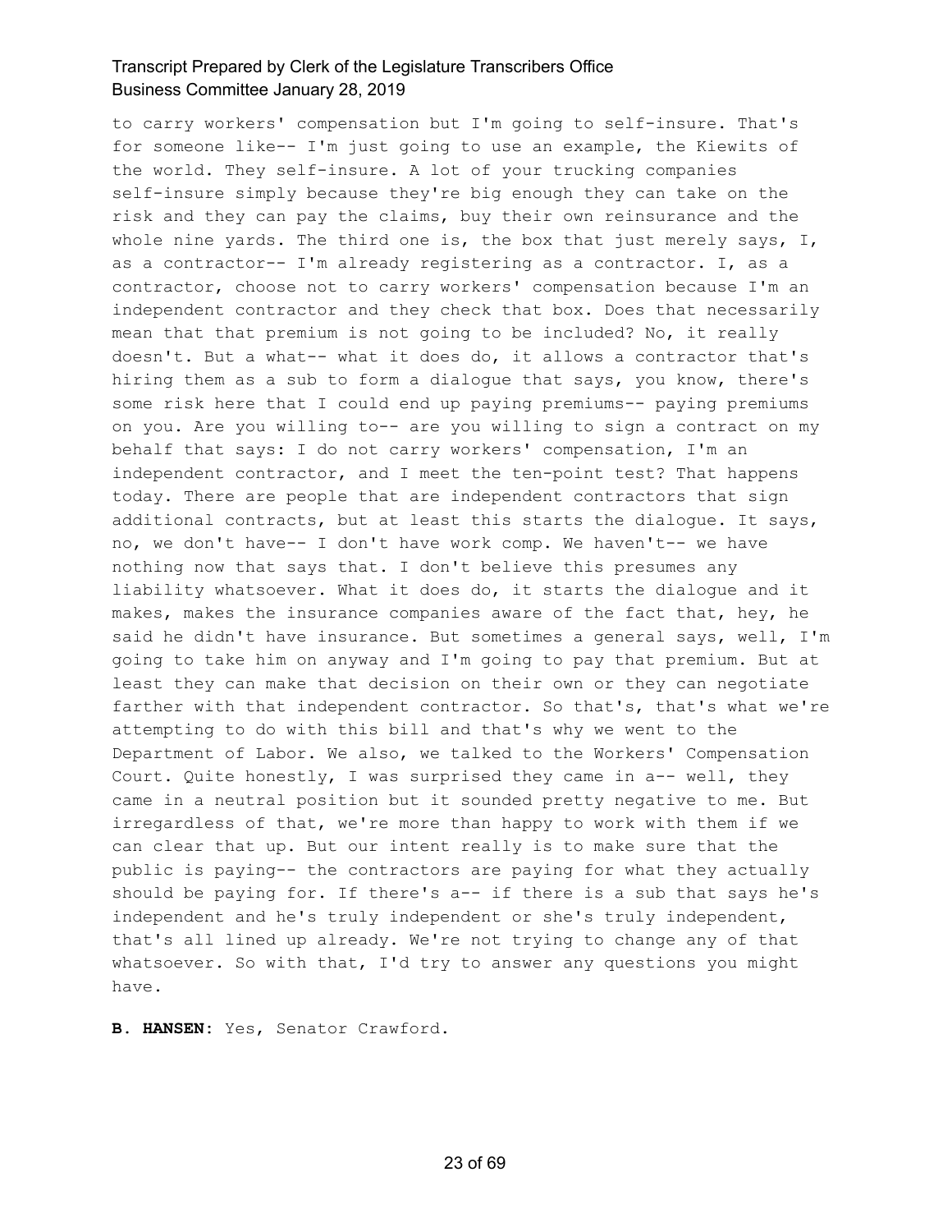to carry workers' compensation but I'm going to self-insure. That's for someone like-- I'm just going to use an example, the Kiewits of the world. They self-insure. A lot of your trucking companies self-insure simply because they're big enough they can take on the risk and they can pay the claims, buy their own reinsurance and the whole nine yards. The third one is, the box that just merely says, I, as a contractor-- I'm already registering as a contractor. I, as a contractor, choose not to carry workers' compensation because I'm an independent contractor and they check that box. Does that necessarily mean that that premium is not going to be included? No, it really doesn't. But a what-- what it does do, it allows a contractor that's hiring them as a sub to form a dialogue that says, you know, there's some risk here that I could end up paying premiums-- paying premiums on you. Are you willing to-- are you willing to sign a contract on my behalf that says: I do not carry workers' compensation, I'm an independent contractor, and I meet the ten-point test? That happens today. There are people that are independent contractors that sign additional contracts, but at least this starts the dialogue. It says, no, we don't have-- I don't have work comp. We haven't-- we have nothing now that says that. I don't believe this presumes any liability whatsoever. What it does do, it starts the dialogue and it makes, makes the insurance companies aware of the fact that, hey, he said he didn't have insurance. But sometimes a general says, well, I'm going to take him on anyway and I'm going to pay that premium. But at least they can make that decision on their own or they can negotiate farther with that independent contractor. So that's, that's what we're attempting to do with this bill and that's why we went to the Department of Labor. We also, we talked to the Workers' Compensation Court. Quite honestly, I was surprised they came in a-- well, they came in a neutral position but it sounded pretty negative to me. But irregardless of that, we're more than happy to work with them if we can clear that up. But our intent really is to make sure that the public is paying-- the contractors are paying for what they actually should be paying for. If there's a-- if there is a sub that says he's independent and he's truly independent or she's truly independent, that's all lined up already. We're not trying to change any of that whatsoever. So with that, I'd try to answer any questions you might have.

**B. HANSEN:** Yes, Senator Crawford.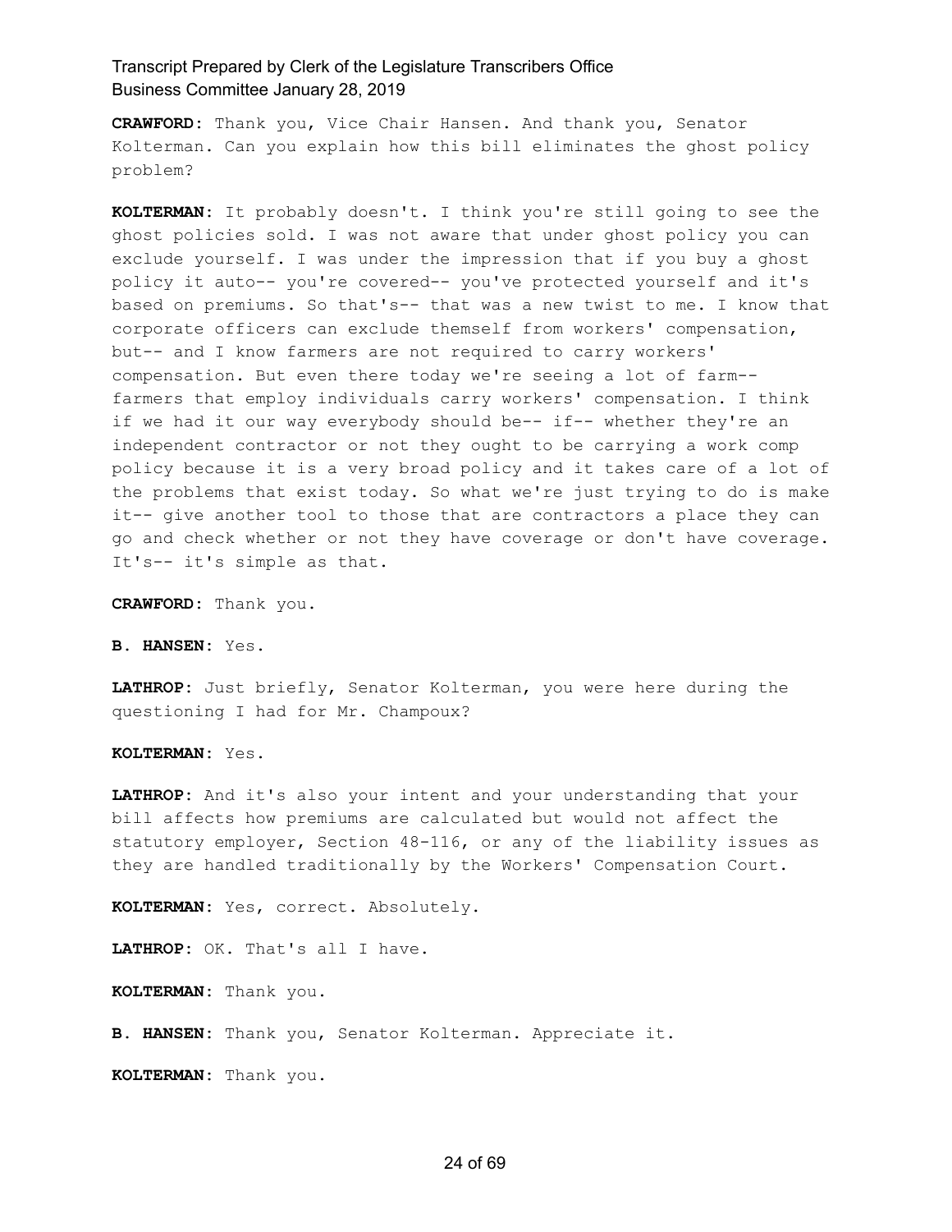**CRAWFORD:** Thank you, Vice Chair Hansen. And thank you, Senator Kolterman. Can you explain how this bill eliminates the ghost policy problem?

**KOLTERMAN:** It probably doesn't. I think you're still going to see the ghost policies sold. I was not aware that under ghost policy you can exclude yourself. I was under the impression that if you buy a ghost policy it auto-- you're covered-- you've protected yourself and it's based on premiums. So that's-- that was a new twist to me. I know that corporate officers can exclude themself from workers' compensation, but-- and I know farmers are not required to carry workers' compensation. But even there today we're seeing a lot of farm-- farmers that employ individuals carry workers' compensation. I think if we had it our way everybody should be-- if-- whether they're an independent contractor or not they ought to be carrying a work comp policy because it is a very broad policy and it takes care of a lot of the problems that exist today. So what we're just trying to do is make it-- give another tool to those that are contractors a place they can go and check whether or not they have coverage or don't have coverage. It's-- it's simple as that.

**CRAWFORD:** Thank you.

**B. HANSEN:** Yes.

**LATHROP:** Just briefly, Senator Kolterman, you were here during the questioning I had for Mr. Champoux?

**KOLTERMAN:** Yes.

**LATHROP:** And it's also your intent and your understanding that your bill affects how premiums are calculated but would not affect the statutory employer, Section 48-116, or any of the liability issues as they are handled traditionally by the Workers' Compensation Court.

**KOLTERMAN:** Yes, correct. Absolutely.

**LATHROP:** OK. That's all I have.

**KOLTERMAN:** Thank you.

**B. HANSEN:** Thank you, Senator Kolterman. Appreciate it.

**KOLTERMAN:** Thank you.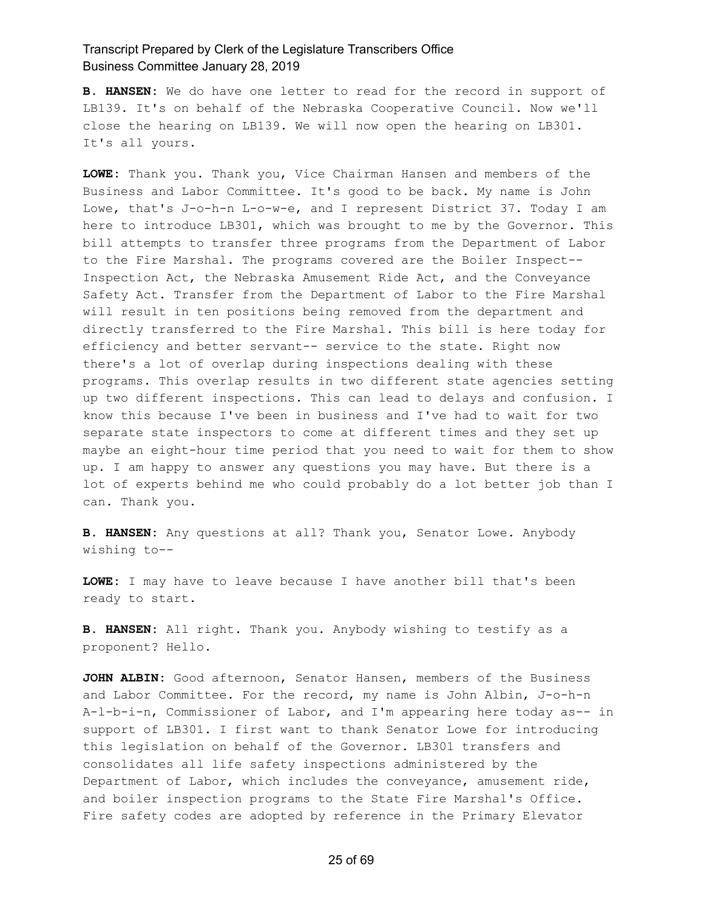**B. HANSEN:** We do have one letter to read for the record in support of LB139. It's on behalf of the Nebraska Cooperative Council. Now we'll close the hearing on LB139. We will now open the hearing on LB301. It's all yours.

**LOWE:** Thank you. Thank you, Vice Chairman Hansen and members of the Business and Labor Committee. It's good to be back. My name is John Lowe, that's J-o-h-n L-o-w-e, and I represent District 37. Today I am here to introduce LB301, which was brought to me by the Governor. This bill attempts to transfer three programs from the Department of Labor to the Fire Marshal. The programs covered are the Boiler Inspect-- Inspection Act, the Nebraska Amusement Ride Act, and the Conveyance Safety Act. Transfer from the Department of Labor to the Fire Marshal will result in ten positions being removed from the department and directly transferred to the Fire Marshal. This bill is here today for efficiency and better servant-- service to the state. Right now there's a lot of overlap during inspections dealing with these programs. This overlap results in two different state agencies setting up two different inspections. This can lead to delays and confusion. I know this because I've been in business and I've had to wait for two separate state inspectors to come at different times and they set up maybe an eight-hour time period that you need to wait for them to show up. I am happy to answer any questions you may have. But there is a lot of experts behind me who could probably do a lot better job than I can. Thank you.

**B. HANSEN:** Any questions at all? Thank you, Senator Lowe. Anybody wishing to--

**LOWE:** I may have to leave because I have another bill that's been ready to start.

**B. HANSEN:** All right. Thank you. Anybody wishing to testify as a proponent? Hello.

**JOHN ALBIN:** Good afternoon, Senator Hansen, members of the Business and Labor Committee. For the record, my name is John Albin, J-o-h-n A-l-b-i-n, Commissioner of Labor, and I'm appearing here today as-- in support of LB301. I first want to thank Senator Lowe for introducing this legislation on behalf of the Governor. LB301 transfers and consolidates all life safety inspections administered by the Department of Labor, which includes the conveyance, amusement ride, and boiler inspection programs to the State Fire Marshal's Office. Fire safety codes are adopted by reference in the Primary Elevator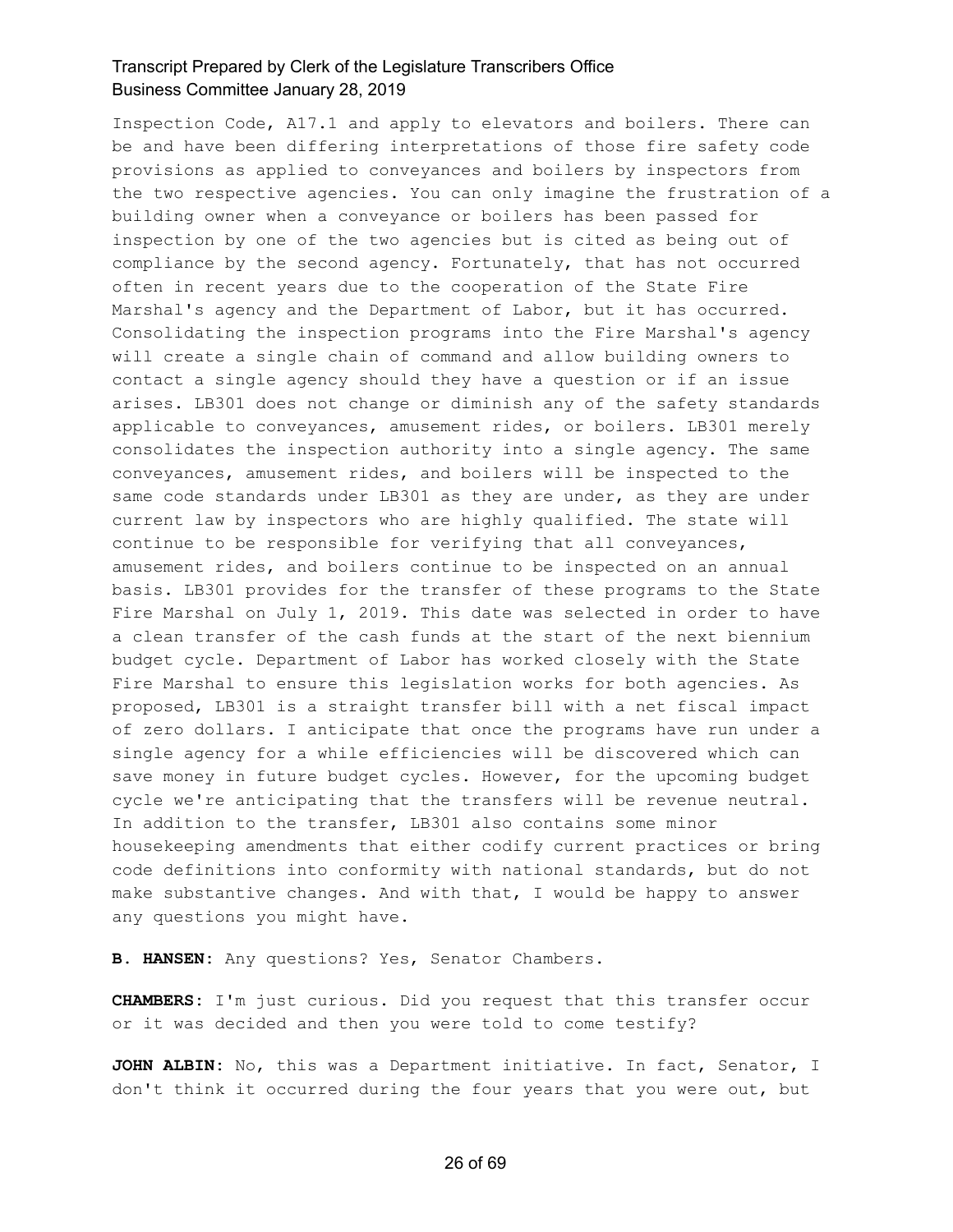Inspection Code, A17.1 and apply to elevators and boilers. There can be and have been differing interpretations of those fire safety code provisions as applied to conveyances and boilers by inspectors from the two respective agencies. You can only imagine the frustration of a building owner when a conveyance or boilers has been passed for inspection by one of the two agencies but is cited as being out of compliance by the second agency. Fortunately, that has not occurred often in recent years due to the cooperation of the State Fire Marshal's agency and the Department of Labor, but it has occurred. Consolidating the inspection programs into the Fire Marshal's agency will create a single chain of command and allow building owners to contact a single agency should they have a question or if an issue arises. LB301 does not change or diminish any of the safety standards applicable to conveyances, amusement rides, or boilers. LB301 merely consolidates the inspection authority into a single agency. The same conveyances, amusement rides, and boilers will be inspected to the same code standards under LB301 as they are under, as they are under current law by inspectors who are highly qualified. The state will continue to be responsible for verifying that all conveyances, amusement rides, and boilers continue to be inspected on an annual basis. LB301 provides for the transfer of these programs to the State Fire Marshal on July 1, 2019. This date was selected in order to have a clean transfer of the cash funds at the start of the next biennium budget cycle. Department of Labor has worked closely with the State Fire Marshal to ensure this legislation works for both agencies. As proposed, LB301 is a straight transfer bill with a net fiscal impact of zero dollars. I anticipate that once the programs have run under a single agency for a while efficiencies will be discovered which can save money in future budget cycles. However, for the upcoming budget cycle we're anticipating that the transfers will be revenue neutral. In addition to the transfer, LB301 also contains some minor housekeeping amendments that either codify current practices or bring code definitions into conformity with national standards, but do not make substantive changes. And with that, I would be happy to answer any questions you might have.

**B. HANSEN:** Any questions? Yes, Senator Chambers.

**CHAMBERS:** I'm just curious. Did you request that this transfer occur or it was decided and then you were told to come testify?

**JOHN ALBIN:** No, this was a Department initiative. In fact, Senator, I don't think it occurred during the four years that you were out, but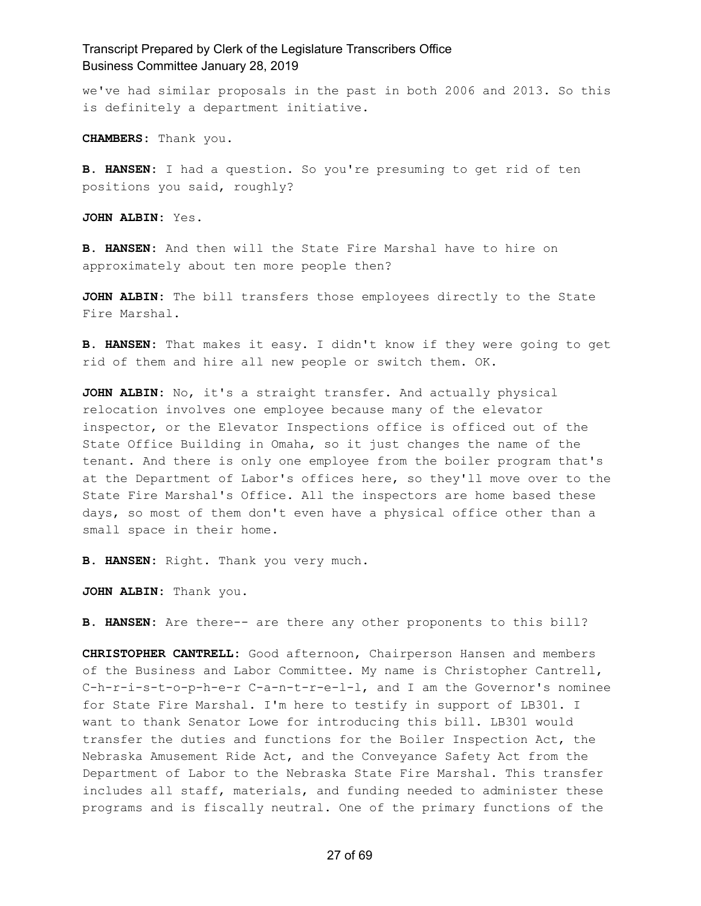we've had similar proposals in the past in both 2006 and 2013. So this is definitely a department initiative.

**CHAMBERS:** Thank you.

**B. HANSEN:** I had a question. So you're presuming to get rid of ten positions you said, roughly?

**JOHN ALBIN:** Yes.

**B. HANSEN:** And then will the State Fire Marshal have to hire on approximately about ten more people then?

**JOHN ALBIN:** The bill transfers those employees directly to the State Fire Marshal.

**B. HANSEN:** That makes it easy. I didn't know if they were going to get rid of them and hire all new people or switch them. OK.

**JOHN ALBIN:** No, it's a straight transfer. And actually physical relocation involves one employee because many of the elevator inspector, or the Elevator Inspections office is officed out of the State Office Building in Omaha, so it just changes the name of the tenant. And there is only one employee from the boiler program that's at the Department of Labor's offices here, so they'll move over to the State Fire Marshal's Office. All the inspectors are home based these days, so most of them don't even have a physical office other than a small space in their home.

**B. HANSEN:** Right. Thank you very much.

**JOHN ALBIN:** Thank you.

**B. HANSEN:** Are there-- are there any other proponents to this bill?

**CHRISTOPHER CANTRELL:** Good afternoon, Chairperson Hansen and members of the Business and Labor Committee. My name is Christopher Cantrell, C-h-r-i-s-t-o-p-h-e-r C-a-n-t-r-e-l-l, and I am the Governor's nominee for State Fire Marshal. I'm here to testify in support of LB301. I want to thank Senator Lowe for introducing this bill. LB301 would transfer the duties and functions for the Boiler Inspection Act, the Nebraska Amusement Ride Act, and the Conveyance Safety Act from the Department of Labor to the Nebraska State Fire Marshal. This transfer includes all staff, materials, and funding needed to administer these programs and is fiscally neutral. One of the primary functions of the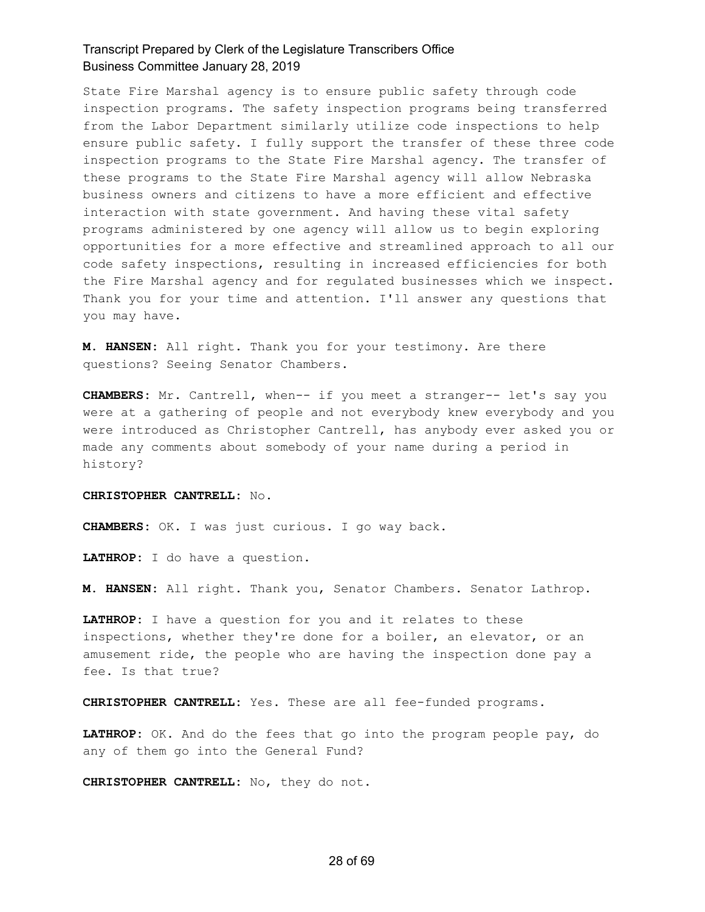State Fire Marshal agency is to ensure public safety through code inspection programs. The safety inspection programs being transferred from the Labor Department similarly utilize code inspections to help ensure public safety. I fully support the transfer of these three code inspection programs to the State Fire Marshal agency. The transfer of these programs to the State Fire Marshal agency will allow Nebraska business owners and citizens to have a more efficient and effective interaction with state government. And having these vital safety programs administered by one agency will allow us to begin exploring opportunities for a more effective and streamlined approach to all our code safety inspections, resulting in increased efficiencies for both the Fire Marshal agency and for regulated businesses which we inspect. Thank you for your time and attention. I'll answer any questions that you may have.

**M. HANSEN:** All right. Thank you for your testimony. Are there questions? Seeing Senator Chambers.

**CHAMBERS:** Mr. Cantrell, when-- if you meet a stranger-- let's say you were at a gathering of people and not everybody knew everybody and you were introduced as Christopher Cantrell, has anybody ever asked you or made any comments about somebody of your name during a period in history?

**CHRISTOPHER CANTRELL:** No.

**CHAMBERS:** OK. I was just curious. I go way back.

**LATHROP:** I do have a question.

**M. HANSEN:** All right. Thank you, Senator Chambers. Senator Lathrop.

**LATHROP:** I have a question for you and it relates to these inspections, whether they're done for a boiler, an elevator, or an amusement ride, the people who are having the inspection done pay a fee. Is that true?

**CHRISTOPHER CANTRELL:** Yes. These are all fee-funded programs.

**LATHROP:** OK. And do the fees that go into the program people pay, do any of them go into the General Fund?

**CHRISTOPHER CANTRELL:** No, they do not.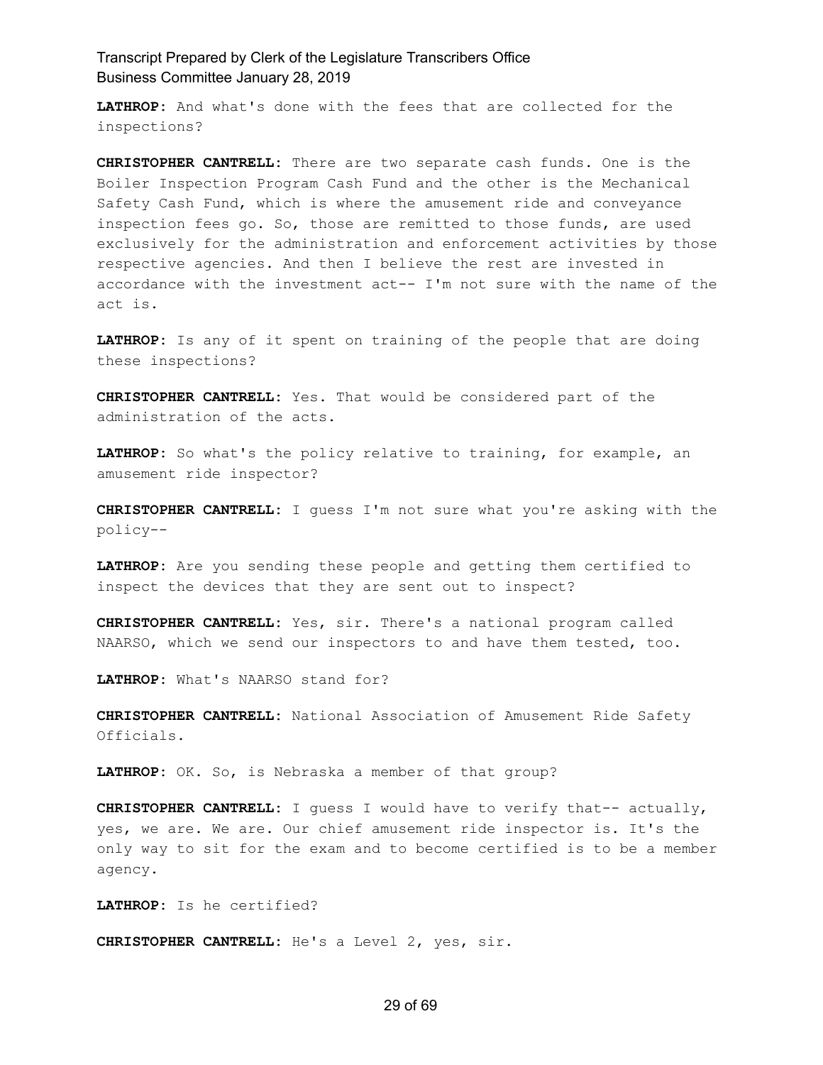**LATHROP:** And what's done with the fees that are collected for the inspections?

**CHRISTOPHER CANTRELL:** There are two separate cash funds. One is the Boiler Inspection Program Cash Fund and the other is the Mechanical Safety Cash Fund, which is where the amusement ride and conveyance inspection fees go. So, those are remitted to those funds, are used exclusively for the administration and enforcement activities by those respective agencies. And then I believe the rest are invested in accordance with the investment act-- I'm not sure with the name of the act is.

**LATHROP:** Is any of it spent on training of the people that are doing these inspections?

**CHRISTOPHER CANTRELL:** Yes. That would be considered part of the administration of the acts.

**LATHROP:** So what's the policy relative to training, for example, an amusement ride inspector?

**CHRISTOPHER CANTRELL:** I guess I'm not sure what you're asking with the policy--

**LATHROP:** Are you sending these people and getting them certified to inspect the devices that they are sent out to inspect?

**CHRISTOPHER CANTRELL:** Yes, sir. There's a national program called NAARSO, which we send our inspectors to and have them tested, too.

**LATHROP:** What's NAARSO stand for?

**CHRISTOPHER CANTRELL:** National Association of Amusement Ride Safety Officials.

**LATHROP:** OK. So, is Nebraska a member of that group?

**CHRISTOPHER CANTRELL:** I guess I would have to verify that-- actually, yes, we are. We are. Our chief amusement ride inspector is. It's the only way to sit for the exam and to become certified is to be a member agency.

**LATHROP:** Is he certified?

**CHRISTOPHER CANTRELL:** He's a Level 2, yes, sir.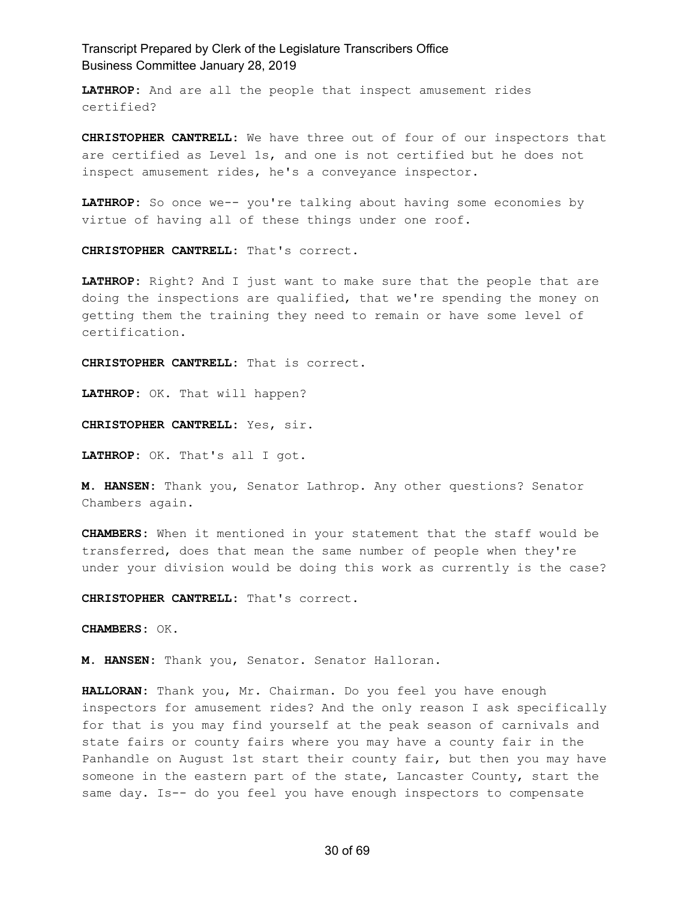**LATHROP:** And are all the people that inspect amusement rides certified?

**CHRISTOPHER CANTRELL:** We have three out of four of our inspectors that are certified as Level 1s, and one is not certified but he does not inspect amusement rides, he's a conveyance inspector.

**LATHROP:** So once we-- you're talking about having some economies by virtue of having all of these things under one roof.

**CHRISTOPHER CANTRELL:** That's correct.

**LATHROP:** Right? And I just want to make sure that the people that are doing the inspections are qualified, that we're spending the money on getting them the training they need to remain or have some level of certification.

**CHRISTOPHER CANTRELL:** That is correct.

**LATHROP:** OK. That will happen?

**CHRISTOPHER CANTRELL:** Yes, sir.

**LATHROP:** OK. That's all I got.

**M. HANSEN:** Thank you, Senator Lathrop. Any other questions? Senator Chambers again.

**CHAMBERS:** When it mentioned in your statement that the staff would be transferred, does that mean the same number of people when they're under your division would be doing this work as currently is the case?

**CHRISTOPHER CANTRELL:** That's correct.

**CHAMBERS:** OK.

**M. HANSEN:** Thank you, Senator. Senator Halloran.

**HALLORAN:** Thank you, Mr. Chairman. Do you feel you have enough inspectors for amusement rides? And the only reason I ask specifically for that is you may find yourself at the peak season of carnivals and state fairs or county fairs where you may have a county fair in the Panhandle on August 1st start their county fair, but then you may have someone in the eastern part of the state, Lancaster County, start the same day. Is-- do you feel you have enough inspectors to compensate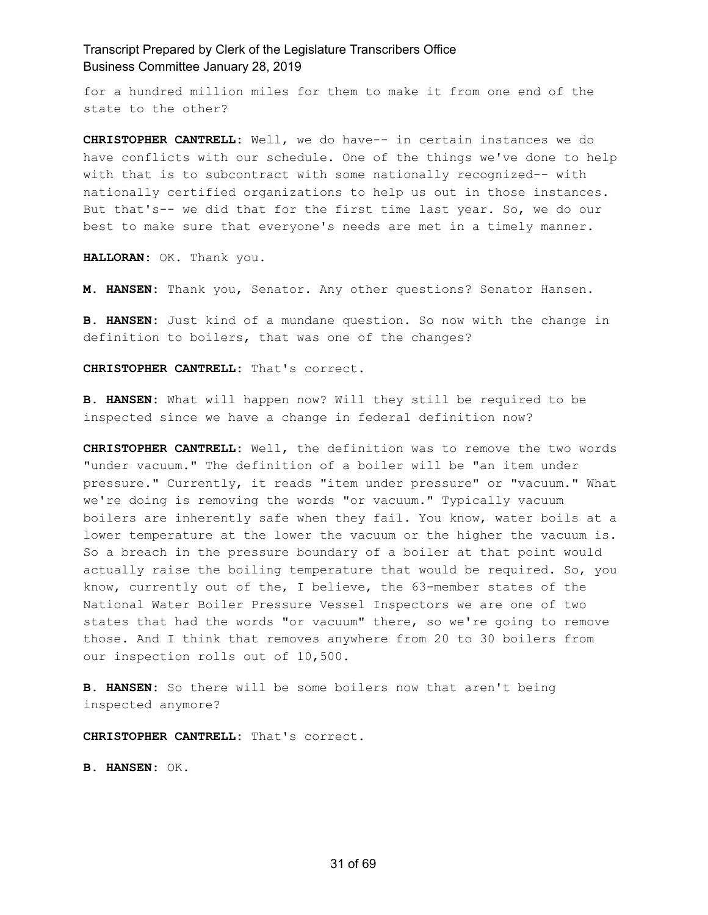for a hundred million miles for them to make it from one end of the state to the other?

**CHRISTOPHER CANTRELL:** Well, we do have-- in certain instances we do have conflicts with our schedule. One of the things we've done to help with that is to subcontract with some nationally recognized-- with nationally certified organizations to help us out in those instances. But that's-- we did that for the first time last year. So, we do our best to make sure that everyone's needs are met in a timely manner.

**HALLORAN:** OK. Thank you.

**M. HANSEN:** Thank you, Senator. Any other questions? Senator Hansen.

**B. HANSEN:** Just kind of a mundane question. So now with the change in definition to boilers, that was one of the changes?

**CHRISTOPHER CANTRELL:** That's correct.

**B. HANSEN:** What will happen now? Will they still be required to be inspected since we have a change in federal definition now?

**CHRISTOPHER CANTRELL:** Well, the definition was to remove the two words "under vacuum." The definition of a boiler will be "an item under pressure." Currently, it reads "item under pressure" or "vacuum." What we're doing is removing the words "or vacuum." Typically vacuum boilers are inherently safe when they fail. You know, water boils at a lower temperature at the lower the vacuum or the higher the vacuum is. So a breach in the pressure boundary of a boiler at that point would actually raise the boiling temperature that would be required. So, you know, currently out of the, I believe, the 63-member states of the National Water Boiler Pressure Vessel Inspectors we are one of two states that had the words "or vacuum" there, so we're going to remove those. And I think that removes anywhere from 20 to 30 boilers from our inspection rolls out of 10,500.

**B. HANSEN:** So there will be some boilers now that aren't being inspected anymore?

**CHRISTOPHER CANTRELL:** That's correct.

**B. HANSEN:** OK.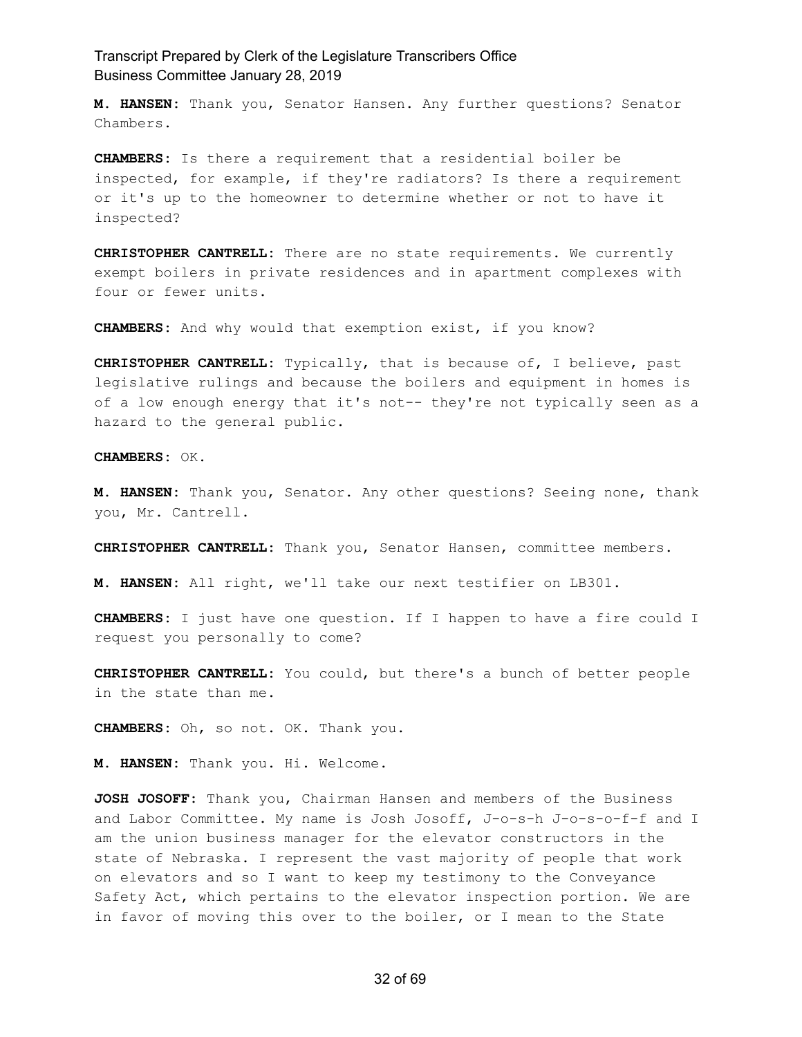**M. HANSEN:** Thank you, Senator Hansen. Any further questions? Senator Chambers.

**CHAMBERS:** Is there a requirement that a residential boiler be inspected, for example, if they're radiators? Is there a requirement or it's up to the homeowner to determine whether or not to have it inspected?

**CHRISTOPHER CANTRELL:** There are no state requirements. We currently exempt boilers in private residences and in apartment complexes with four or fewer units.

**CHAMBERS:** And why would that exemption exist, if you know?

**CHRISTOPHER CANTRELL:** Typically, that is because of, I believe, past legislative rulings and because the boilers and equipment in homes is of a low enough energy that it's not-- they're not typically seen as a hazard to the general public.

**CHAMBERS:** OK.

**M. HANSEN:** Thank you, Senator. Any other questions? Seeing none, thank you, Mr. Cantrell.

**CHRISTOPHER CANTRELL:** Thank you, Senator Hansen, committee members.

**M. HANSEN:** All right, we'll take our next testifier on LB301.

**CHAMBERS:** I just have one question. If I happen to have a fire could I request you personally to come?

**CHRISTOPHER CANTRELL:** You could, but there's a bunch of better people in the state than me.

**CHAMBERS:** Oh, so not. OK. Thank you.

**M. HANSEN:** Thank you. Hi. Welcome.

**JOSH JOSOFF:** Thank you, Chairman Hansen and members of the Business and Labor Committee. My name is Josh Josoff, J-o-s-h J-o-s-o-f-f and I am the union business manager for the elevator constructors in the state of Nebraska. I represent the vast majority of people that work on elevators and so I want to keep my testimony to the Conveyance Safety Act, which pertains to the elevator inspection portion. We are in favor of moving this over to the boiler, or I mean to the State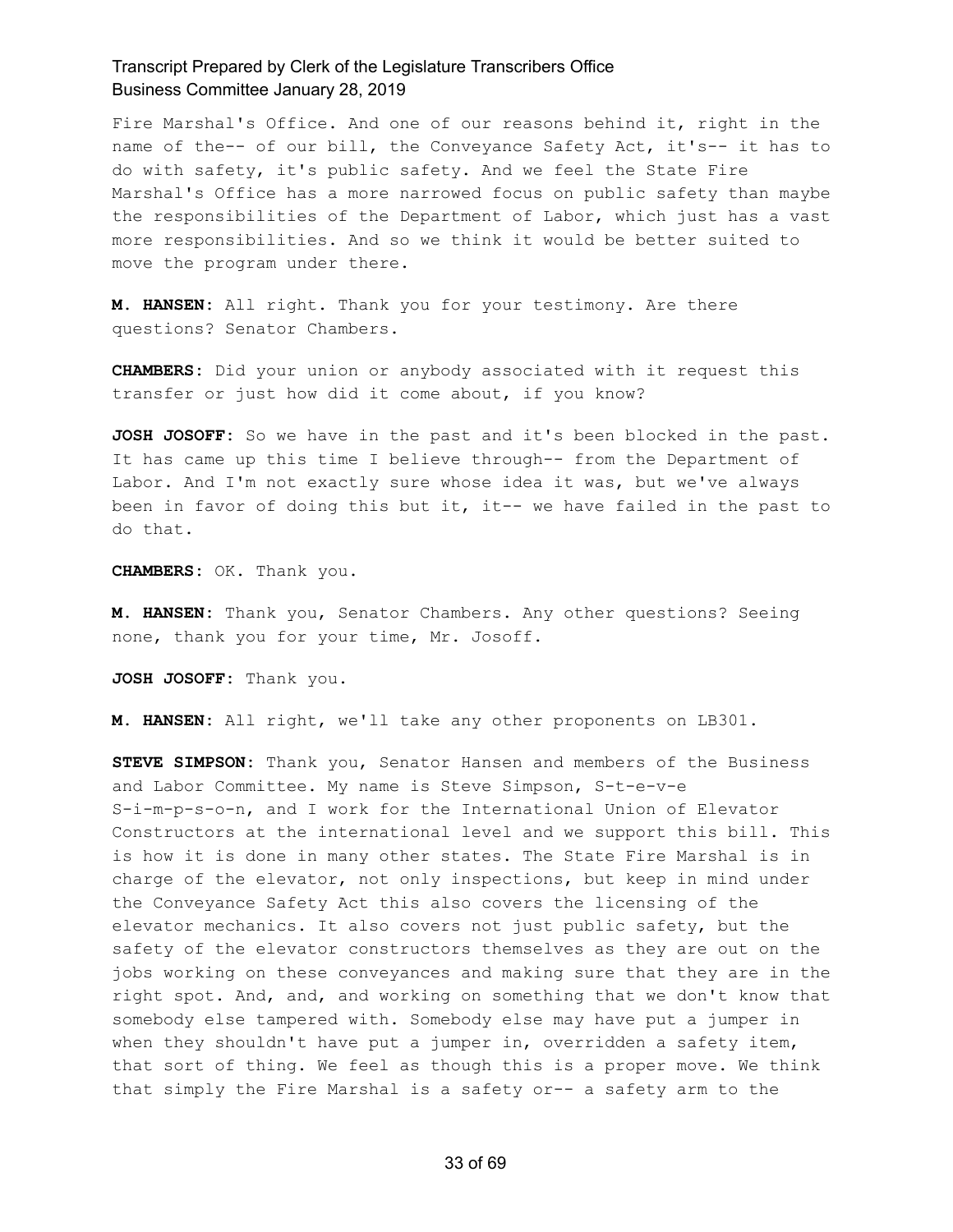Fire Marshal's Office. And one of our reasons behind it, right in the name of the-- of our bill, the Conveyance Safety Act, it's-- it has to do with safety, it's public safety. And we feel the State Fire Marshal's Office has a more narrowed focus on public safety than maybe the responsibilities of the Department of Labor, which just has a vast more responsibilities. And so we think it would be better suited to move the program under there.

**M. HANSEN:** All right. Thank you for your testimony. Are there questions? Senator Chambers.

**CHAMBERS:** Did your union or anybody associated with it request this transfer or just how did it come about, if you know?

**JOSH JOSOFF:** So we have in the past and it's been blocked in the past. It has came up this time I believe through-- from the Department of Labor. And I'm not exactly sure whose idea it was, but we've always been in favor of doing this but it, it-- we have failed in the past to do that.

**CHAMBERS:** OK. Thank you.

**M. HANSEN:** Thank you, Senator Chambers. Any other questions? Seeing none, thank you for your time, Mr. Josoff.

**JOSH JOSOFF:** Thank you.

**M. HANSEN:** All right, we'll take any other proponents on LB301.

**STEVE SIMPSON:** Thank you, Senator Hansen and members of the Business and Labor Committee. My name is Steve Simpson, S-t-e-v-e S-i-m-p-s-o-n, and I work for the International Union of Elevator Constructors at the international level and we support this bill. This is how it is done in many other states. The State Fire Marshal is in charge of the elevator, not only inspections, but keep in mind under the Conveyance Safety Act this also covers the licensing of the elevator mechanics. It also covers not just public safety, but the safety of the elevator constructors themselves as they are out on the jobs working on these conveyances and making sure that they are in the right spot. And, and, and working on something that we don't know that somebody else tampered with. Somebody else may have put a jumper in when they shouldn't have put a jumper in, overridden a safety item, that sort of thing. We feel as though this is a proper move. We think that simply the Fire Marshal is a safety or-- a safety arm to the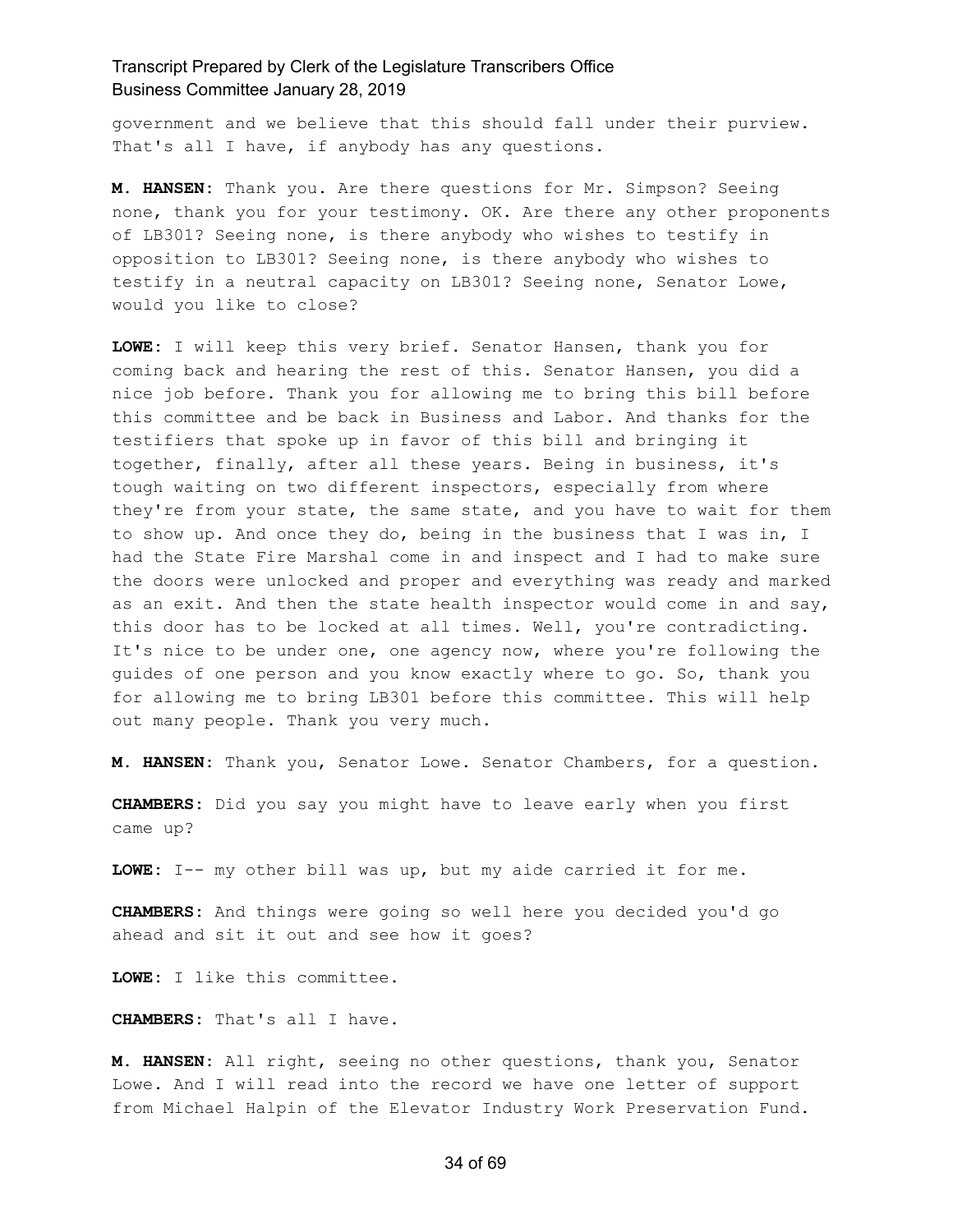government and we believe that this should fall under their purview. That's all I have, if anybody has any questions.

**M. HANSEN:** Thank you. Are there questions for Mr. Simpson? Seeing none, thank you for your testimony. OK. Are there any other proponents of LB301? Seeing none, is there anybody who wishes to testify in opposition to LB301? Seeing none, is there anybody who wishes to testify in a neutral capacity on LB301? Seeing none, Senator Lowe, would you like to close?

**LOWE:** I will keep this very brief. Senator Hansen, thank you for coming back and hearing the rest of this. Senator Hansen, you did a nice job before. Thank you for allowing me to bring this bill before this committee and be back in Business and Labor. And thanks for the testifiers that spoke up in favor of this bill and bringing it together, finally, after all these years. Being in business, it's tough waiting on two different inspectors, especially from where they're from your state, the same state, and you have to wait for them to show up. And once they do, being in the business that I was in, I had the State Fire Marshal come in and inspect and I had to make sure the doors were unlocked and proper and everything was ready and marked as an exit. And then the state health inspector would come in and say, this door has to be locked at all times. Well, you're contradicting. It's nice to be under one, one agency now, where you're following the guides of one person and you know exactly where to go. So, thank you for allowing me to bring LB301 before this committee. This will help out many people. Thank you very much.

**M. HANSEN:** Thank you, Senator Lowe. Senator Chambers, for a question.

**CHAMBERS:** Did you say you might have to leave early when you first came up?

**LOWE:** I-- my other bill was up, but my aide carried it for me.

**CHAMBERS:** And things were going so well here you decided you'd go ahead and sit it out and see how it goes?

**LOWE:** I like this committee.

**CHAMBERS:** That's all I have.

**M. HANSEN:** All right, seeing no other questions, thank you, Senator Lowe. And I will read into the record we have one letter of support from Michael Halpin of the Elevator Industry Work Preservation Fund.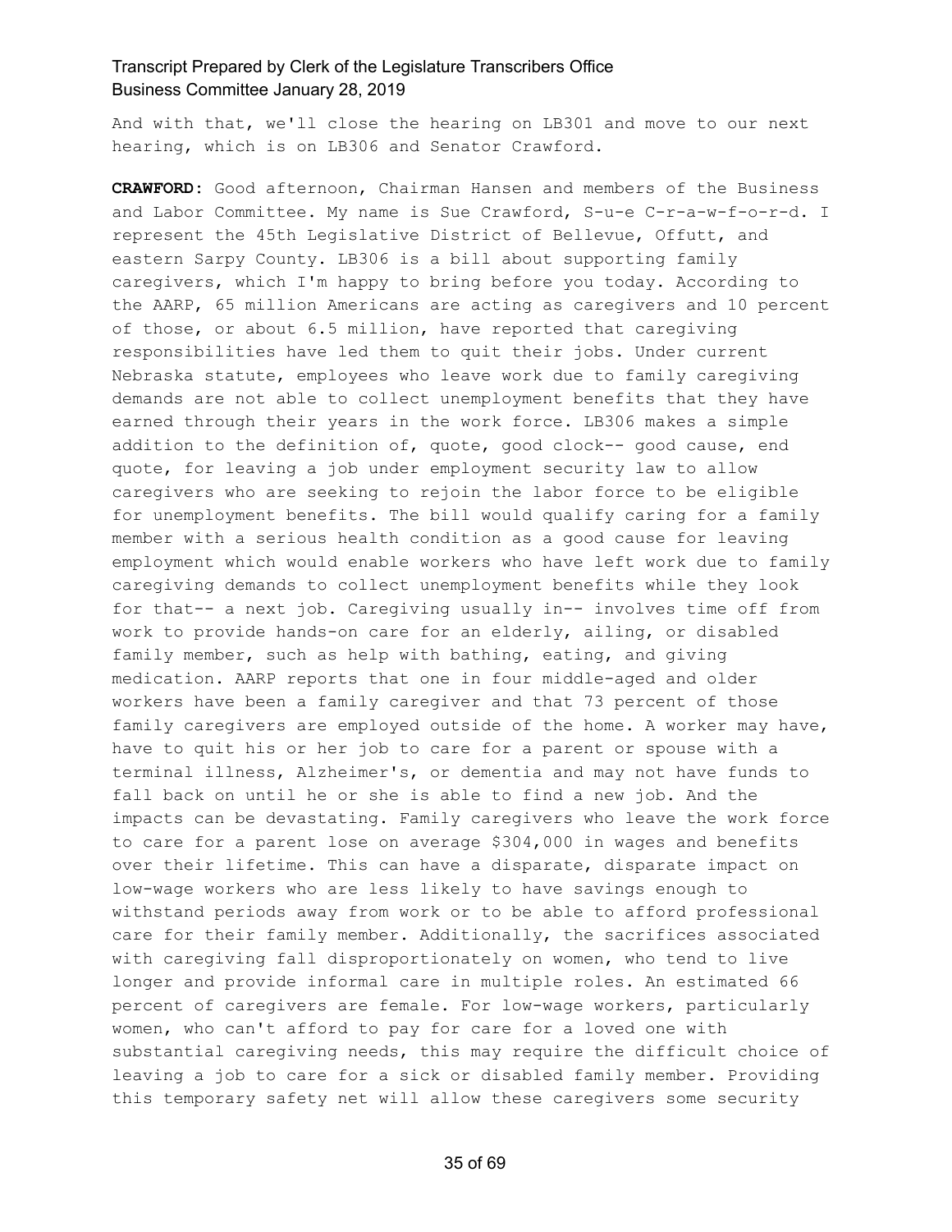And with that, we'll close the hearing on LB301 and move to our next hearing, which is on LB306 and Senator Crawford.

**CRAWFORD:** Good afternoon, Chairman Hansen and members of the Business and Labor Committee. My name is Sue Crawford, S-u-e C-r-a-w-f-o-r-d. I represent the 45th Legislative District of Bellevue, Offutt, and eastern Sarpy County. LB306 is a bill about supporting family caregivers, which I'm happy to bring before you today. According to the AARP, 65 million Americans are acting as caregivers and 10 percent of those, or about 6.5 million, have reported that caregiving responsibilities have led them to quit their jobs. Under current Nebraska statute, employees who leave work due to family caregiving demands are not able to collect unemployment benefits that they have earned through their years in the work force. LB306 makes a simple addition to the definition of, quote, good clock-- good cause, end quote, for leaving a job under employment security law to allow caregivers who are seeking to rejoin the labor force to be eligible for unemployment benefits. The bill would qualify caring for a family member with a serious health condition as a good cause for leaving employment which would enable workers who have left work due to family caregiving demands to collect unemployment benefits while they look for that-- a next job. Caregiving usually in-- involves time off from work to provide hands-on care for an elderly, ailing, or disabled family member, such as help with bathing, eating, and giving medication. AARP reports that one in four middle-aged and older workers have been a family caregiver and that 73 percent of those family caregivers are employed outside of the home. A worker may have, have to quit his or her job to care for a parent or spouse with a terminal illness, Alzheimer's, or dementia and may not have funds to fall back on until he or she is able to find a new job. And the impacts can be devastating. Family caregivers who leave the work force to care for a parent lose on average $304,000 in wages and benefits over their lifetime. This can have a disparate, disparate impact on low-wage workers who are less likely to have savings enough to withstand periods away from work or to be able to afford professional care for their family member. Additionally, the sacrifices associated with caregiving fall disproportionately on women, who tend to live longer and provide informal care in multiple roles. An estimated 66 percent of caregivers are female. For low-wage workers, particularly women, who can't afford to pay for care for a loved one with substantial caregiving needs, this may require the difficult choice of leaving a job to care for a sick or disabled family member. Providing this temporary safety net will allow these caregivers some security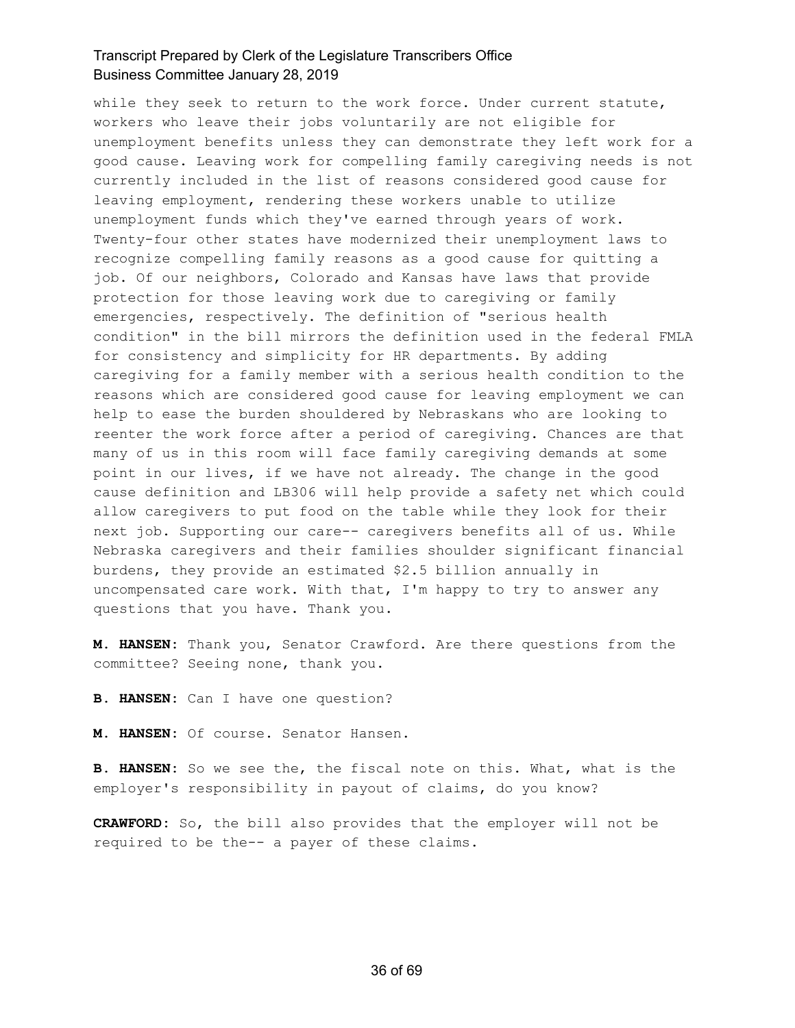while they seek to return to the work force. Under current statute, workers who leave their jobs voluntarily are not eligible for unemployment benefits unless they can demonstrate they left work for a good cause. Leaving work for compelling family caregiving needs is not currently included in the list of reasons considered good cause for leaving employment, rendering these workers unable to utilize unemployment funds which they've earned through years of work. Twenty-four other states have modernized their unemployment laws to recognize compelling family reasons as a good cause for quitting a job. Of our neighbors, Colorado and Kansas have laws that provide protection for those leaving work due to caregiving or family emergencies, respectively. The definition of "serious health condition" in the bill mirrors the definition used in the federal FMLA for consistency and simplicity for HR departments. By adding caregiving for a family member with a serious health condition to the reasons which are considered good cause for leaving employment we can help to ease the burden shouldered by Nebraskans who are looking to reenter the work force after a period of caregiving. Chances are that many of us in this room will face family caregiving demands at some point in our lives, if we have not already. The change in the good cause definition and LB306 will help provide a safety net which could allow caregivers to put food on the table while they look for their next job. Supporting our care-- caregivers benefits all of us. While Nebraska caregivers and their families shoulder significant financial burdens, they provide an estimated $2.5 billion annually in uncompensated care work. With that, I'm happy to try to answer any questions that you have. Thank you.

**M. HANSEN:** Thank you, Senator Crawford. Are there questions from the committee? Seeing none, thank you.

**B. HANSEN:** Can I have one question?

**M. HANSEN:** Of course. Senator Hansen.

**B. HANSEN:** So we see the, the fiscal note on this. What, what is the employer's responsibility in payout of claims, do you know?

**CRAWFORD:** So, the bill also provides that the employer will not be required to be the-- a payer of these claims.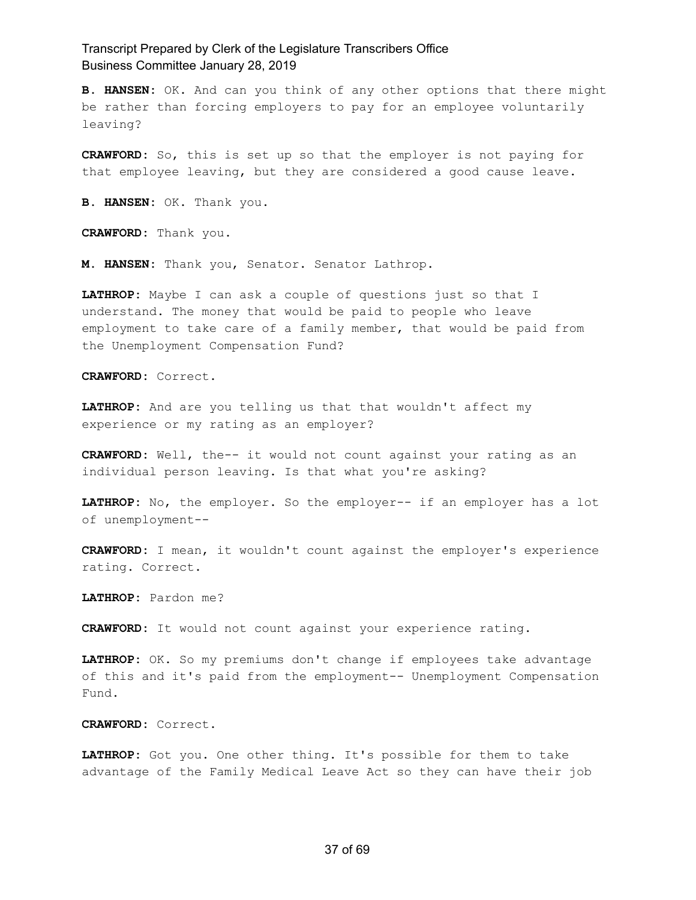**B. HANSEN:** OK. And can you think of any other options that there might be rather than forcing employers to pay for an employee voluntarily leaving?

**CRAWFORD:** So, this is set up so that the employer is not paying for that employee leaving, but they are considered a good cause leave.

**B. HANSEN:** OK. Thank you.

**CRAWFORD:** Thank you.

**M. HANSEN:** Thank you, Senator. Senator Lathrop.

**LATHROP:** Maybe I can ask a couple of questions just so that I understand. The money that would be paid to people who leave employment to take care of a family member, that would be paid from the Unemployment Compensation Fund?

**CRAWFORD:** Correct.

**LATHROP:** And are you telling us that that wouldn't affect my experience or my rating as an employer?

**CRAWFORD:** Well, the-- it would not count against your rating as an individual person leaving. Is that what you're asking?

**LATHROP:** No, the employer. So the employer-- if an employer has a lot of unemployment--

**CRAWFORD:** I mean, it wouldn't count against the employer's experience rating. Correct.

**LATHROP:** Pardon me?

**CRAWFORD:** It would not count against your experience rating.

**LATHROP:** OK. So my premiums don't change if employees take advantage of this and it's paid from the employment-- Unemployment Compensation Fund.

**CRAWFORD:** Correct.

**LATHROP:** Got you. One other thing. It's possible for them to take advantage of the Family Medical Leave Act so they can have their job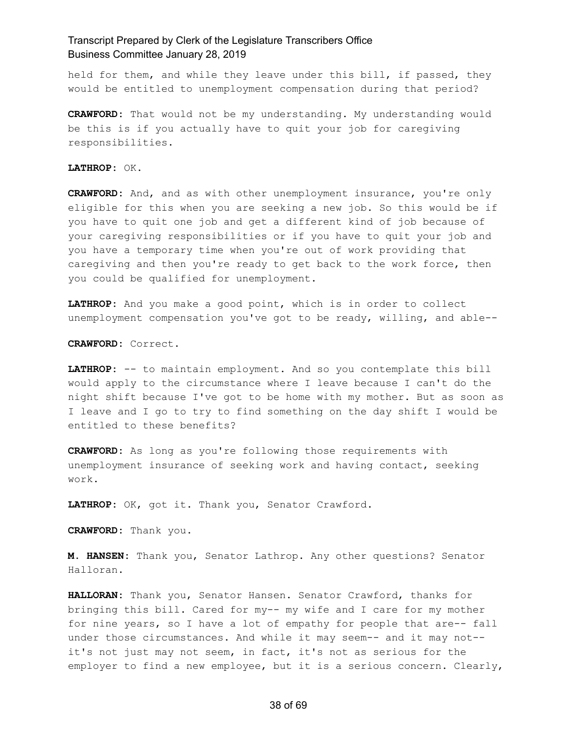held for them, and while they leave under this bill, if passed, they would be entitled to unemployment compensation during that period?

**CRAWFORD:** That would not be my understanding. My understanding would be this is if you actually have to quit your job for caregiving responsibilities.

**LATHROP:** OK.

**CRAWFORD:** And, and as with other unemployment insurance, you're only eligible for this when you are seeking a new job. So this would be if you have to quit one job and get a different kind of job because of your caregiving responsibilities or if you have to quit your job and you have a temporary time when you're out of work providing that caregiving and then you're ready to get back to the work force, then you could be qualified for unemployment.

**LATHROP:** And you make a good point, which is in order to collect unemployment compensation you've got to be ready, willing, and able--

**CRAWFORD:** Correct.

**LATHROP:** -- to maintain employment. And so you contemplate this bill would apply to the circumstance where I leave because I can't do the night shift because I've got to be home with my mother. But as soon as I leave and I go to try to find something on the day shift I would be entitled to these benefits?

**CRAWFORD:** As long as you're following those requirements with unemployment insurance of seeking work and having contact, seeking work.

**LATHROP:** OK, got it. Thank you, Senator Crawford.

**CRAWFORD:** Thank you.

**M. HANSEN:** Thank you, Senator Lathrop. Any other questions? Senator Halloran.

**HALLORAN:** Thank you, Senator Hansen. Senator Crawford, thanks for bringing this bill. Cared for my-- my wife and I care for my mother for nine years, so I have a lot of empathy for people that are-- fall under those circumstances. And while it may seem-- and it may not-- it's not just may not seem, in fact, it's not as serious for the employer to find a new employee, but it is a serious concern. Clearly,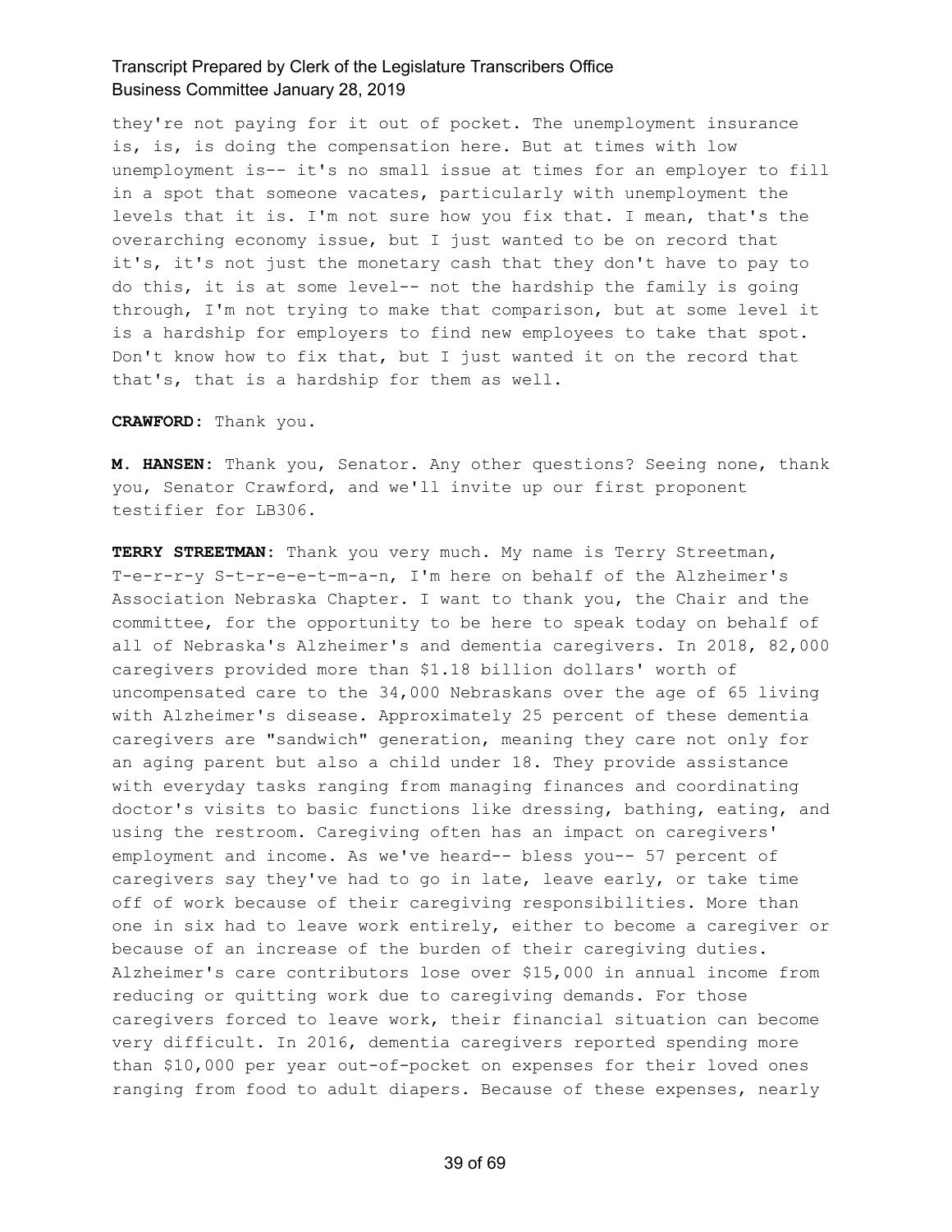they're not paying for it out of pocket. The unemployment insurance is, is, is doing the compensation here. But at times with low unemployment is-- it's no small issue at times for an employer to fill in a spot that someone vacates, particularly with unemployment the levels that it is. I'm not sure how you fix that. I mean, that's the overarching economy issue, but I just wanted to be on record that it's, it's not just the monetary cash that they don't have to pay to do this, it is at some level-- not the hardship the family is going through, I'm not trying to make that comparison, but at some level it is a hardship for employers to find new employees to take that spot. Don't know how to fix that, but I just wanted it on the record that that's, that is a hardship for them as well.

**CRAWFORD:** Thank you.

**M. HANSEN:** Thank you, Senator. Any other questions? Seeing none, thank you, Senator Crawford, and we'll invite up our first proponent testifier for LB306.

**TERRY STREETMAN:** Thank you very much. My name is Terry Streetman, T-e-r-r-y S-t-r-e-e-t-m-a-n, I'm here on behalf of the Alzheimer's Association Nebraska Chapter. I want to thank you, the Chair and the committee, for the opportunity to be here to speak today on behalf of all of Nebraska's Alzheimer's and dementia caregivers. In 2018, 82,000 caregivers provided more than $1.18 billion dollars' worth of uncompensated care to the 34,000 Nebraskans over the age of 65 living with Alzheimer's disease. Approximately 25 percent of these dementia caregivers are "sandwich" generation, meaning they care not only for an aging parent but also a child under 18. They provide assistance with everyday tasks ranging from managing finances and coordinating doctor's visits to basic functions like dressing, bathing, eating, and using the restroom. Caregiving often has an impact on caregivers' employment and income. As we've heard-- bless you-- 57 percent of caregivers say they've had to go in late, leave early, or take time off of work because of their caregiving responsibilities. More than one in six had to leave work entirely, either to become a caregiver or because of an increase of the burden of their caregiving duties. Alzheimer's care contributors lose over $15,000 in annual income from reducing or quitting work due to caregiving demands. For those caregivers forced to leave work, their financial situation can become very difficult. In 2016, dementia caregivers reported spending more than $10,000 per year out-of-pocket on expenses for their loved ones ranging from food to adult diapers. Because of these expenses, nearly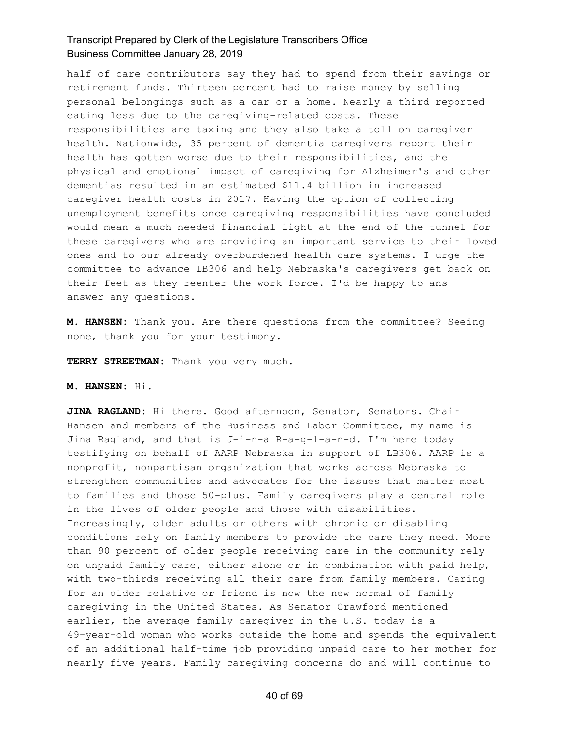half of care contributors say they had to spend from their savings or retirement funds. Thirteen percent had to raise money by selling personal belongings such as a car or a home. Nearly a third reported eating less due to the caregiving-related costs. These responsibilities are taxing and they also take a toll on caregiver health. Nationwide, 35 percent of dementia caregivers report their health has gotten worse due to their responsibilities, and the physical and emotional impact of caregiving for Alzheimer's and other dementias resulted in an estimated $11.4 billion in increased caregiver health costs in 2017. Having the option of collecting unemployment benefits once caregiving responsibilities have concluded would mean a much needed financial light at the end of the tunnel for these caregivers who are providing an important service to their loved ones and to our already overburdened health care systems. I urge the committee to advance LB306 and help Nebraska's caregivers get back on their feet as they reenter the work force. I'd be happy to ans-- answer any questions.

**M. HANSEN:** Thank you. Are there questions from the committee? Seeing none, thank you for your testimony.

**TERRY STREETMAN:** Thank you very much.

**M. HANSEN:** Hi.

**JINA RAGLAND:** Hi there. Good afternoon, Senator, Senators. Chair Hansen and members of the Business and Labor Committee, my name is Jina Ragland, and that is J-i-n-a R-a-g-l-a-n-d. I'm here today testifying on behalf of AARP Nebraska in support of LB306. AARP is a nonprofit, nonpartisan organization that works across Nebraska to strengthen communities and advocates for the issues that matter most to families and those 50-plus. Family caregivers play a central role in the lives of older people and those with disabilities. Increasingly, older adults or others with chronic or disabling conditions rely on family members to provide the care they need. More than 90 percent of older people receiving care in the community rely on unpaid family care, either alone or in combination with paid help, with two-thirds receiving all their care from family members. Caring for an older relative or friend is now the new normal of family caregiving in the United States. As Senator Crawford mentioned earlier, the average family caregiver in the U.S. today is a 49-year-old woman who works outside the home and spends the equivalent of an additional half-time job providing unpaid care to her mother for nearly five years. Family caregiving concerns do and will continue to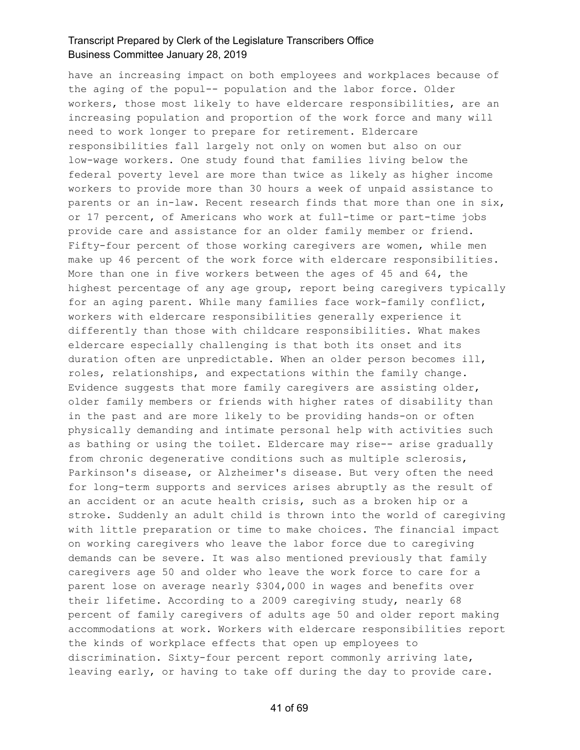have an increasing impact on both employees and workplaces because of the aging of the popul-- population and the labor force. Older workers, those most likely to have eldercare responsibilities, are an increasing population and proportion of the work force and many will need to work longer to prepare for retirement. Eldercare responsibilities fall largely not only on women but also on our low-wage workers. One study found that families living below the federal poverty level are more than twice as likely as higher income workers to provide more than 30 hours a week of unpaid assistance to parents or an in-law. Recent research finds that more than one in six, or 17 percent, of Americans who work at full-time or part-time jobs provide care and assistance for an older family member or friend. Fifty-four percent of those working caregivers are women, while men make up 46 percent of the work force with eldercare responsibilities. More than one in five workers between the ages of 45 and 64, the highest percentage of any age group, report being caregivers typically for an aging parent. While many families face work-family conflict, workers with eldercare responsibilities generally experience it differently than those with childcare responsibilities. What makes eldercare especially challenging is that both its onset and its duration often are unpredictable. When an older person becomes ill, roles, relationships, and expectations within the family change. Evidence suggests that more family caregivers are assisting older, older family members or friends with higher rates of disability than in the past and are more likely to be providing hands-on or often physically demanding and intimate personal help with activities such as bathing or using the toilet. Eldercare may rise-- arise gradually from chronic degenerative conditions such as multiple sclerosis, Parkinson's disease, or Alzheimer's disease. But very often the need for long-term supports and services arises abruptly as the result of an accident or an acute health crisis, such as a broken hip or a stroke. Suddenly an adult child is thrown into the world of caregiving with little preparation or time to make choices. The financial impact on working caregivers who leave the labor force due to caregiving demands can be severe. It was also mentioned previously that family caregivers age 50 and older who leave the work force to care for a parent lose on average nearly $304,000 in wages and benefits over their lifetime. According to a 2009 caregiving study, nearly 68 percent of family caregivers of adults age 50 and older report making accommodations at work. Workers with eldercare responsibilities report the kinds of workplace effects that open up employees to discrimination. Sixty-four percent report commonly arriving late, leaving early, or having to take off during the day to provide care.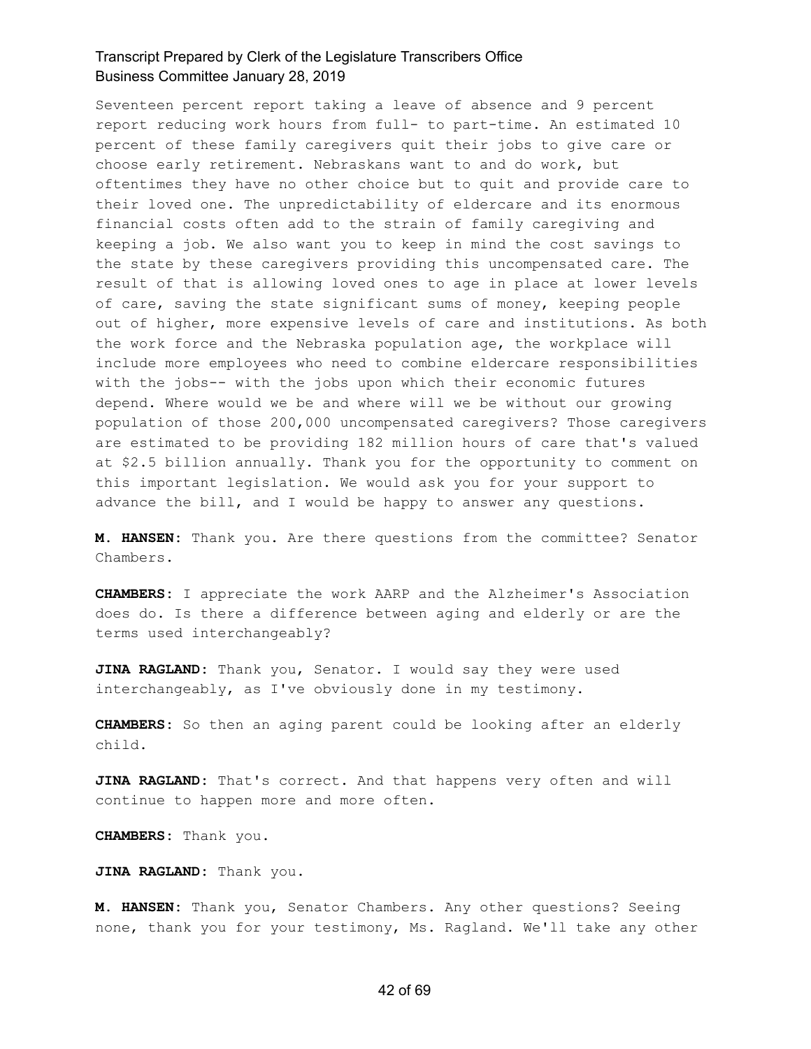Seventeen percent report taking a leave of absence and 9 percent report reducing work hours from full- to part-time. An estimated 10 percent of these family caregivers quit their jobs to give care or choose early retirement. Nebraskans want to and do work, but oftentimes they have no other choice but to quit and provide care to their loved one. The unpredictability of eldercare and its enormous financial costs often add to the strain of family caregiving and keeping a job. We also want you to keep in mind the cost savings to the state by these caregivers providing this uncompensated care. The result of that is allowing loved ones to age in place at lower levels of care, saving the state significant sums of money, keeping people out of higher, more expensive levels of care and institutions. As both the work force and the Nebraska population age, the workplace will include more employees who need to combine eldercare responsibilities with the jobs-- with the jobs upon which their economic futures depend. Where would we be and where will we be without our growing population of those 200,000 uncompensated caregivers? Those caregivers are estimated to be providing 182 million hours of care that's valued at $2.5 billion annually. Thank you for the opportunity to comment on this important legislation. We would ask you for your support to advance the bill, and I would be happy to answer any questions.

**M. HANSEN:** Thank you. Are there questions from the committee? Senator Chambers.

**CHAMBERS:** I appreciate the work AARP and the Alzheimer's Association does do. Is there a difference between aging and elderly or are the terms used interchangeably?

**JINA RAGLAND:** Thank you, Senator. I would say they were used interchangeably, as I've obviously done in my testimony.

**CHAMBERS:** So then an aging parent could be looking after an elderly child.

**JINA RAGLAND:** That's correct. And that happens very often and will continue to happen more and more often.

**CHAMBERS:** Thank you.

**JINA RAGLAND:** Thank you.

**M. HANSEN:** Thank you, Senator Chambers. Any other questions? Seeing none, thank you for your testimony, Ms. Ragland. We'll take any other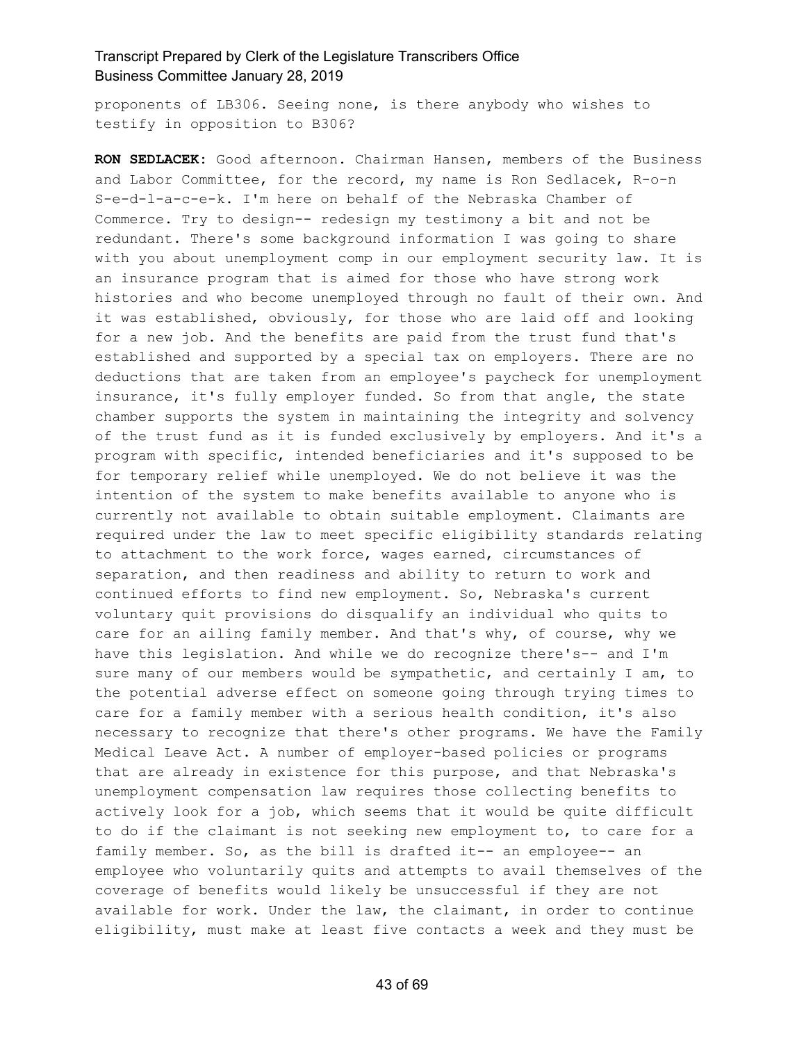proponents of LB306. Seeing none, is there anybody who wishes to testify in opposition to B306?

**RON SEDLACEK:** Good afternoon. Chairman Hansen, members of the Business and Labor Committee, for the record, my name is Ron Sedlacek, R-o-n S-e-d-l-a-c-e-k. I'm here on behalf of the Nebraska Chamber of Commerce. Try to design-- redesign my testimony a bit and not be redundant. There's some background information I was going to share with you about unemployment comp in our employment security law. It is an insurance program that is aimed for those who have strong work histories and who become unemployed through no fault of their own. And it was established, obviously, for those who are laid off and looking for a new job. And the benefits are paid from the trust fund that's established and supported by a special tax on employers. There are no deductions that are taken from an employee's paycheck for unemployment insurance, it's fully employer funded. So from that angle, the state chamber supports the system in maintaining the integrity and solvency of the trust fund as it is funded exclusively by employers. And it's a program with specific, intended beneficiaries and it's supposed to be for temporary relief while unemployed. We do not believe it was the intention of the system to make benefits available to anyone who is currently not available to obtain suitable employment. Claimants are required under the law to meet specific eligibility standards relating to attachment to the work force, wages earned, circumstances of separation, and then readiness and ability to return to work and continued efforts to find new employment. So, Nebraska's current voluntary quit provisions do disqualify an individual who quits to care for an ailing family member. And that's why, of course, why we have this legislation. And while we do recognize there's-- and I'm sure many of our members would be sympathetic, and certainly I am, to the potential adverse effect on someone going through trying times to care for a family member with a serious health condition, it's also necessary to recognize that there's other programs. We have the Family Medical Leave Act. A number of employer-based policies or programs that are already in existence for this purpose, and that Nebraska's unemployment compensation law requires those collecting benefits to actively look for a job, which seems that it would be quite difficult to do if the claimant is not seeking new employment to, to care for a family member. So, as the bill is drafted it-- an employee-- an employee who voluntarily quits and attempts to avail themselves of the coverage of benefits would likely be unsuccessful if they are not available for work. Under the law, the claimant, in order to continue eligibility, must make at least five contacts a week and they must be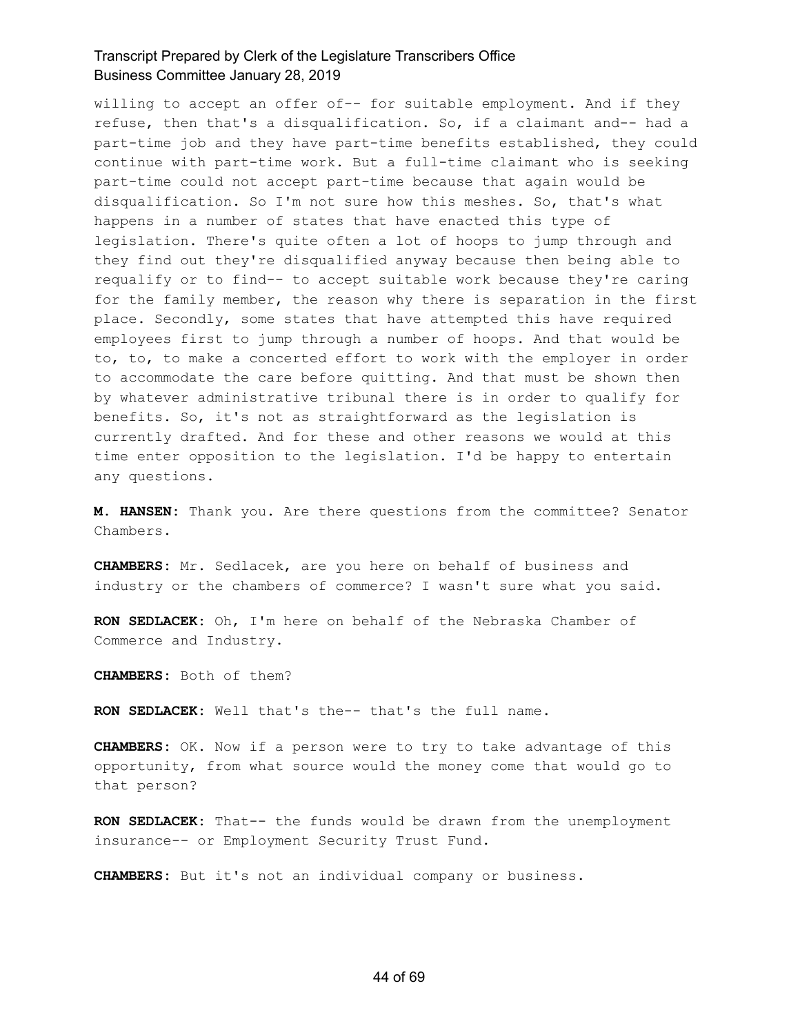willing to accept an offer of-- for suitable employment. And if they refuse, then that's a disqualification. So, if a claimant and-- had a part-time job and they have part-time benefits established, they could continue with part-time work. But a full-time claimant who is seeking part-time could not accept part-time because that again would be disqualification. So I'm not sure how this meshes. So, that's what happens in a number of states that have enacted this type of legislation. There's quite often a lot of hoops to jump through and they find out they're disqualified anyway because then being able to requalify or to find-- to accept suitable work because they're caring for the family member, the reason why there is separation in the first place. Secondly, some states that have attempted this have required employees first to jump through a number of hoops. And that would be to, to, to make a concerted effort to work with the employer in order to accommodate the care before quitting. And that must be shown then by whatever administrative tribunal there is in order to qualify for benefits. So, it's not as straightforward as the legislation is currently drafted. And for these and other reasons we would at this time enter opposition to the legislation. I'd be happy to entertain any questions.

**M. HANSEN:** Thank you. Are there questions from the committee? Senator Chambers.

**CHAMBERS:** Mr. Sedlacek, are you here on behalf of business and industry or the chambers of commerce? I wasn't sure what you said.

**RON SEDLACEK:** Oh, I'm here on behalf of the Nebraska Chamber of Commerce and Industry.

**CHAMBERS:** Both of them?

**RON SEDLACEK:** Well that's the-- that's the full name.

**CHAMBERS:** OK. Now if a person were to try to take advantage of this opportunity, from what source would the money come that would go to that person?

**RON SEDLACEK:** That-- the funds would be drawn from the unemployment insurance-- or Employment Security Trust Fund.

**CHAMBERS:** But it's not an individual company or business.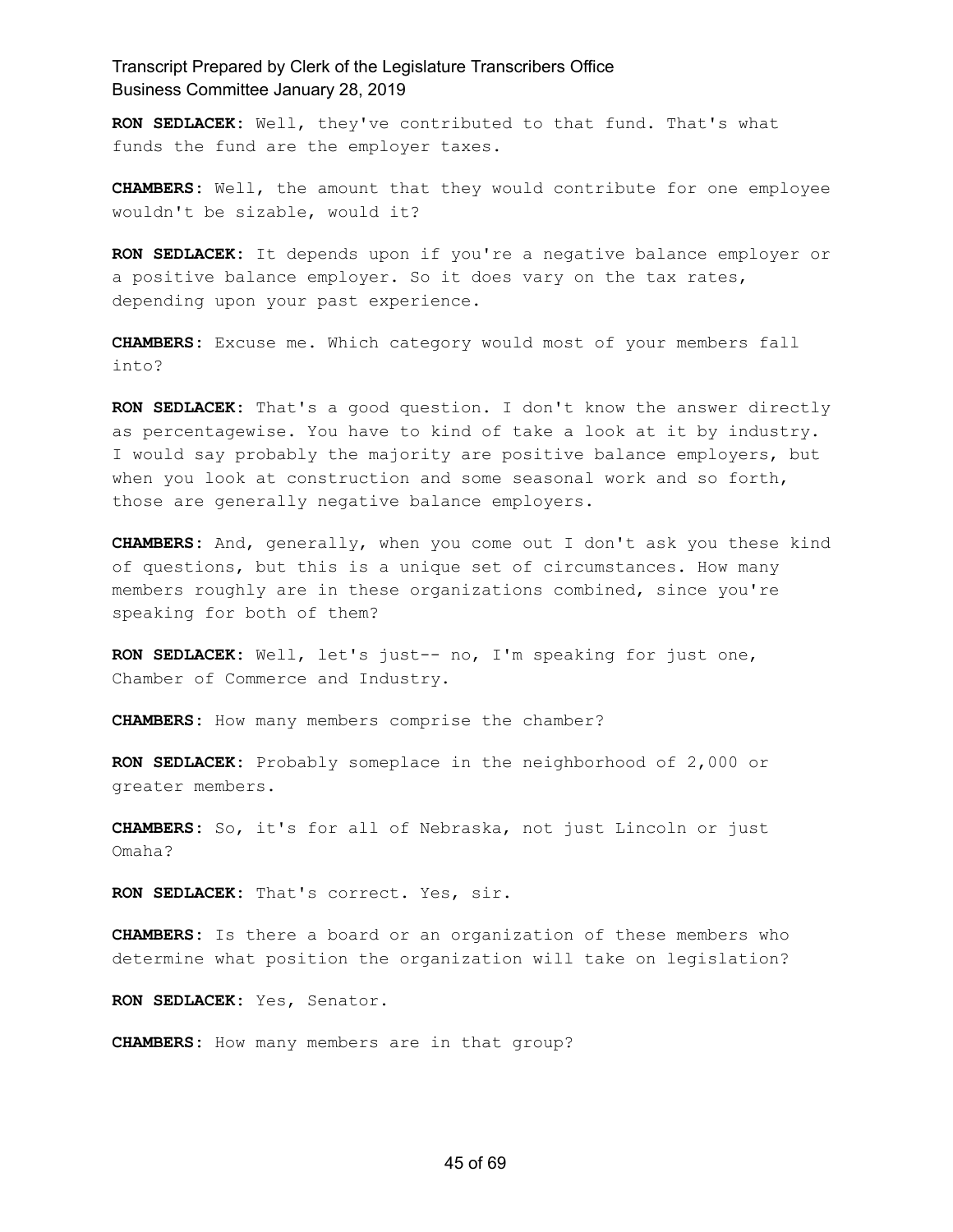**RON SEDLACEK:** Well, they've contributed to that fund. That's what funds the fund are the employer taxes.

**CHAMBERS:** Well, the amount that they would contribute for one employee wouldn't be sizable, would it?

**RON SEDLACEK:** It depends upon if you're a negative balance employer or a positive balance employer. So it does vary on the tax rates, depending upon your past experience.

**CHAMBERS:** Excuse me. Which category would most of your members fall into?

**RON SEDLACEK:** That's a good question. I don't know the answer directly as percentagewise. You have to kind of take a look at it by industry. I would say probably the majority are positive balance employers, but when you look at construction and some seasonal work and so forth, those are generally negative balance employers.

**CHAMBERS:** And, generally, when you come out I don't ask you these kind of questions, but this is a unique set of circumstances. How many members roughly are in these organizations combined, since you're speaking for both of them?

**RON SEDLACEK:** Well, let's just-- no, I'm speaking for just one, Chamber of Commerce and Industry.

**CHAMBERS:** How many members comprise the chamber?

**RON SEDLACEK:** Probably someplace in the neighborhood of 2,000 or greater members.

**CHAMBERS:** So, it's for all of Nebraska, not just Lincoln or just Omaha?

**RON SEDLACEK:** That's correct. Yes, sir.

**CHAMBERS:** Is there a board or an organization of these members who determine what position the organization will take on legislation?

**RON SEDLACEK:** Yes, Senator.

**CHAMBERS:** How many members are in that group?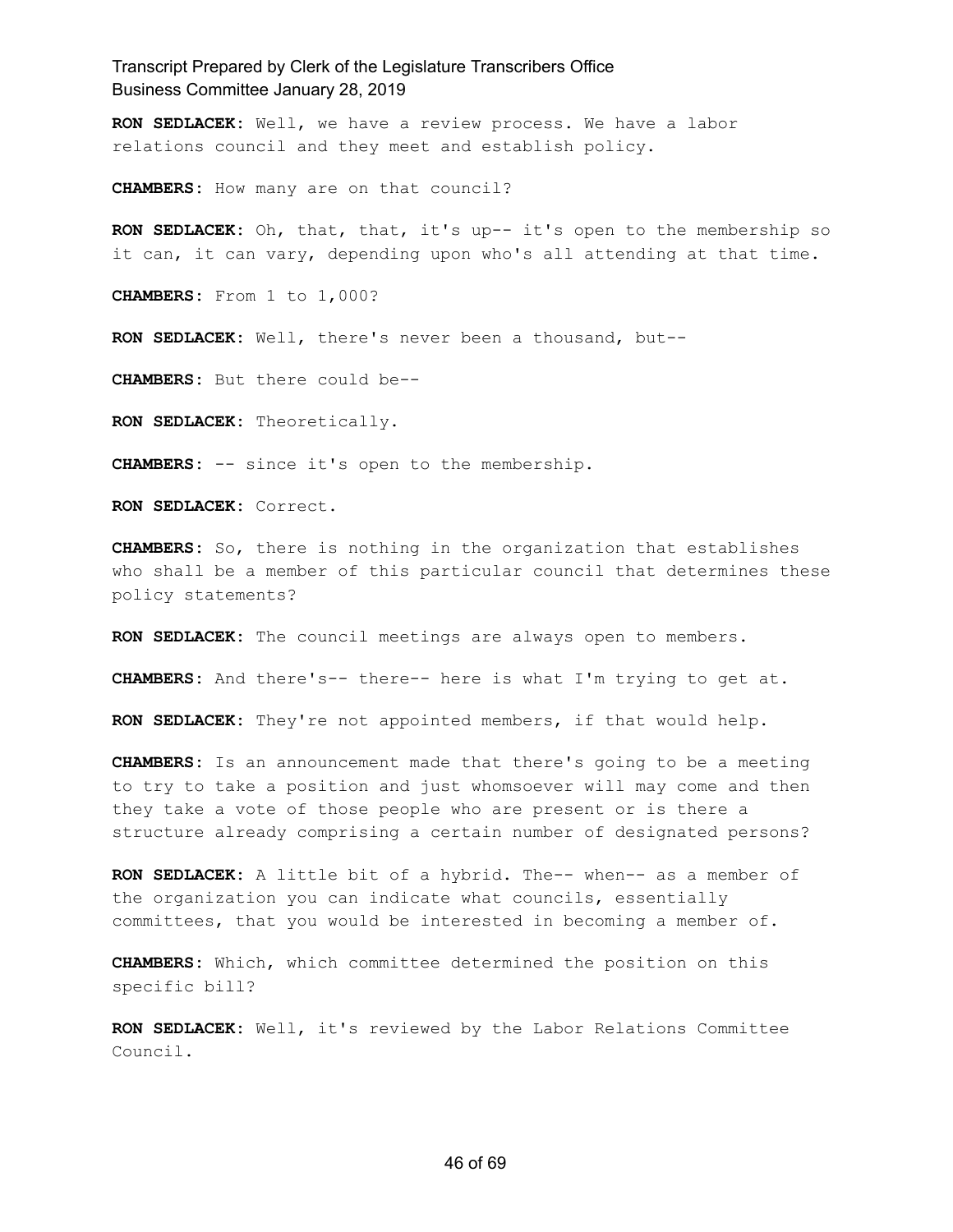**RON SEDLACEK:** Well, we have a review process. We have a labor relations council and they meet and establish policy.

**CHAMBERS:** How many are on that council?

**RON SEDLACEK:** Oh, that, that, it's up-- it's open to the membership so it can, it can vary, depending upon who's all attending at that time.

**CHAMBERS:** From 1 to 1,000?

**RON SEDLACEK:** Well, there's never been a thousand, but--

**CHAMBERS:** But there could be--

**RON SEDLACEK:** Theoretically.

**CHAMBERS:** -- since it's open to the membership.

**RON SEDLACEK:** Correct.

**CHAMBERS:** So, there is nothing in the organization that establishes who shall be a member of this particular council that determines these policy statements?

**RON SEDLACEK:** The council meetings are always open to members.

**CHAMBERS:** And there's-- there-- here is what I'm trying to get at.

**RON SEDLACEK:** They're not appointed members, if that would help.

**CHAMBERS:** Is an announcement made that there's going to be a meeting to try to take a position and just whomsoever will may come and then they take a vote of those people who are present or is there a structure already comprising a certain number of designated persons?

**RON SEDLACEK:** A little bit of a hybrid. The-- when-- as a member of the organization you can indicate what councils, essentially committees, that you would be interested in becoming a member of.

**CHAMBERS:** Which, which committee determined the position on this specific bill?

**RON SEDLACEK:** Well, it's reviewed by the Labor Relations Committee Council.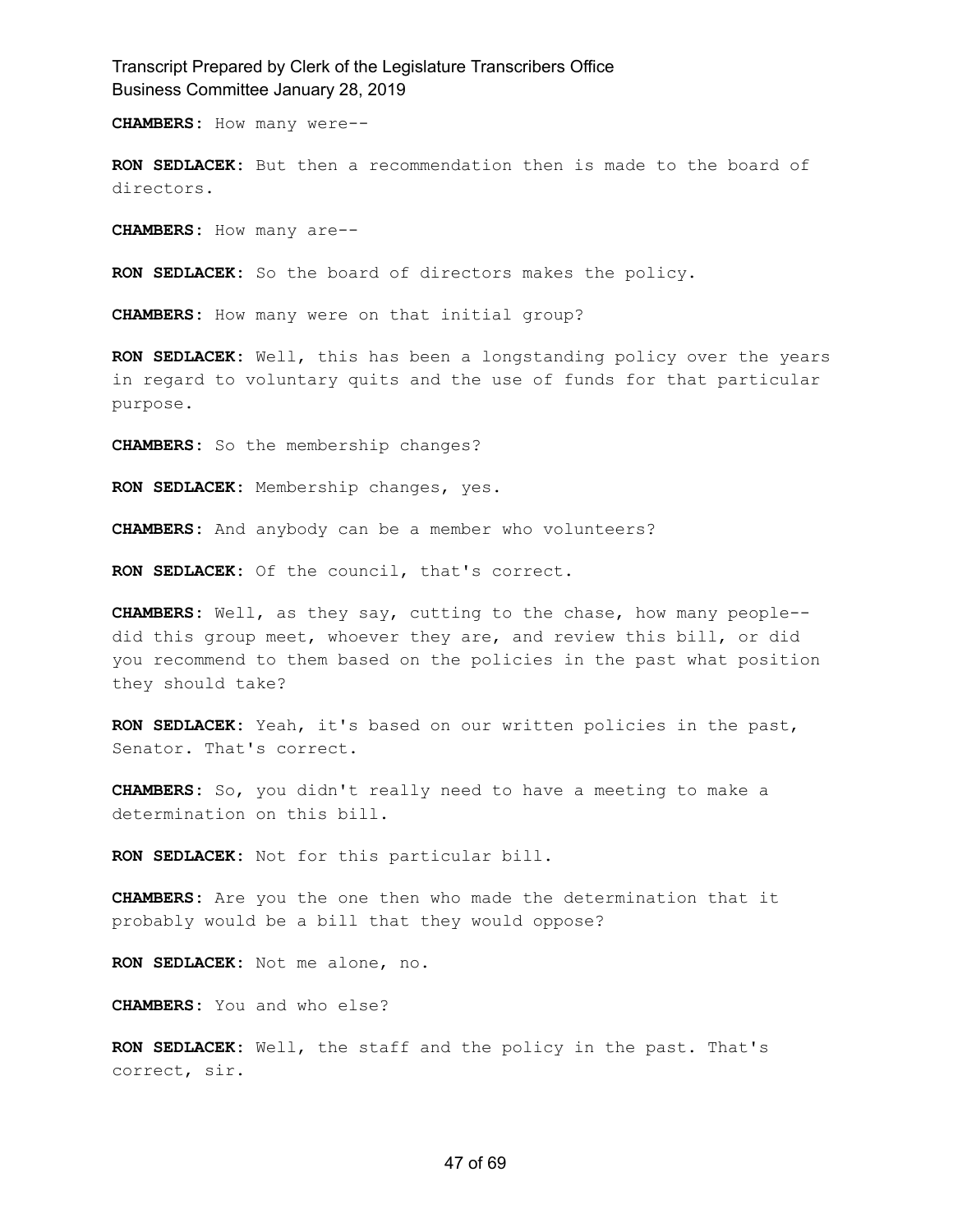**CHAMBERS:** How many were--

**RON SEDLACEK:** But then a recommendation then is made to the board of directors.

**CHAMBERS:** How many are--

**RON SEDLACEK:** So the board of directors makes the policy.

**CHAMBERS:** How many were on that initial group?

**RON SEDLACEK:** Well, this has been a longstanding policy over the years in regard to voluntary quits and the use of funds for that particular purpose.

**CHAMBERS:** So the membership changes?

**RON SEDLACEK:** Membership changes, yes.

**CHAMBERS:** And anybody can be a member who volunteers?

**RON SEDLACEK:** Of the council, that's correct.

**CHAMBERS:** Well, as they say, cutting to the chase, how many people-- did this group meet, whoever they are, and review this bill, or did you recommend to them based on the policies in the past what position they should take?

**RON SEDLACEK:** Yeah, it's based on our written policies in the past, Senator. That's correct.

**CHAMBERS:** So, you didn't really need to have a meeting to make a determination on this bill.

**RON SEDLACEK:** Not for this particular bill.

**CHAMBERS:** Are you the one then who made the determination that it probably would be a bill that they would oppose?

**RON SEDLACEK:** Not me alone, no.

**CHAMBERS:** You and who else?

**RON SEDLACEK:** Well, the staff and the policy in the past. That's correct, sir.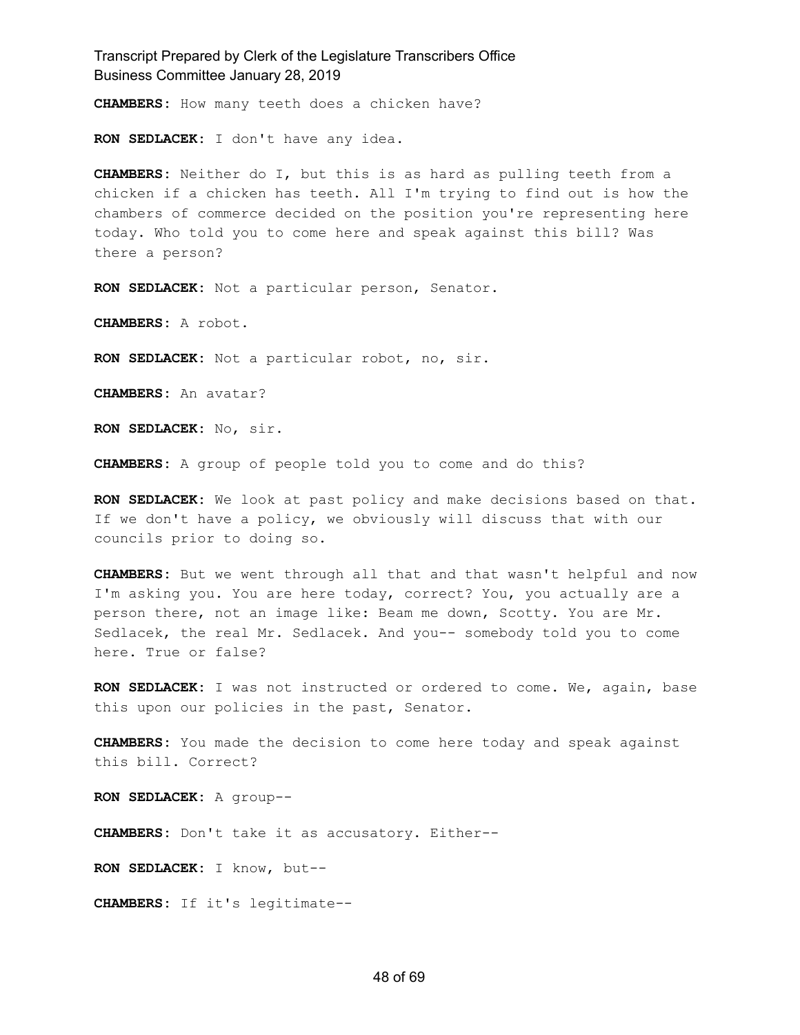**CHAMBERS:** How many teeth does a chicken have?

**RON SEDLACEK:** I don't have any idea.

**CHAMBERS:** Neither do I, but this is as hard as pulling teeth from a chicken if a chicken has teeth. All I'm trying to find out is how the chambers of commerce decided on the position you're representing here today. Who told you to come here and speak against this bill? Was there a person?

**RON SEDLACEK:** Not a particular person, Senator.

**CHAMBERS:** A robot.

**RON SEDLACEK:** Not a particular robot, no, sir.

**CHAMBERS:** An avatar?

**RON SEDLACEK:** No, sir.

**CHAMBERS:** A group of people told you to come and do this?

**RON SEDLACEK:** We look at past policy and make decisions based on that. If we don't have a policy, we obviously will discuss that with our councils prior to doing so.

**CHAMBERS:** But we went through all that and that wasn't helpful and now I'm asking you. You are here today, correct? You, you actually are a person there, not an image like: Beam me down, Scotty. You are Mr. Sedlacek, the real Mr. Sedlacek. And you-- somebody told you to come here. True or false?

**RON SEDLACEK:** I was not instructed or ordered to come. We, again, base this upon our policies in the past, Senator.

**CHAMBERS:** You made the decision to come here today and speak against this bill. Correct?

**RON SEDLACEK:** A group--

**CHAMBERS:** Don't take it as accusatory. Either--

**RON SEDLACEK:** I know, but--

**CHAMBERS:** If it's legitimate--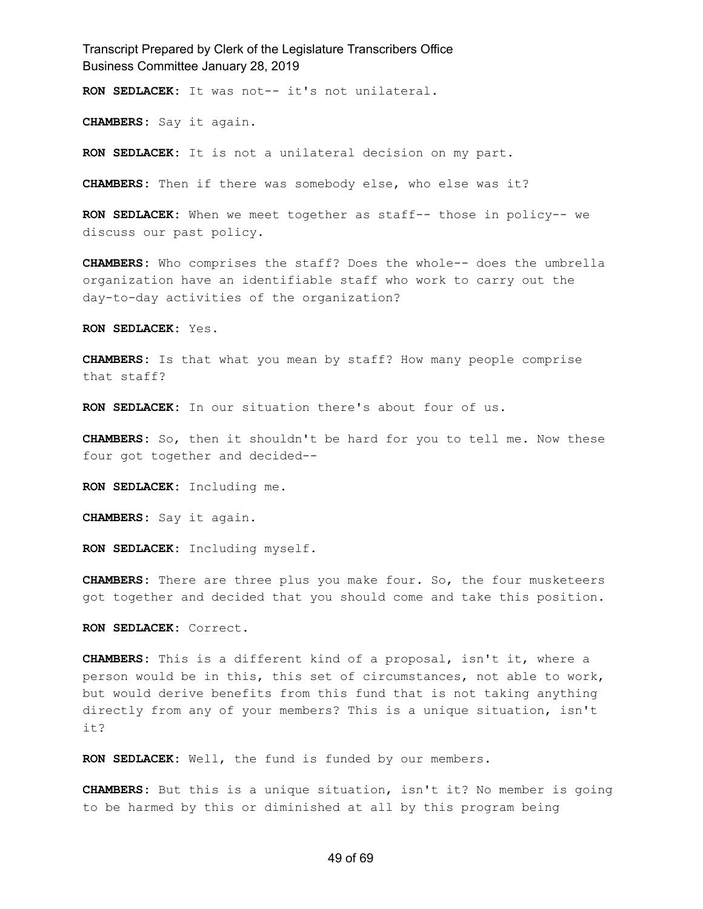**RON SEDLACEK:** It was not-- it's not unilateral.

**CHAMBERS:** Say it again.

**RON SEDLACEK:** It is not a unilateral decision on my part.

**CHAMBERS:** Then if there was somebody else, who else was it?

**RON SEDLACEK:** When we meet together as staff-- those in policy-- we discuss our past policy.

**CHAMBERS:** Who comprises the staff? Does the whole-- does the umbrella organization have an identifiable staff who work to carry out the day-to-day activities of the organization?

**RON SEDLACEK:** Yes.

**CHAMBERS:** Is that what you mean by staff? How many people comprise that staff?

**RON SEDLACEK:** In our situation there's about four of us.

**CHAMBERS:** So, then it shouldn't be hard for you to tell me. Now these four got together and decided--

**RON SEDLACEK:** Including me.

**CHAMBERS:** Say it again.

**RON SEDLACEK:** Including myself.

**CHAMBERS:** There are three plus you make four. So, the four musketeers got together and decided that you should come and take this position.

**RON SEDLACEK:** Correct.

**CHAMBERS:** This is a different kind of a proposal, isn't it, where a person would be in this, this set of circumstances, not able to work, but would derive benefits from this fund that is not taking anything directly from any of your members? This is a unique situation, isn't it?

**RON SEDLACEK:** Well, the fund is funded by our members.

**CHAMBERS:** But this is a unique situation, isn't it? No member is going to be harmed by this or diminished at all by this program being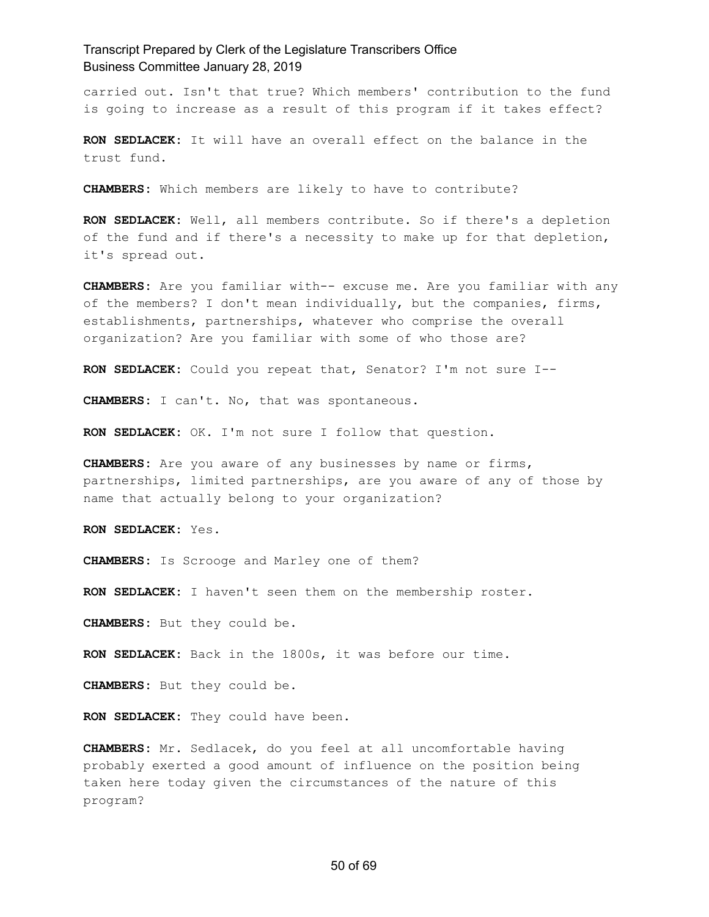carried out. Isn't that true? Which members' contribution to the fund is going to increase as a result of this program if it takes effect?

**RON SEDLACEK:** It will have an overall effect on the balance in the trust fund.

**CHAMBERS:** Which members are likely to have to contribute?

**RON SEDLACEK:** Well, all members contribute. So if there's a depletion of the fund and if there's a necessity to make up for that depletion, it's spread out.

**CHAMBERS:** Are you familiar with-- excuse me. Are you familiar with any of the members? I don't mean individually, but the companies, firms, establishments, partnerships, whatever who comprise the overall organization? Are you familiar with some of who those are?

**RON SEDLACEK:** Could you repeat that, Senator? I'm not sure I--

**CHAMBERS:** I can't. No, that was spontaneous.

**RON SEDLACEK:** OK. I'm not sure I follow that question.

**CHAMBERS:** Are you aware of any businesses by name or firms, partnerships, limited partnerships, are you aware of any of those by name that actually belong to your organization?

**RON SEDLACEK:** Yes.

**CHAMBERS:** Is Scrooge and Marley one of them?

**RON SEDLACEK:** I haven't seen them on the membership roster.

**CHAMBERS:** But they could be.

**RON SEDLACEK:** Back in the 1800s, it was before our time.

**CHAMBERS:** But they could be.

**RON SEDLACEK:** They could have been.

**CHAMBERS:** Mr. Sedlacek, do you feel at all uncomfortable having probably exerted a good amount of influence on the position being taken here today given the circumstances of the nature of this program?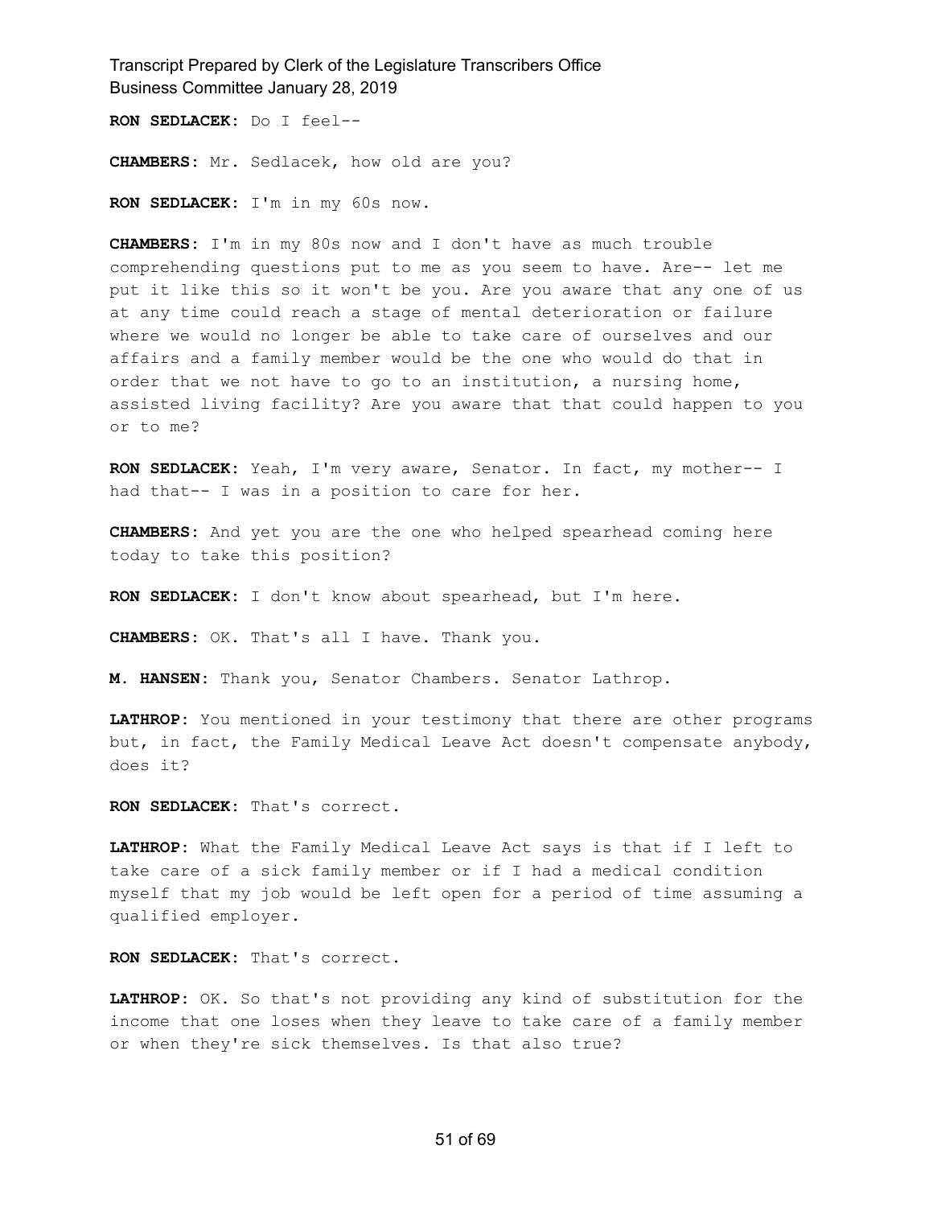**RON SEDLACEK:** Do I feel--

**CHAMBERS:** Mr. Sedlacek, how old are you?

**RON SEDLACEK:** I'm in my 60s now.

**CHAMBERS:** I'm in my 80s now and I don't have as much trouble comprehending questions put to me as you seem to have. Are-- let me put it like this so it won't be you. Are you aware that any one of us at any time could reach a stage of mental deterioration or failure where we would no longer be able to take care of ourselves and our affairs and a family member would be the one who would do that in order that we not have to go to an institution, a nursing home, assisted living facility? Are you aware that that could happen to you or to me?

**RON SEDLACEK:** Yeah, I'm very aware, Senator. In fact, my mother-- I had that-- I was in a position to care for her.

**CHAMBERS:** And yet you are the one who helped spearhead coming here today to take this position?

**RON SEDLACEK:** I don't know about spearhead, but I'm here.

**CHAMBERS:** OK. That's all I have. Thank you.

**M. HANSEN:** Thank you, Senator Chambers. Senator Lathrop.

**LATHROP:** You mentioned in your testimony that there are other programs but, in fact, the Family Medical Leave Act doesn't compensate anybody, does it?

**RON SEDLACEK:** That's correct.

**LATHROP:** What the Family Medical Leave Act says is that if I left to take care of a sick family member or if I had a medical condition myself that my job would be left open for a period of time assuming a qualified employer.

**RON SEDLACEK:** That's correct.

**LATHROP:** OK. So that's not providing any kind of substitution for the income that one loses when they leave to take care of a family member or when they're sick themselves. Is that also true?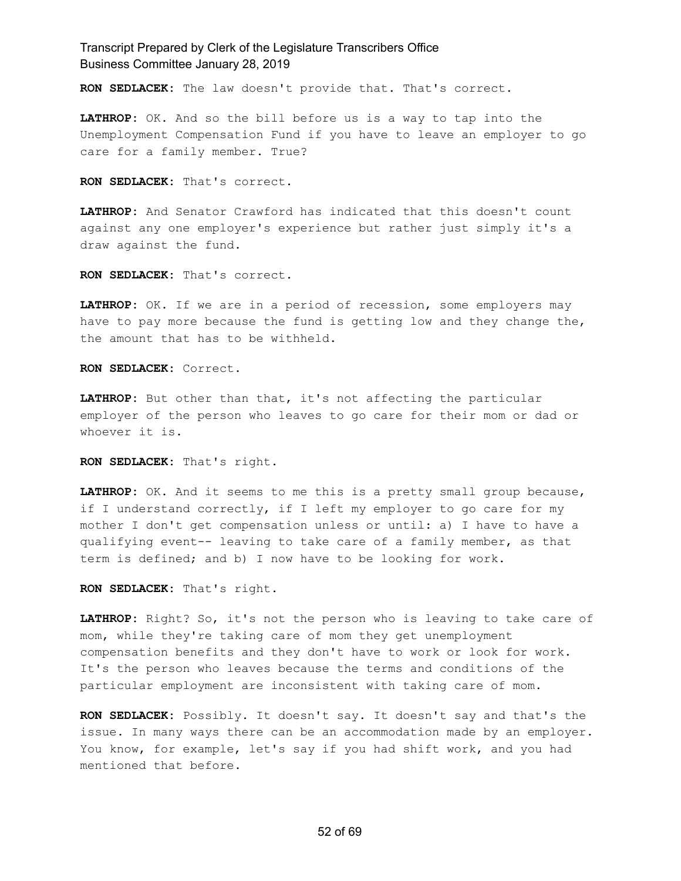**RON SEDLACEK:** The law doesn't provide that. That's correct.

**LATHROP:** OK. And so the bill before us is a way to tap into the Unemployment Compensation Fund if you have to leave an employer to go care for a family member. True?

**RON SEDLACEK:** That's correct.

**LATHROP:** And Senator Crawford has indicated that this doesn't count against any one employer's experience but rather just simply it's a draw against the fund.

**RON SEDLACEK:** That's correct.

**LATHROP:** OK. If we are in a period of recession, some employers may have to pay more because the fund is getting low and they change the, the amount that has to be withheld.

**RON SEDLACEK:** Correct.

**LATHROP:** But other than that, it's not affecting the particular employer of the person who leaves to go care for their mom or dad or whoever it is.

**RON SEDLACEK:** That's right.

**LATHROP:** OK. And it seems to me this is a pretty small group because, if I understand correctly, if I left my employer to go care for my mother I don't get compensation unless or until: a) I have to have a qualifying event-- leaving to take care of a family member, as that term is defined; and b) I now have to be looking for work.

**RON SEDLACEK:** That's right.

**LATHROP:** Right? So, it's not the person who is leaving to take care of mom, while they're taking care of mom they get unemployment compensation benefits and they don't have to work or look for work. It's the person who leaves because the terms and conditions of the particular employment are inconsistent with taking care of mom.

**RON SEDLACEK:** Possibly. It doesn't say. It doesn't say and that's the issue. In many ways there can be an accommodation made by an employer. You know, for example, let's say if you had shift work, and you had mentioned that before.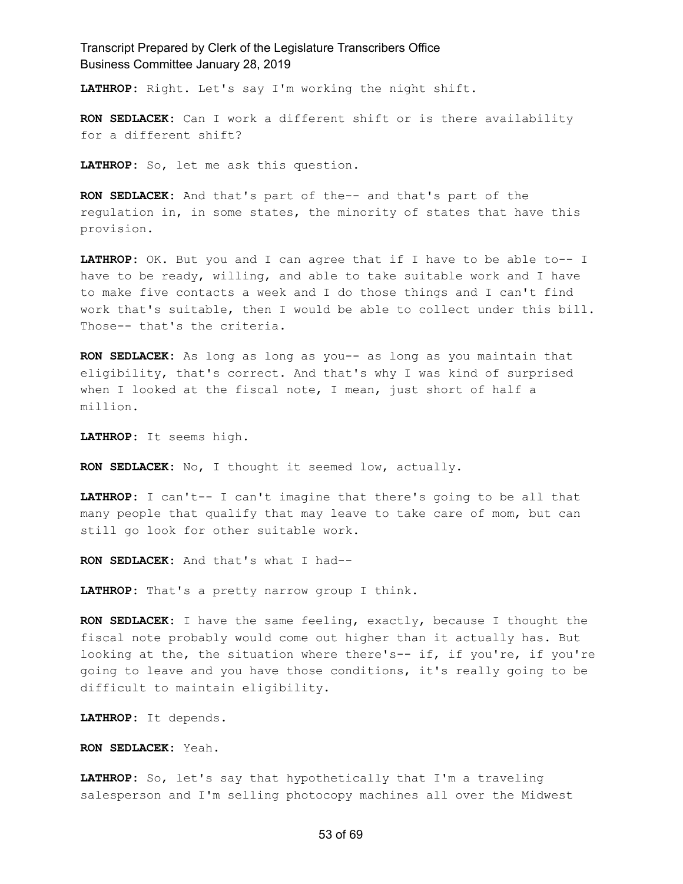**LATHROP:** Right. Let's say I'm working the night shift.

**RON SEDLACEK:** Can I work a different shift or is there availability for a different shift?

**LATHROP:** So, let me ask this question.

**RON SEDLACEK:** And that's part of the-- and that's part of the regulation in, in some states, the minority of states that have this provision.

**LATHROP:** OK. But you and I can agree that if I have to be able to-- I have to be ready, willing, and able to take suitable work and I have to make five contacts a week and I do those things and I can't find work that's suitable, then I would be able to collect under this bill. Those-- that's the criteria.

**RON SEDLACEK:** As long as long as you-- as long as you maintain that eligibility, that's correct. And that's why I was kind of surprised when I looked at the fiscal note, I mean, just short of half a million.

**LATHROP:** It seems high.

**RON SEDLACEK:** No, I thought it seemed low, actually.

**LATHROP:** I can't-- I can't imagine that there's going to be all that many people that qualify that may leave to take care of mom, but can still go look for other suitable work.

**RON SEDLACEK:** And that's what I had--

**LATHROP:** That's a pretty narrow group I think.

**RON SEDLACEK:** I have the same feeling, exactly, because I thought the fiscal note probably would come out higher than it actually has. But looking at the, the situation where there's-- if, if you're, if you're going to leave and you have those conditions, it's really going to be difficult to maintain eligibility.

**LATHROP:** It depends.

**RON SEDLACEK:** Yeah.

**LATHROP:** So, let's say that hypothetically that I'm a traveling salesperson and I'm selling photocopy machines all over the Midwest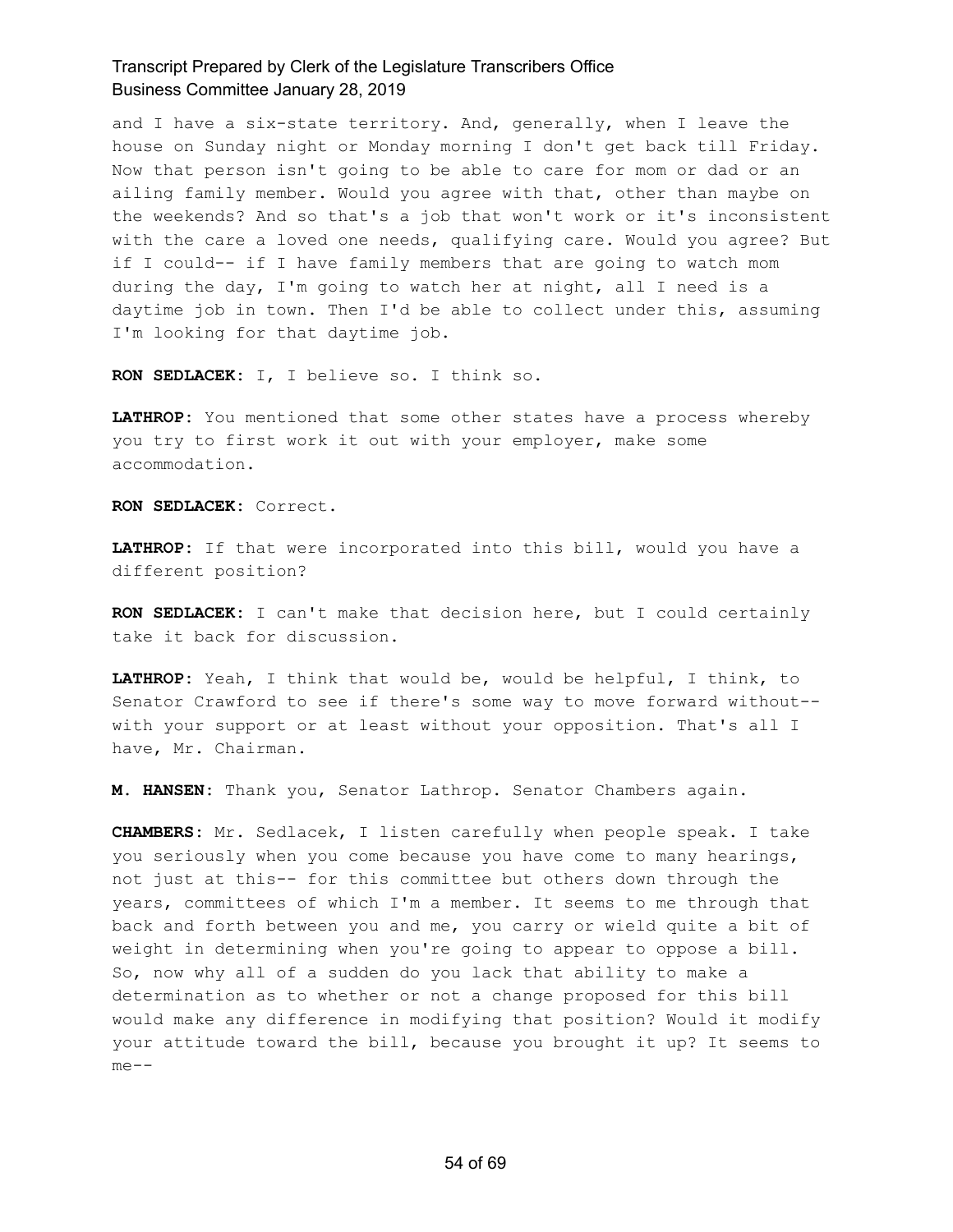and I have a six-state territory. And, generally, when I leave the house on Sunday night or Monday morning I don't get back till Friday. Now that person isn't going to be able to care for mom or dad or an ailing family member. Would you agree with that, other than maybe on the weekends? And so that's a job that won't work or it's inconsistent with the care a loved one needs, qualifying care. Would you agree? But if I could-- if I have family members that are going to watch mom during the day, I'm going to watch her at night, all I need is a daytime job in town. Then I'd be able to collect under this, assuming I'm looking for that daytime job.

**RON SEDLACEK:** I, I believe so. I think so.

**LATHROP:** You mentioned that some other states have a process whereby you try to first work it out with your employer, make some accommodation.

**RON SEDLACEK:** Correct.

**LATHROP:** If that were incorporated into this bill, would you have a different position?

**RON SEDLACEK:** I can't make that decision here, but I could certainly take it back for discussion.

**LATHROP:** Yeah, I think that would be, would be helpful, I think, to Senator Crawford to see if there's some way to move forward without-- with your support or at least without your opposition. That's all I have, Mr. Chairman.

**M. HANSEN:** Thank you, Senator Lathrop. Senator Chambers again.

**CHAMBERS:** Mr. Sedlacek, I listen carefully when people speak. I take you seriously when you come because you have come to many hearings, not just at this-- for this committee but others down through the years, committees of which I'm a member. It seems to me through that back and forth between you and me, you carry or wield quite a bit of weight in determining when you're going to appear to oppose a bill. So, now why all of a sudden do you lack that ability to make a determination as to whether or not a change proposed for this bill would make any difference in modifying that position? Would it modify your attitude toward the bill, because you brought it up? It seems to me--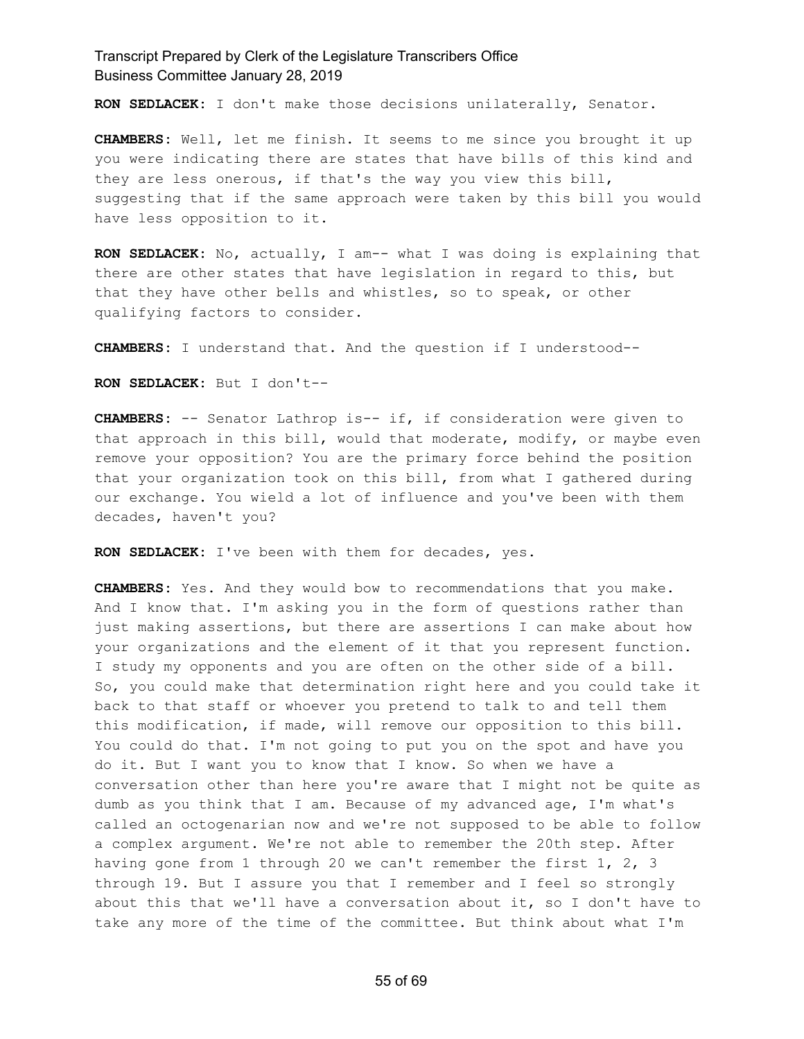**RON SEDLACEK:** I don't make those decisions unilaterally, Senator.

**CHAMBERS:** Well, let me finish. It seems to me since you brought it up you were indicating there are states that have bills of this kind and they are less onerous, if that's the way you view this bill, suggesting that if the same approach were taken by this bill you would have less opposition to it.

**RON SEDLACEK:** No, actually, I am-- what I was doing is explaining that there are other states that have legislation in regard to this, but that they have other bells and whistles, so to speak, or other qualifying factors to consider.

**CHAMBERS:** I understand that. And the question if I understood--

**RON SEDLACEK:** But I don't--

**CHAMBERS:** -- Senator Lathrop is-- if, if consideration were given to that approach in this bill, would that moderate, modify, or maybe even remove your opposition? You are the primary force behind the position that your organization took on this bill, from what I gathered during our exchange. You wield a lot of influence and you've been with them decades, haven't you?

**RON SEDLACEK:** I've been with them for decades, yes.

**CHAMBERS:** Yes. And they would bow to recommendations that you make. And I know that. I'm asking you in the form of questions rather than just making assertions, but there are assertions I can make about how your organizations and the element of it that you represent function. I study my opponents and you are often on the other side of a bill. So, you could make that determination right here and you could take it back to that staff or whoever you pretend to talk to and tell them this modification, if made, will remove our opposition to this bill. You could do that. I'm not going to put you on the spot and have you do it. But I want you to know that I know. So when we have a conversation other than here you're aware that I might not be quite as dumb as you think that I am. Because of my advanced age, I'm what's called an octogenarian now and we're not supposed to be able to follow a complex argument. We're not able to remember the 20th step. After having gone from 1 through 20 we can't remember the first 1, 2, 3 through 19. But I assure you that I remember and I feel so strongly about this that we'll have a conversation about it, so I don't have to take any more of the time of the committee. But think about what I'm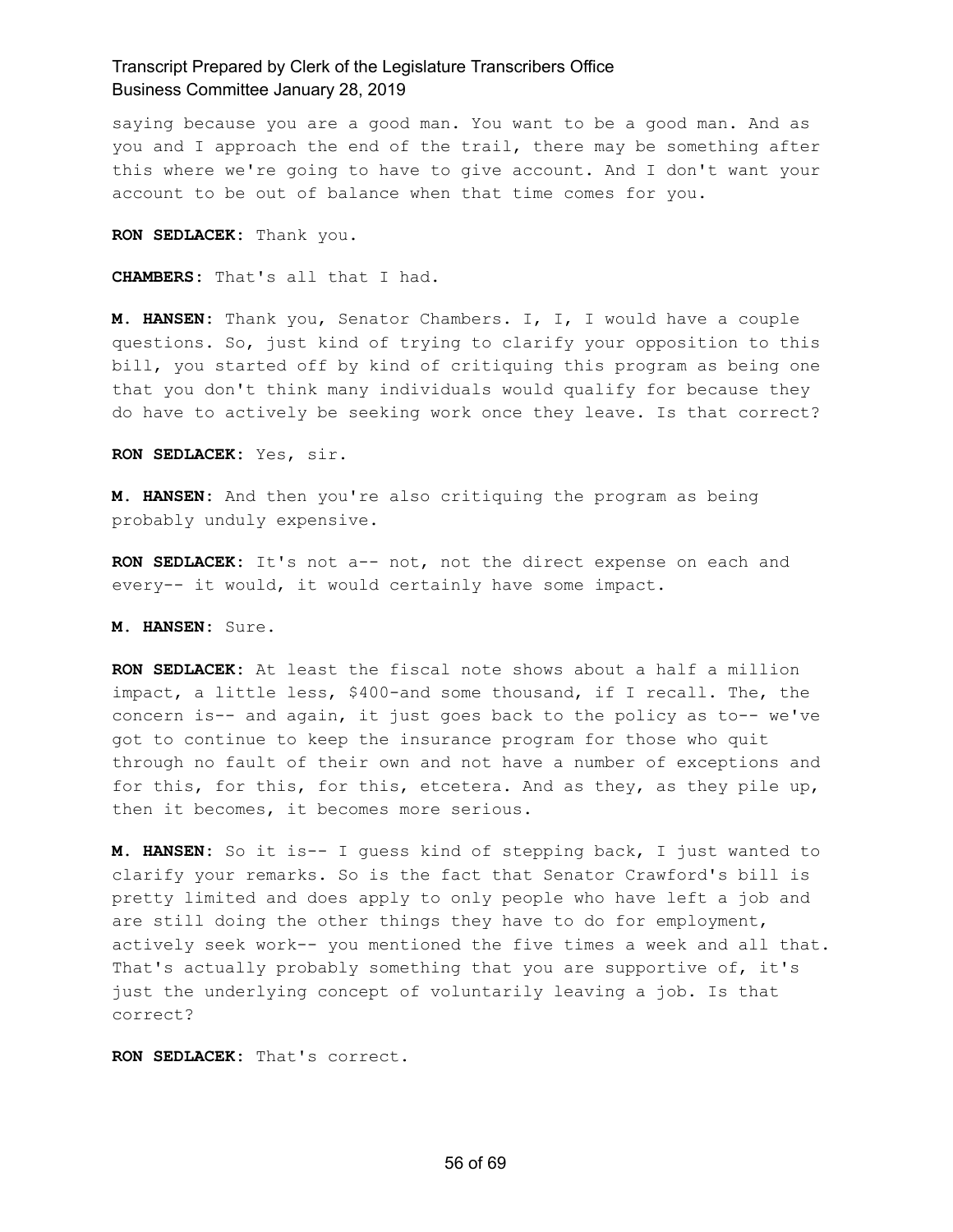saying because you are a good man. You want to be a good man. And as you and I approach the end of the trail, there may be something after this where we're going to have to give account. And I don't want your account to be out of balance when that time comes for you.

**RON SEDLACEK:** Thank you.

**CHAMBERS:** That's all that I had.

**M. HANSEN:** Thank you, Senator Chambers. I, I, I would have a couple questions. So, just kind of trying to clarify your opposition to this bill, you started off by kind of critiquing this program as being one that you don't think many individuals would qualify for because they do have to actively be seeking work once they leave. Is that correct?

**RON SEDLACEK:** Yes, sir.

**M. HANSEN:** And then you're also critiquing the program as being probably unduly expensive.

**RON SEDLACEK:** It's not a-- not, not the direct expense on each and every-- it would, it would certainly have some impact.

**M. HANSEN:** Sure.

**RON SEDLACEK:** At least the fiscal note shows about a half a million impact, a little less, $400-and some thousand, if I recall. The, the concern is-- and again, it just goes back to the policy as to-- we've got to continue to keep the insurance program for those who quit through no fault of their own and not have a number of exceptions and for this, for this, for this, etcetera. And as they, as they pile up, then it becomes, it becomes more serious.

**M. HANSEN:** So it is-- I guess kind of stepping back, I just wanted to clarify your remarks. So is the fact that Senator Crawford's bill is pretty limited and does apply to only people who have left a job and are still doing the other things they have to do for employment, actively seek work-- you mentioned the five times a week and all that. That's actually probably something that you are supportive of, it's just the underlying concept of voluntarily leaving a job. Is that correct?

**RON SEDLACEK:** That's correct.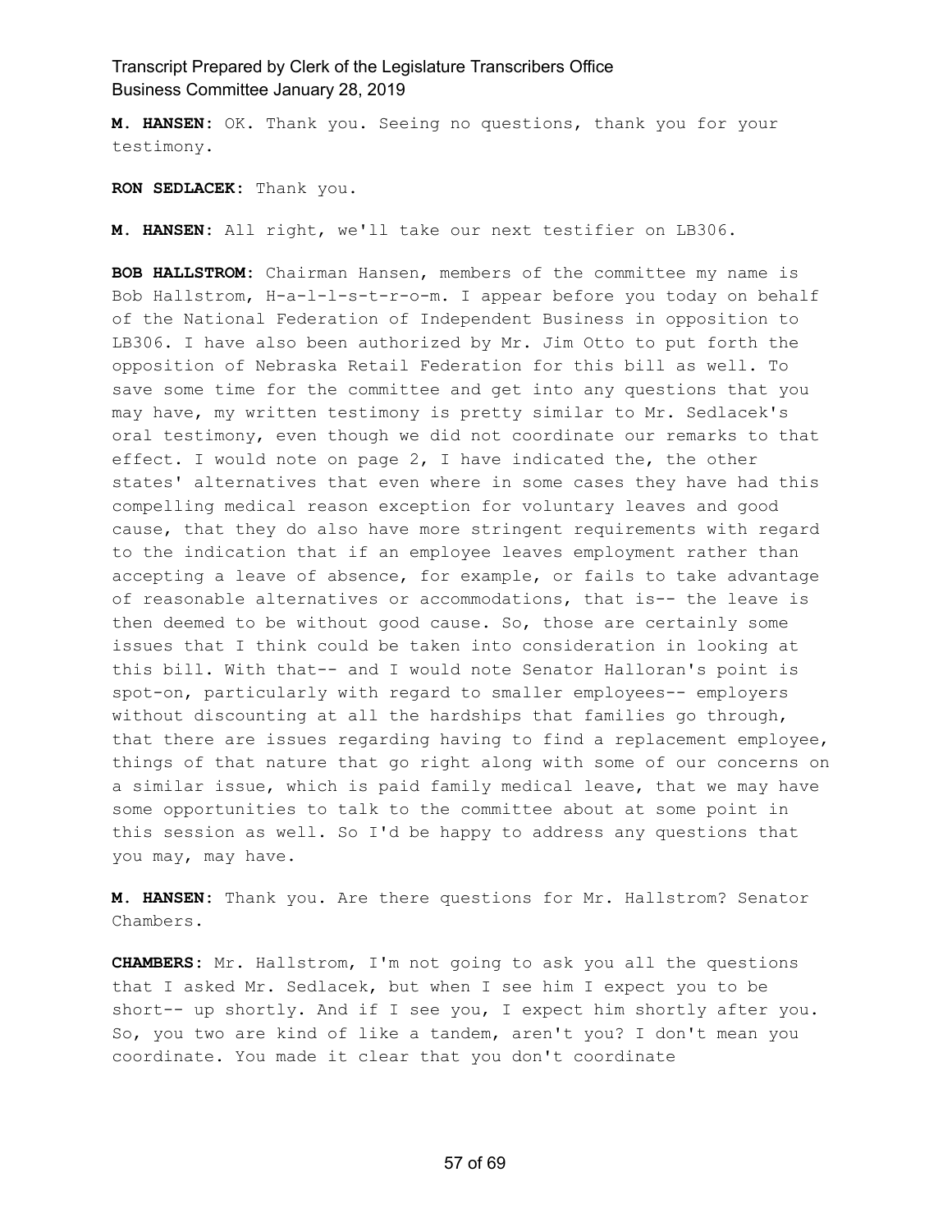**M. HANSEN:** OK. Thank you. Seeing no questions, thank you for your testimony.

**RON SEDLACEK:** Thank you.

**M. HANSEN:** All right, we'll take our next testifier on LB306.

**BOB HALLSTROM:** Chairman Hansen, members of the committee my name is Bob Hallstrom, H-a-l-l-s-t-r-o-m. I appear before you today on behalf of the National Federation of Independent Business in opposition to LB306. I have also been authorized by Mr. Jim Otto to put forth the opposition of Nebraska Retail Federation for this bill as well. To save some time for the committee and get into any questions that you may have, my written testimony is pretty similar to Mr. Sedlacek's oral testimony, even though we did not coordinate our remarks to that effect. I would note on page 2, I have indicated the, the other states' alternatives that even where in some cases they have had this compelling medical reason exception for voluntary leaves and good cause, that they do also have more stringent requirements with regard to the indication that if an employee leaves employment rather than accepting a leave of absence, for example, or fails to take advantage of reasonable alternatives or accommodations, that is-- the leave is then deemed to be without good cause. So, those are certainly some issues that I think could be taken into consideration in looking at this bill. With that-- and I would note Senator Halloran's point is spot-on, particularly with regard to smaller employees-- employers without discounting at all the hardships that families go through, that there are issues regarding having to find a replacement employee, things of that nature that go right along with some of our concerns on a similar issue, which is paid family medical leave, that we may have some opportunities to talk to the committee about at some point in this session as well. So I'd be happy to address any questions that you may, may have.

**M. HANSEN:** Thank you. Are there questions for Mr. Hallstrom? Senator Chambers.

**CHAMBERS:** Mr. Hallstrom, I'm not going to ask you all the questions that I asked Mr. Sedlacek, but when I see him I expect you to be short-- up shortly. And if I see you, I expect him shortly after you. So, you two are kind of like a tandem, aren't you? I don't mean you coordinate. You made it clear that you don't coordinate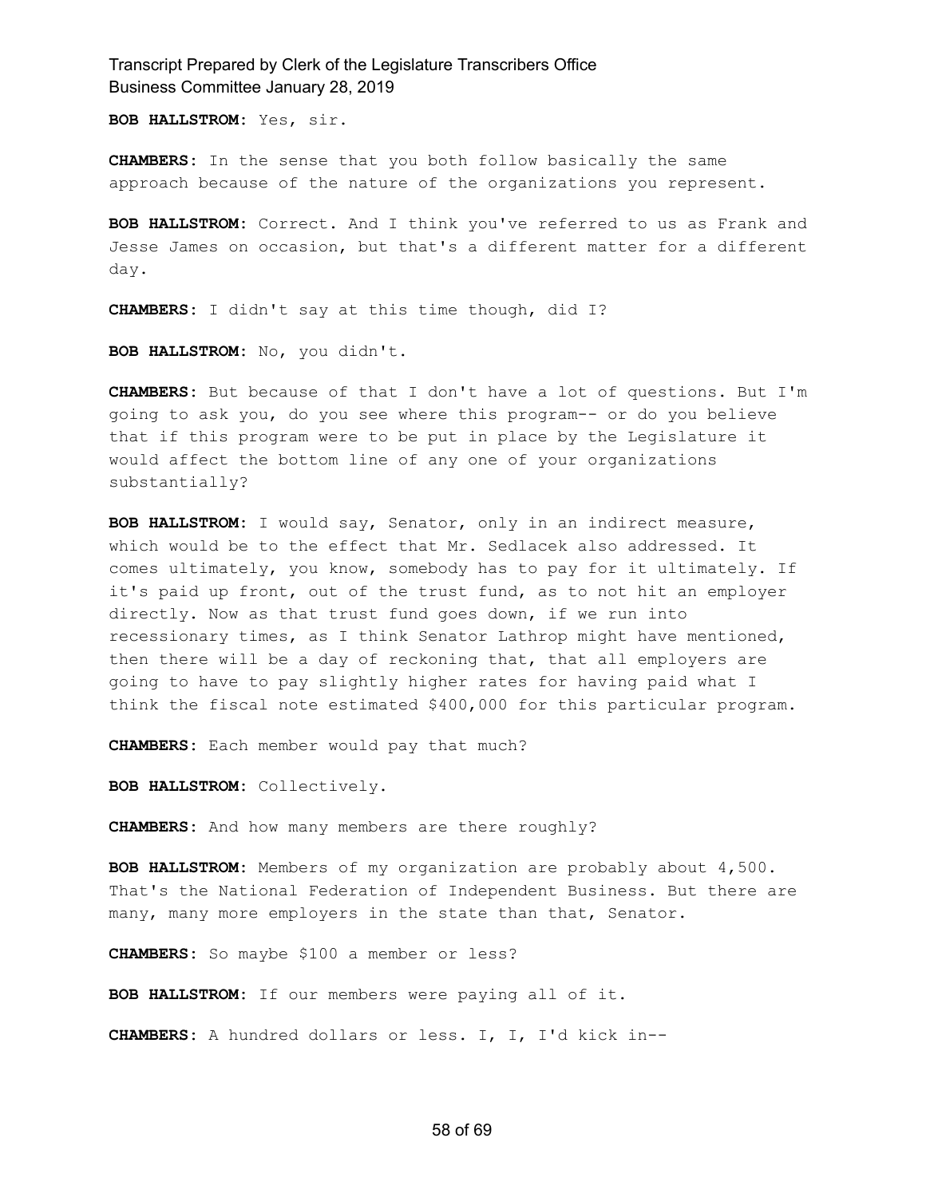**BOB HALLSTROM:** Yes, sir.

**CHAMBERS:** In the sense that you both follow basically the same approach because of the nature of the organizations you represent.

**BOB HALLSTROM:** Correct. And I think you've referred to us as Frank and Jesse James on occasion, but that's a different matter for a different day.

**CHAMBERS:** I didn't say at this time though, did I?

**BOB HALLSTROM:** No, you didn't.

**CHAMBERS:** But because of that I don't have a lot of questions. But I'm going to ask you, do you see where this program-- or do you believe that if this program were to be put in place by the Legislature it would affect the bottom line of any one of your organizations substantially?

**BOB HALLSTROM:** I would say, Senator, only in an indirect measure, which would be to the effect that Mr. Sedlacek also addressed. It comes ultimately, you know, somebody has to pay for it ultimately. If it's paid up front, out of the trust fund, as to not hit an employer directly. Now as that trust fund goes down, if we run into recessionary times, as I think Senator Lathrop might have mentioned, then there will be a day of reckoning that, that all employers are going to have to pay slightly higher rates for having paid what I think the fiscal note estimated $400,000 for this particular program.

**CHAMBERS:** Each member would pay that much?

**BOB HALLSTROM:** Collectively.

**CHAMBERS:** And how many members are there roughly?

**BOB HALLSTROM:** Members of my organization are probably about 4,500. That's the National Federation of Independent Business. But there are many, many more employers in the state than that, Senator.

**CHAMBERS:** So maybe $100 a member or less?

**BOB HALLSTROM:** If our members were paying all of it.

**CHAMBERS:** A hundred dollars or less. I, I, I'd kick in--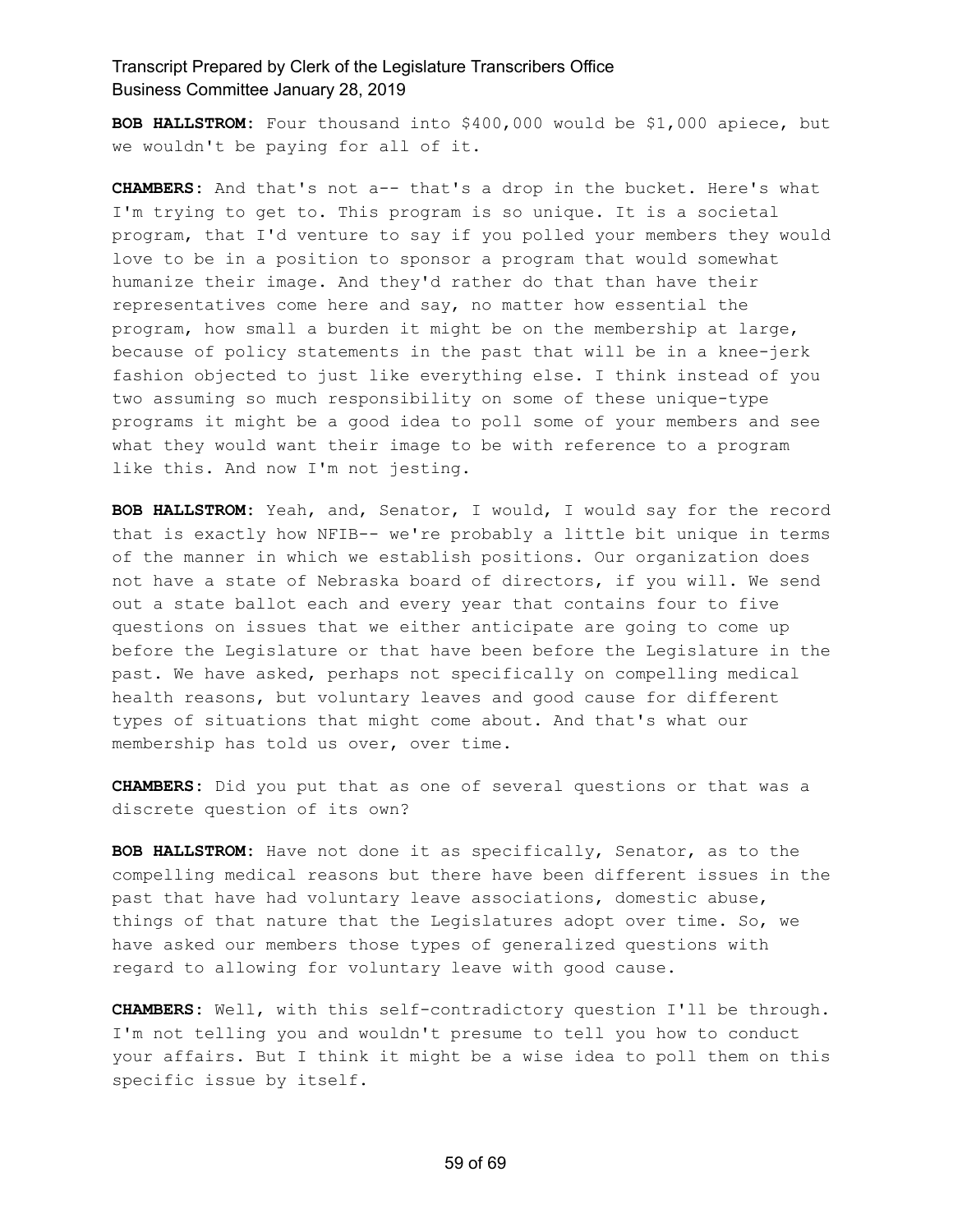**BOB HALLSTROM:** Four thousand into $400,000 would be $1,000 apiece, but we wouldn't be paying for all of it.

**CHAMBERS:** And that's not a-- that's a drop in the bucket. Here's what I'm trying to get to. This program is so unique. It is a societal program, that I'd venture to say if you polled your members they would love to be in a position to sponsor a program that would somewhat humanize their image. And they'd rather do that than have their representatives come here and say, no matter how essential the program, how small a burden it might be on the membership at large, because of policy statements in the past that will be in a knee-jerk fashion objected to just like everything else. I think instead of you two assuming so much responsibility on some of these unique-type programs it might be a good idea to poll some of your members and see what they would want their image to be with reference to a program like this. And now I'm not jesting.

**BOB HALLSTROM:** Yeah, and, Senator, I would, I would say for the record that is exactly how NFIB-- we're probably a little bit unique in terms of the manner in which we establish positions. Our organization does not have a state of Nebraska board of directors, if you will. We send out a state ballot each and every year that contains four to five questions on issues that we either anticipate are going to come up before the Legislature or that have been before the Legislature in the past. We have asked, perhaps not specifically on compelling medical health reasons, but voluntary leaves and good cause for different types of situations that might come about. And that's what our membership has told us over, over time.

**CHAMBERS:** Did you put that as one of several questions or that was a discrete question of its own?

**BOB HALLSTROM:** Have not done it as specifically, Senator, as to the compelling medical reasons but there have been different issues in the past that have had voluntary leave associations, domestic abuse, things of that nature that the Legislatures adopt over time. So, we have asked our members those types of generalized questions with regard to allowing for voluntary leave with good cause.

**CHAMBERS:** Well, with this self-contradictory question I'll be through. I'm not telling you and wouldn't presume to tell you how to conduct your affairs. But I think it might be a wise idea to poll them on this specific issue by itself.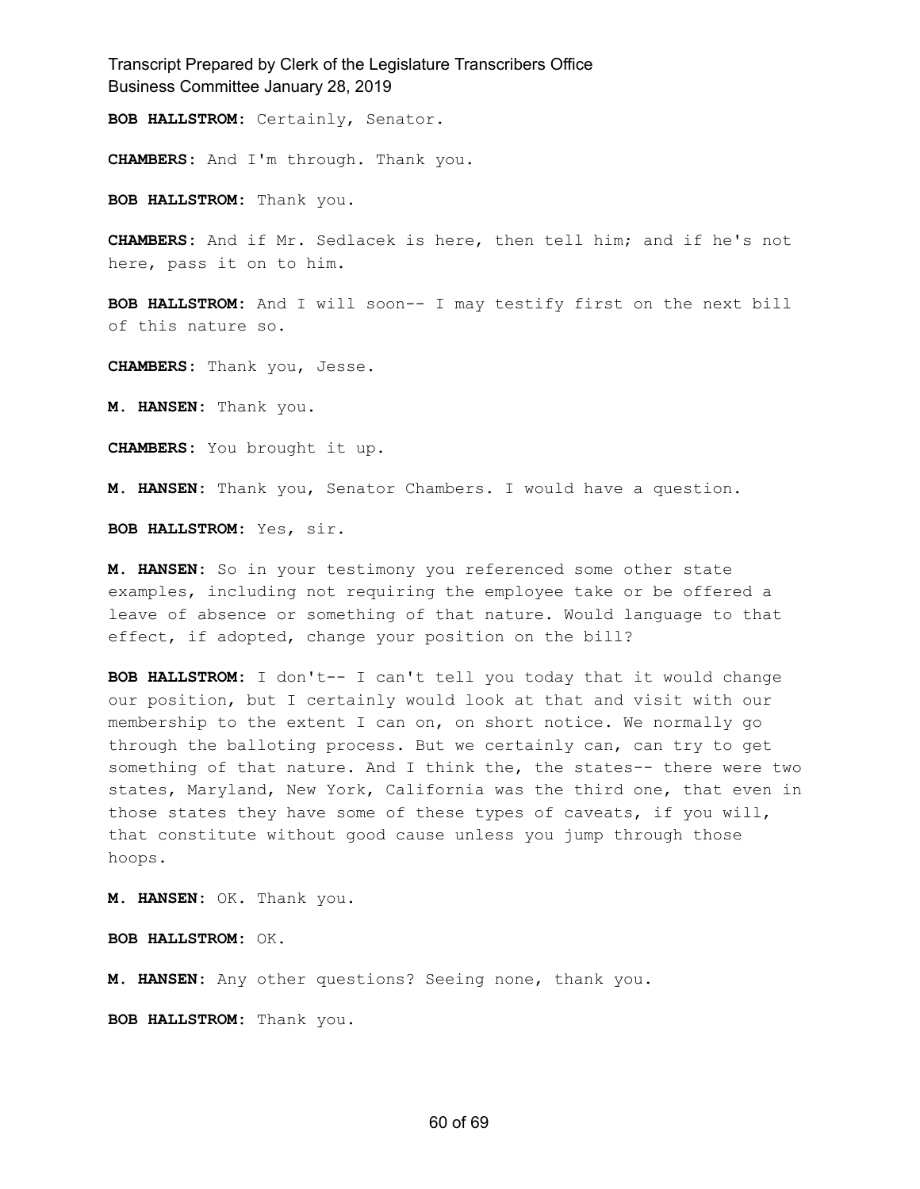**BOB HALLSTROM:** Certainly, Senator.

**CHAMBERS:** And I'm through. Thank you.

**BOB HALLSTROM:** Thank you.

**CHAMBERS:** And if Mr. Sedlacek is here, then tell him; and if he's not here, pass it on to him.

**BOB HALLSTROM:** And I will soon-- I may testify first on the next bill of this nature so.

**CHAMBERS:** Thank you, Jesse.

**M. HANSEN:** Thank you.

**CHAMBERS:** You brought it up.

**M. HANSEN:** Thank you, Senator Chambers. I would have a question.

**BOB HALLSTROM:** Yes, sir.

**M. HANSEN:** So in your testimony you referenced some other state examples, including not requiring the employee take or be offered a leave of absence or something of that nature. Would language to that effect, if adopted, change your position on the bill?

**BOB HALLSTROM:** I don't-- I can't tell you today that it would change our position, but I certainly would look at that and visit with our membership to the extent I can on, on short notice. We normally go through the balloting process. But we certainly can, can try to get something of that nature. And I think the, the states-- there were two states, Maryland, New York, California was the third one, that even in those states they have some of these types of caveats, if you will, that constitute without good cause unless you jump through those hoops.

**M. HANSEN:** OK. Thank you.

**BOB HALLSTROM:** OK.

**M. HANSEN:** Any other questions? Seeing none, thank you.

**BOB HALLSTROM:** Thank you.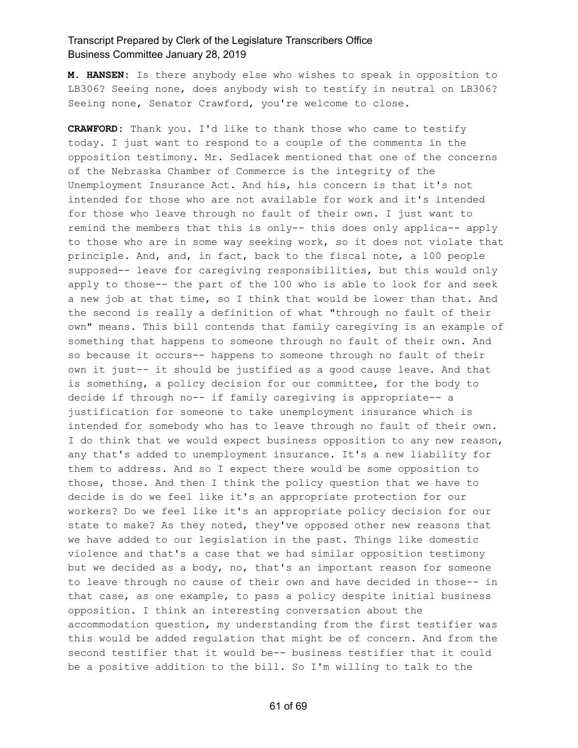**M. HANSEN:** Is there anybody else who wishes to speak in opposition to LB306? Seeing none, does anybody wish to testify in neutral on LB306? Seeing none, Senator Crawford, you're welcome to close.

**CRAWFORD:** Thank you. I'd like to thank those who came to testify today. I just want to respond to a couple of the comments in the opposition testimony. Mr. Sedlacek mentioned that one of the concerns of the Nebraska Chamber of Commerce is the integrity of the Unemployment Insurance Act. And his, his concern is that it's not intended for those who are not available for work and it's intended for those who leave through no fault of their own. I just want to remind the members that this is only-- this does only applica-- apply to those who are in some way seeking work, so it does not violate that principle. And, and, in fact, back to the fiscal note, a 100 people supposed-- leave for caregiving responsibilities, but this would only apply to those-- the part of the 100 who is able to look for and seek a new job at that time, so I think that would be lower than that. And the second is really a definition of what "through no fault of their own" means. This bill contends that family caregiving is an example of something that happens to someone through no fault of their own. And so because it occurs-- happens to someone through no fault of their own it just-- it should be justified as a good cause leave. And that is something, a policy decision for our committee, for the body to decide if through no-- if family caregiving is appropriate-- a justification for someone to take unemployment insurance which is intended for somebody who has to leave through no fault of their own. I do think that we would expect business opposition to any new reason, any that's added to unemployment insurance. It's a new liability for them to address. And so I expect there would be some opposition to those, those. And then I think the policy question that we have to decide is do we feel like it's an appropriate protection for our workers? Do we feel like it's an appropriate policy decision for our state to make? As they noted, they've opposed other new reasons that we have added to our legislation in the past. Things like domestic violence and that's a case that we had similar opposition testimony but we decided as a body, no, that's an important reason for someone to leave through no cause of their own and have decided in those-- in that case, as one example, to pass a policy despite initial business opposition. I think an interesting conversation about the accommodation question, my understanding from the first testifier was this would be added regulation that might be of concern. And from the second testifier that it would be-- business testifier that it could be a positive addition to the bill. So I'm willing to talk to the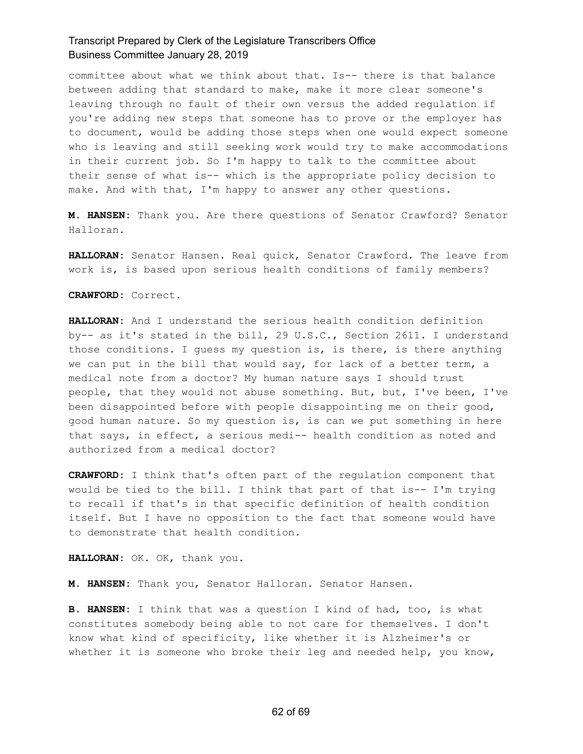committee about what we think about that. Is-- there is that balance between adding that standard to make, make it more clear someone's leaving through no fault of their own versus the added regulation if you're adding new steps that someone has to prove or the employer has to document, would be adding those steps when one would expect someone who is leaving and still seeking work would try to make accommodations in their current job. So I'm happy to talk to the committee about their sense of what is-- which is the appropriate policy decision to make. And with that, I'm happy to answer any other questions.

**M. HANSEN:** Thank you. Are there questions of Senator Crawford? Senator Halloran.

**HALLORAN:** Senator Hansen. Real quick, Senator Crawford. The leave from work is, is based upon serious health conditions of family members?

**CRAWFORD:** Correct.

**HALLORAN:** And I understand the serious health condition definition by-- as it's stated in the bill, 29 U.S.C., Section 2611. I understand those conditions. I guess my question is, is there, is there anything we can put in the bill that would say, for lack of a better term, a medical note from a doctor? My human nature says I should trust people, that they would not abuse something. But, but, I've been, I've been disappointed before with people disappointing me on their good, good human nature. So my question is, is can we put something in here that says, in effect, a serious medi-- health condition as noted and authorized from a medical doctor?

**CRAWFORD:** I think that's often part of the regulation component that would be tied to the bill. I think that part of that is-- I'm trying to recall if that's in that specific definition of health condition itself. But I have no opposition to the fact that someone would have to demonstrate that health condition.

**HALLORAN:** OK. OK, thank you.

**M. HANSEN:** Thank you, Senator Halloran. Senator Hansen.

**B. HANSEN:** I think that was a question I kind of had, too, is what constitutes somebody being able to not care for themselves. I don't know what kind of specificity, like whether it is Alzheimer's or whether it is someone who broke their leg and needed help, you know,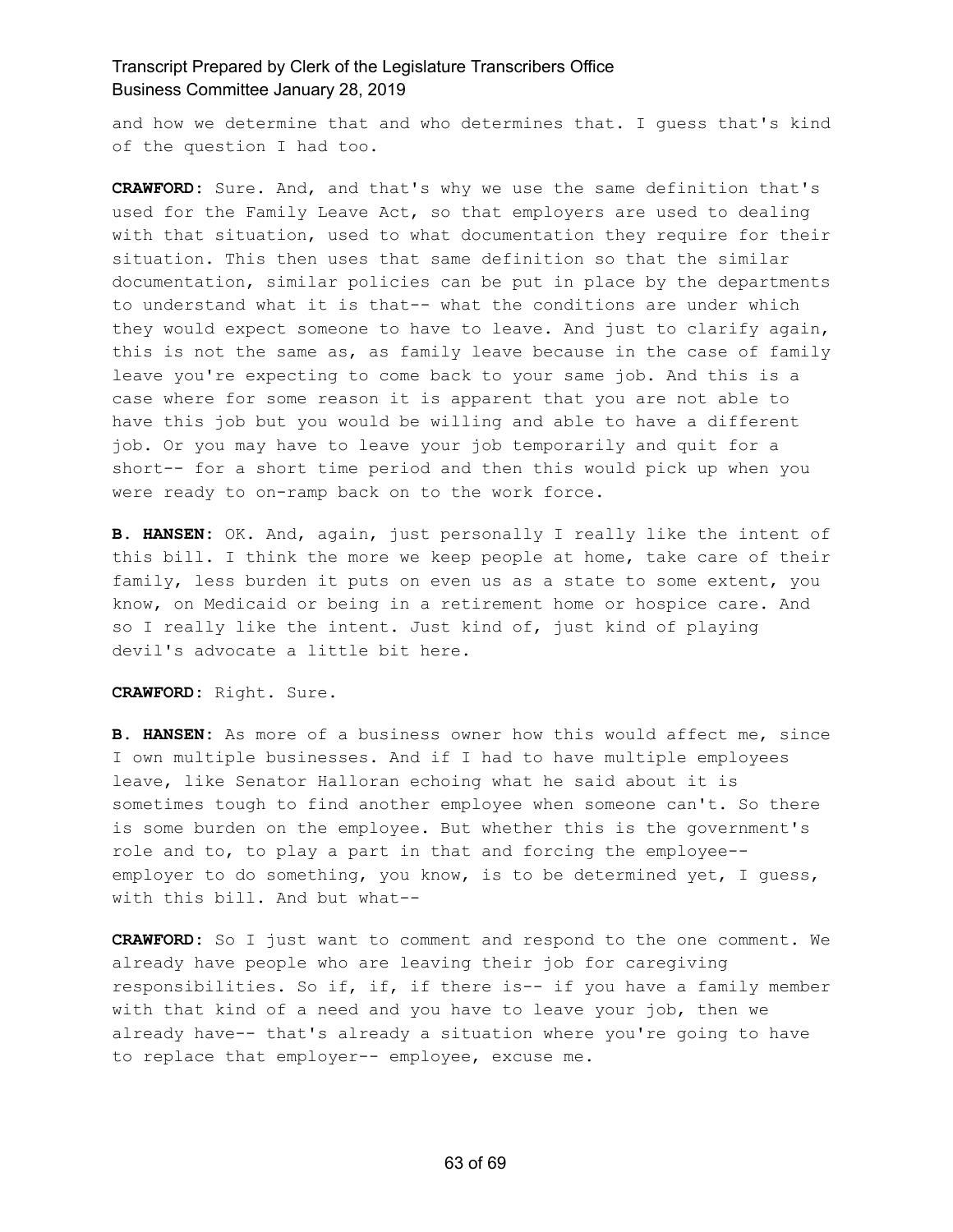and how we determine that and who determines that. I guess that's kind of the question I had too.

**CRAWFORD:** Sure. And, and that's why we use the same definition that's used for the Family Leave Act, so that employers are used to dealing with that situation, used to what documentation they require for their situation. This then uses that same definition so that the similar documentation, similar policies can be put in place by the departments to understand what it is that-- what the conditions are under which they would expect someone to have to leave. And just to clarify again, this is not the same as, as family leave because in the case of family leave you're expecting to come back to your same job. And this is a case where for some reason it is apparent that you are not able to have this job but you would be willing and able to have a different job. Or you may have to leave your job temporarily and quit for a short-- for a short time period and then this would pick up when you were ready to on-ramp back on to the work force.

**B. HANSEN:** OK. And, again, just personally I really like the intent of this bill. I think the more we keep people at home, take care of their family, less burden it puts on even us as a state to some extent, you know, on Medicaid or being in a retirement home or hospice care. And so I really like the intent. Just kind of, just kind of playing devil's advocate a little bit here.

**CRAWFORD:** Right. Sure.

**B. HANSEN:** As more of a business owner how this would affect me, since I own multiple businesses. And if I had to have multiple employees leave, like Senator Halloran echoing what he said about it is sometimes tough to find another employee when someone can't. So there is some burden on the employee. But whether this is the government's role and to, to play a part in that and forcing the employee-- employer to do something, you know, is to be determined yet, I guess, with this bill. And but what--

**CRAWFORD:** So I just want to comment and respond to the one comment. We already have people who are leaving their job for caregiving responsibilities. So if, if, if there is-- if you have a family member with that kind of a need and you have to leave your job, then we already have-- that's already a situation where you're going to have to replace that employer-- employee, excuse me.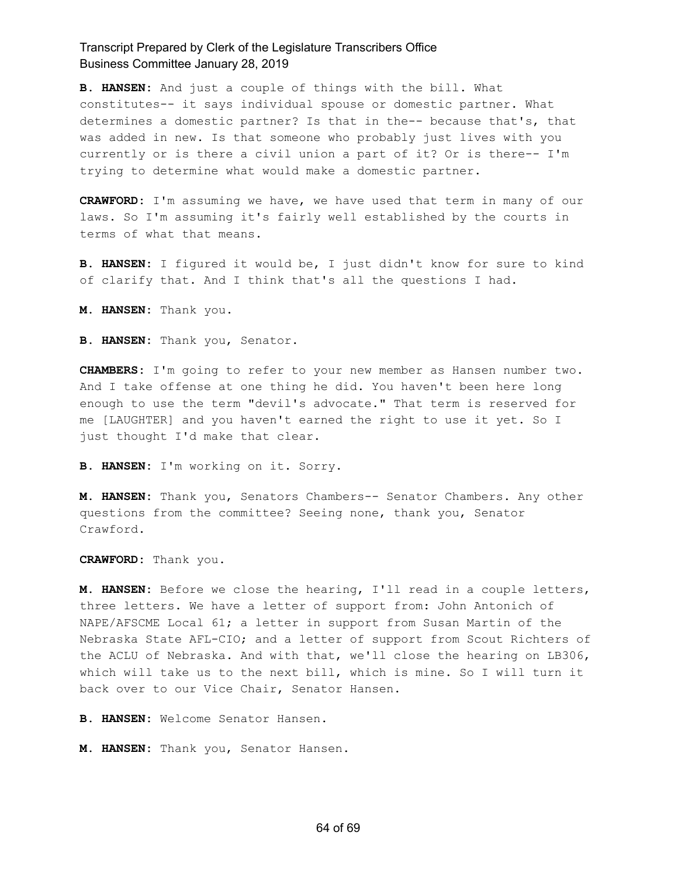**B. HANSEN:** And just a couple of things with the bill. What constitutes-- it says individual spouse or domestic partner. What determines a domestic partner? Is that in the-- because that's, that was added in new. Is that someone who probably just lives with you currently or is there a civil union a part of it? Or is there-- I'm trying to determine what would make a domestic partner.

**CRAWFORD:** I'm assuming we have, we have used that term in many of our laws. So I'm assuming it's fairly well established by the courts in terms of what that means.

**B. HANSEN:** I figured it would be, I just didn't know for sure to kind of clarify that. And I think that's all the questions I had.

**M. HANSEN:** Thank you.

**B. HANSEN:** Thank you, Senator.

**CHAMBERS:** I'm going to refer to your new member as Hansen number two. And I take offense at one thing he did. You haven't been here long enough to use the term "devil's advocate." That term is reserved for me [LAUGHTER] and you haven't earned the right to use it yet. So I just thought I'd make that clear.

**B. HANSEN:** I'm working on it. Sorry.

**M. HANSEN:** Thank you, Senators Chambers-- Senator Chambers. Any other questions from the committee? Seeing none, thank you, Senator Crawford.

**CRAWFORD:** Thank you.

**M. HANSEN:** Before we close the hearing, I'll read in a couple letters, three letters. We have a letter of support from: John Antonich of NAPE/AFSCME Local 61; a letter in support from Susan Martin of the Nebraska State AFL-CIO; and a letter of support from Scout Richters of the ACLU of Nebraska. And with that, we'll close the hearing on LB306, which will take us to the next bill, which is mine. So I will turn it back over to our Vice Chair, Senator Hansen.

**B. HANSEN:** Welcome Senator Hansen.

**M. HANSEN:** Thank you, Senator Hansen.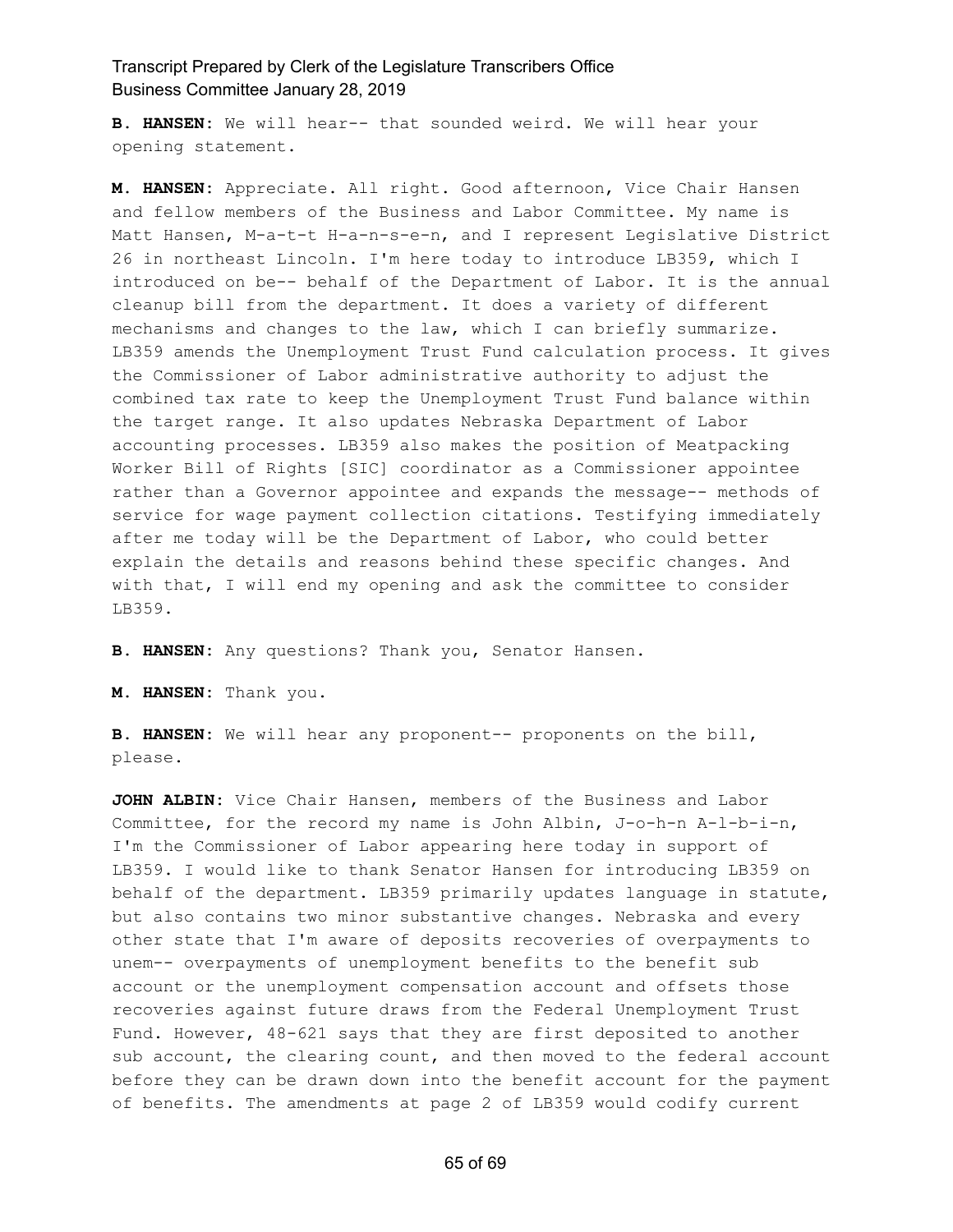**B. HANSEN:** We will hear-- that sounded weird. We will hear your opening statement.

**M. HANSEN:** Appreciate. All right. Good afternoon, Vice Chair Hansen and fellow members of the Business and Labor Committee. My name is Matt Hansen, M-a-t-t H-a-n-s-e-n, and I represent Legislative District 26 in northeast Lincoln. I'm here today to introduce LB359, which I introduced on be-- behalf of the Department of Labor. It is the annual cleanup bill from the department. It does a variety of different mechanisms and changes to the law, which I can briefly summarize. LB359 amends the Unemployment Trust Fund calculation process. It gives the Commissioner of Labor administrative authority to adjust the combined tax rate to keep the Unemployment Trust Fund balance within the target range. It also updates Nebraska Department of Labor accounting processes. LB359 also makes the position of Meatpacking Worker Bill of Rights [SIC] coordinator as a Commissioner appointee rather than a Governor appointee and expands the message-- methods of service for wage payment collection citations. Testifying immediately after me today will be the Department of Labor, who could better explain the details and reasons behind these specific changes. And with that, I will end my opening and ask the committee to consider LB359.

**B. HANSEN:** Any questions? Thank you, Senator Hansen.

**M. HANSEN:** Thank you.

**B. HANSEN:** We will hear any proponent-- proponents on the bill, please.

**JOHN ALBIN:** Vice Chair Hansen, members of the Business and Labor Committee, for the record my name is John Albin, J-o-h-n A-l-b-i-n, I'm the Commissioner of Labor appearing here today in support of LB359. I would like to thank Senator Hansen for introducing LB359 on behalf of the department. LB359 primarily updates language in statute, but also contains two minor substantive changes. Nebraska and every other state that I'm aware of deposits recoveries of overpayments to unem-- overpayments of unemployment benefits to the benefit sub account or the unemployment compensation account and offsets those recoveries against future draws from the Federal Unemployment Trust Fund. However, 48-621 says that they are first deposited to another sub account, the clearing count, and then moved to the federal account before they can be drawn down into the benefit account for the payment of benefits. The amendments at page 2 of LB359 would codify current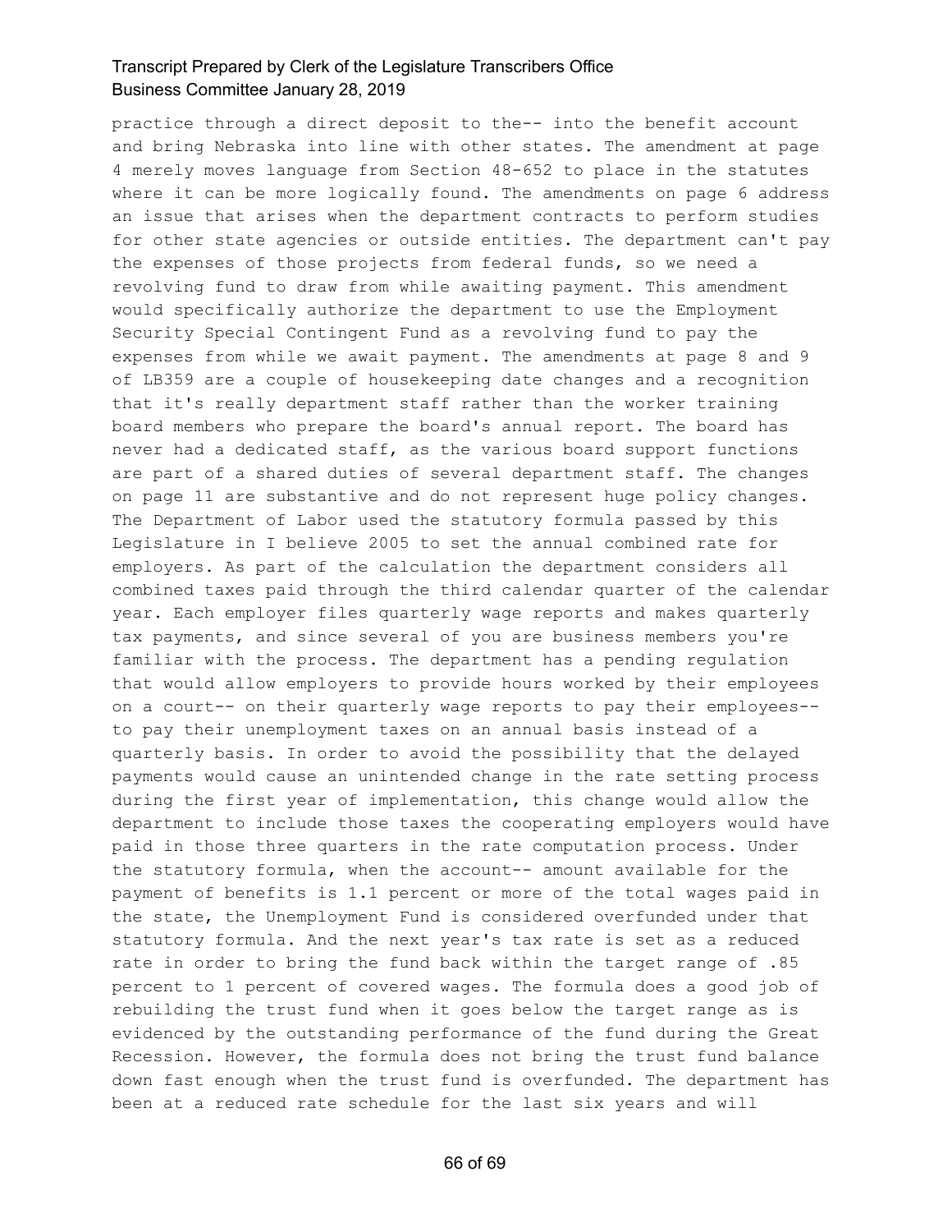practice through a direct deposit to the-- into the benefit account and bring Nebraska into line with other states. The amendment at page 4 merely moves language from Section 48-652 to place in the statutes where it can be more logically found. The amendments on page 6 address an issue that arises when the department contracts to perform studies for other state agencies or outside entities. The department can't pay the expenses of those projects from federal funds, so we need a revolving fund to draw from while awaiting payment. This amendment would specifically authorize the department to use the Employment Security Special Contingent Fund as a revolving fund to pay the expenses from while we await payment. The amendments at page 8 and 9 of LB359 are a couple of housekeeping date changes and a recognition that it's really department staff rather than the worker training board members who prepare the board's annual report. The board has never had a dedicated staff, as the various board support functions are part of a shared duties of several department staff. The changes on page 11 are substantive and do not represent huge policy changes. The Department of Labor used the statutory formula passed by this Legislature in I believe 2005 to set the annual combined rate for employers. As part of the calculation the department considers all combined taxes paid through the third calendar quarter of the calendar year. Each employer files quarterly wage reports and makes quarterly tax payments, and since several of you are business members you're familiar with the process. The department has a pending regulation that would allow employers to provide hours worked by their employees on a court-- on their quarterly wage reports to pay their employees-- to pay their unemployment taxes on an annual basis instead of a quarterly basis. In order to avoid the possibility that the delayed payments would cause an unintended change in the rate setting process during the first year of implementation, this change would allow the department to include those taxes the cooperating employers would have paid in those three quarters in the rate computation process. Under the statutory formula, when the account-- amount available for the payment of benefits is 1.1 percent or more of the total wages paid in the state, the Unemployment Fund is considered overfunded under that statutory formula. And the next year's tax rate is set as a reduced rate in order to bring the fund back within the target range of .85 percent to 1 percent of covered wages. The formula does a good job of rebuilding the trust fund when it goes below the target range as is evidenced by the outstanding performance of the fund during the Great Recession. However, the formula does not bring the trust fund balance down fast enough when the trust fund is overfunded. The department has been at a reduced rate schedule for the last six years and will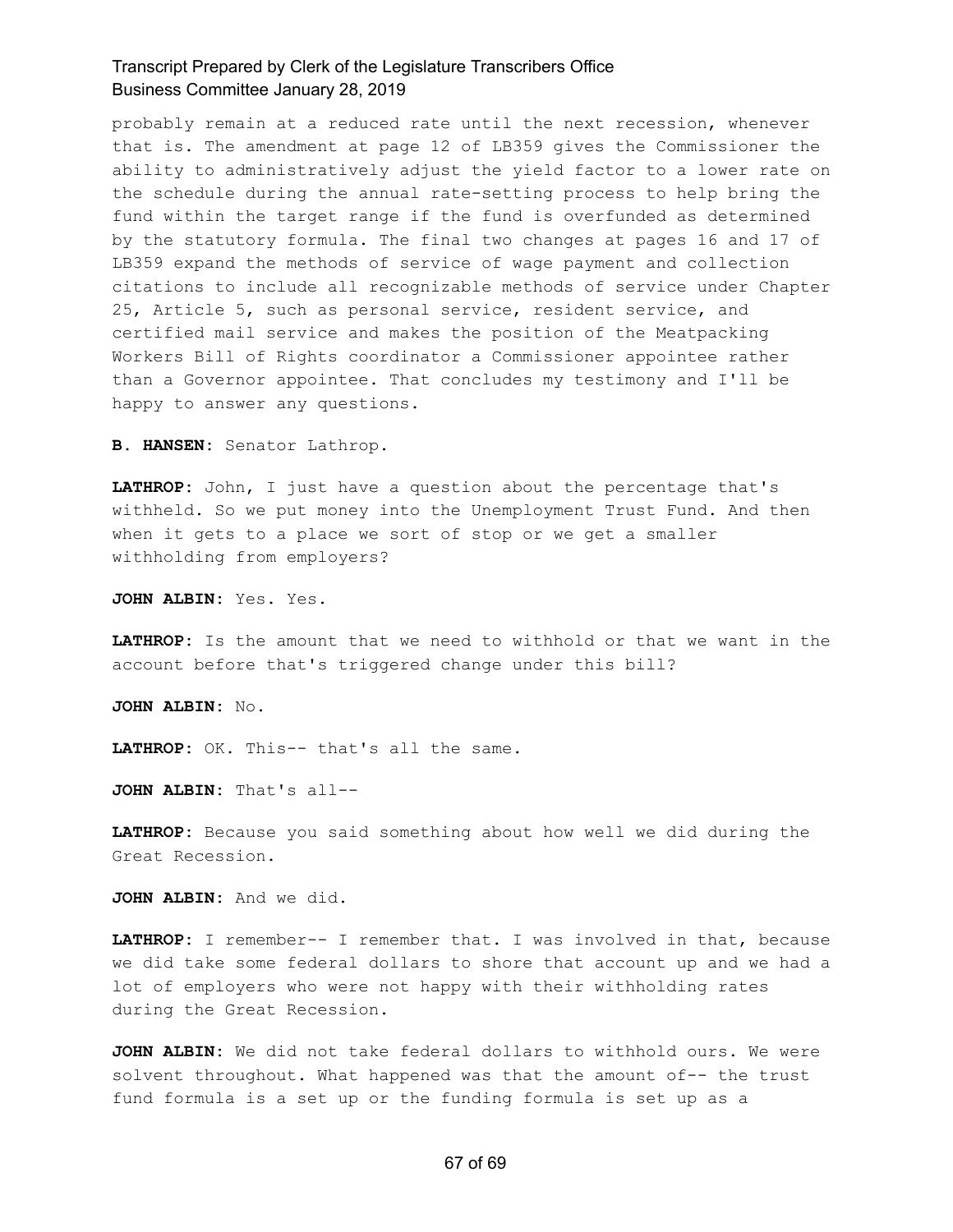probably remain at a reduced rate until the next recession, whenever that is. The amendment at page 12 of LB359 gives the Commissioner the ability to administratively adjust the yield factor to a lower rate on the schedule during the annual rate-setting process to help bring the fund within the target range if the fund is overfunded as determined by the statutory formula. The final two changes at pages 16 and 17 of LB359 expand the methods of service of wage payment and collection citations to include all recognizable methods of service under Chapter 25, Article 5, such as personal service, resident service, and certified mail service and makes the position of the Meatpacking Workers Bill of Rights coordinator a Commissioner appointee rather than a Governor appointee. That concludes my testimony and I'll be happy to answer any questions.

**B. HANSEN:** Senator Lathrop.

**LATHROP:** John, I just have a question about the percentage that's withheld. So we put money into the Unemployment Trust Fund. And then when it gets to a place we sort of stop or we get a smaller withholding from employers?

**JOHN ALBIN:** Yes. Yes.

**LATHROP:** Is the amount that we need to withhold or that we want in the account before that's triggered change under this bill?

**JOHN ALBIN:** No.

**LATHROP:** OK. This-- that's all the same.

**JOHN ALBIN:** That's all--

**LATHROP:** Because you said something about how well we did during the Great Recession.

**JOHN ALBIN:** And we did.

**LATHROP:** I remember-- I remember that. I was involved in that, because we did take some federal dollars to shore that account up and we had a lot of employers who were not happy with their withholding rates during the Great Recession.

**JOHN ALBIN:** We did not take federal dollars to withhold ours. We were solvent throughout. What happened was that the amount of-- the trust fund formula is a set up or the funding formula is set up as a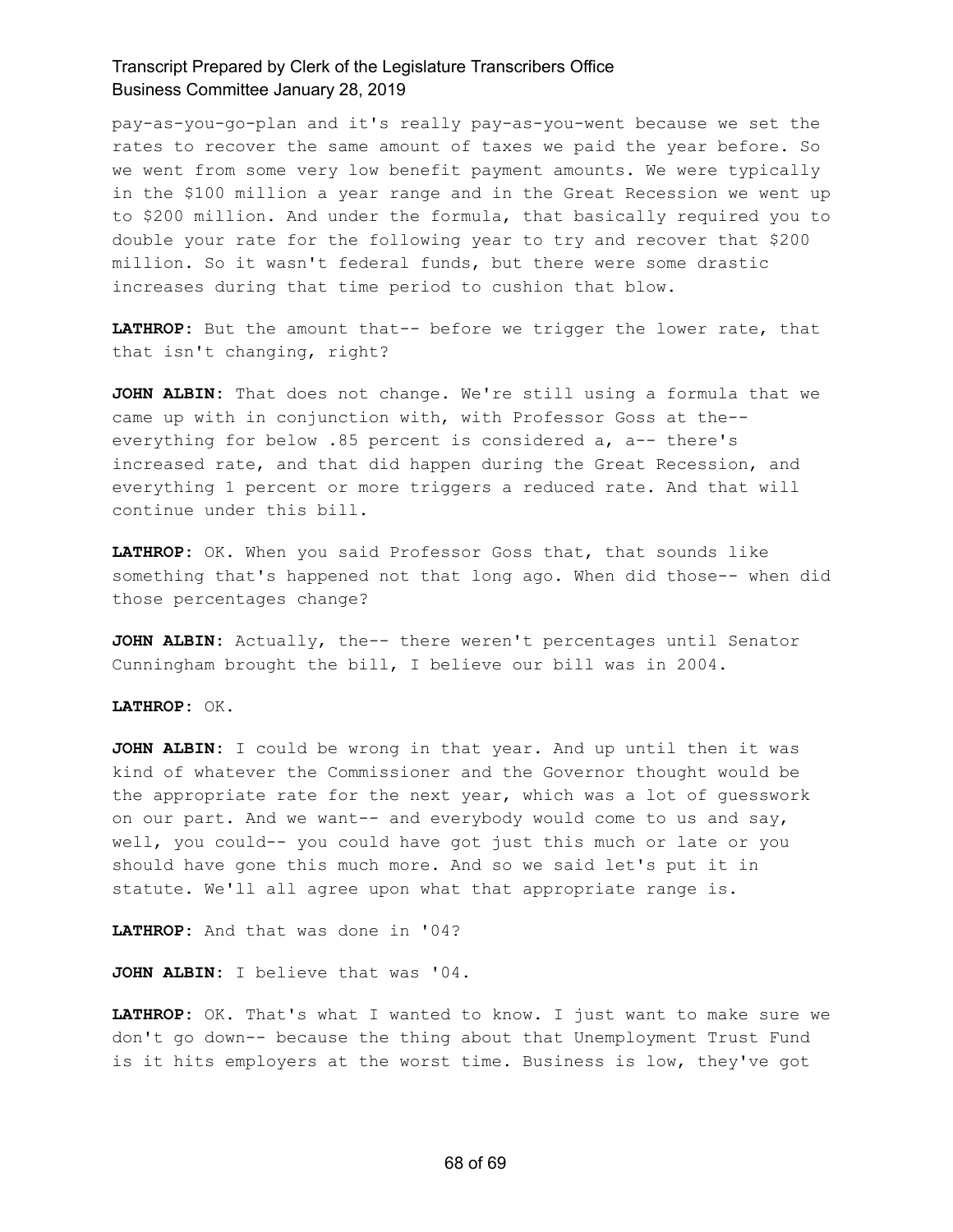pay-as-you-go-plan and it's really pay-as-you-went because we set the rates to recover the same amount of taxes we paid the year before. So we went from some very low benefit payment amounts. We were typically in the $100 million a year range and in the Great Recession we went up to $200 million. And under the formula, that basically required you to double your rate for the following year to try and recover that $200 million. So it wasn't federal funds, but there were some drastic increases during that time period to cushion that blow.

**LATHROP:** But the amount that-- before we trigger the lower rate, that that isn't changing, right?

**JOHN ALBIN:** That does not change. We're still using a formula that we came up with in conjunction with, with Professor Goss at the-- everything for below .85 percent is considered a, a-- there's increased rate, and that did happen during the Great Recession, and everything 1 percent or more triggers a reduced rate. And that will continue under this bill.

**LATHROP:** OK. When you said Professor Goss that, that sounds like something that's happened not that long ago. When did those-- when did those percentages change?

**JOHN ALBIN:** Actually, the-- there weren't percentages until Senator Cunningham brought the bill, I believe our bill was in 2004.

**LATHROP:** OK.

**JOHN ALBIN:** I could be wrong in that year. And up until then it was kind of whatever the Commissioner and the Governor thought would be the appropriate rate for the next year, which was a lot of guesswork on our part. And we want-- and everybody would come to us and say, well, you could-- you could have got just this much or late or you should have gone this much more. And so we said let's put it in statute. We'll all agree upon what that appropriate range is.

**LATHROP:** And that was done in '04?

**JOHN ALBIN:** I believe that was '04.

**LATHROP:** OK. That's what I wanted to know. I just want to make sure we don't go down-- because the thing about that Unemployment Trust Fund is it hits employers at the worst time. Business is low, they've got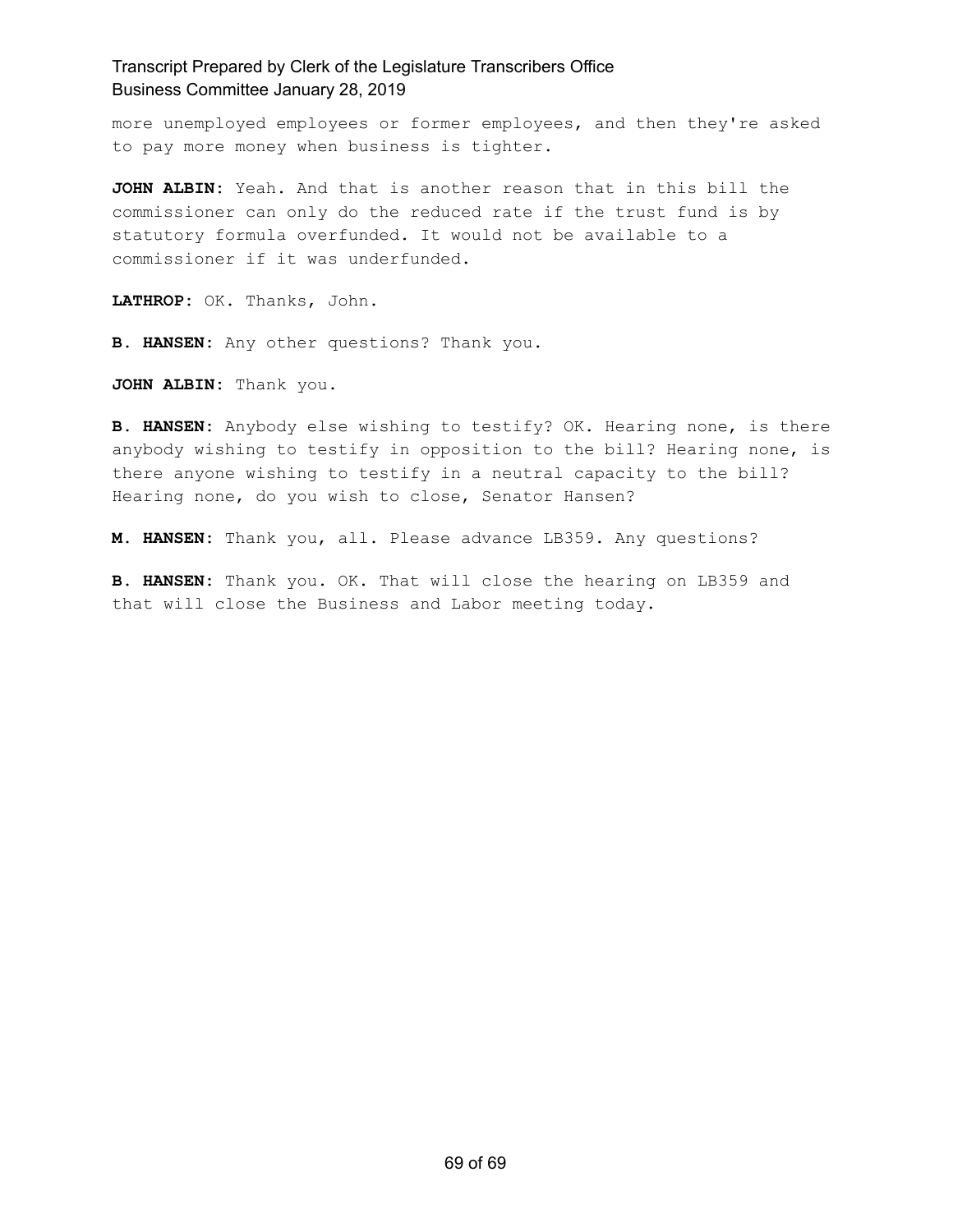more unemployed employees or former employees, and then they're asked to pay more money when business is tighter.

**JOHN ALBIN:** Yeah. And that is another reason that in this bill the commissioner can only do the reduced rate if the trust fund is by statutory formula overfunded. It would not be available to a commissioner if it was underfunded.

**LATHROP:** OK. Thanks, John.

**B. HANSEN:** Any other questions? Thank you.

**JOHN ALBIN:** Thank you.

**B. HANSEN:** Anybody else wishing to testify? OK. Hearing none, is there anybody wishing to testify in opposition to the bill? Hearing none, is there anyone wishing to testify in a neutral capacity to the bill? Hearing none, do you wish to close, Senator Hansen?

**M. HANSEN:** Thank you, all. Please advance LB359. Any questions?

**B. HANSEN:** Thank you. OK. That will close the hearing on LB359 and that will close the Business and Labor meeting today.